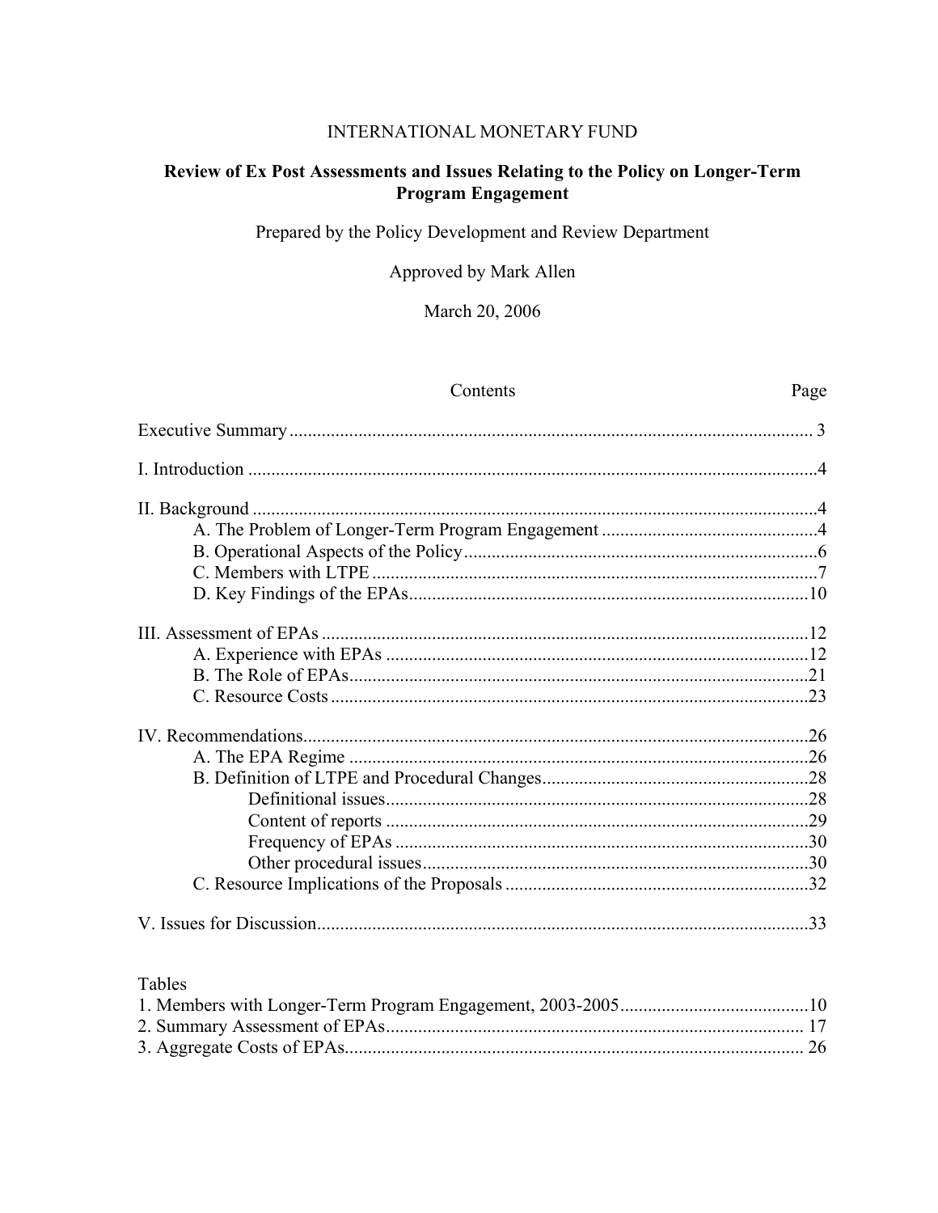INTERNATIONAL MONETARY FUND

# Review of Ex Post Assessments and Issues Relating to the Policy on Longer-Term Program Engagement

Prepared by the Policy Development and Review Department

Approved by Mark Allen

March 20, 2006

| Contents | Page |
|---|---|
| Executive Summary | 3 |
| I. Introduction | 4 |
| II. Background | 4 |
| A. The Problem of Longer-Term Program Engagement | 4 |
| B. Operational Aspects of the Policy | 6 |
| C. Members with LTPE | 7 |
| D. Key Findings of the EPAs | 10 |
| III. Assessment of EPAs | 12 |
| A. Experience with EPAs | 12 |
| B. The Role of EPAs | 21 |
| C. Resource Costs | 23 |
| IV. Recommendations | 26 |
| A. The EPA Regime | 26 |
| B. Definition of LTPE and Procedural Changes | 28 |
| Definitional issues | 28 |
| Content of reports | 29 |
| Frequency of EPAs | 30 |
| Other procedural issues | 30 |
| C. Resource Implications of the Proposals | 32 |
| V. Issues for Discussion | 33 |

| Tables | |
|---|---|
| 1. Members with Longer-Term Program Engagement, 2003-2005 | 10 |
| 2. Summary Assessment of EPAs | 17 |
| 3. Aggregate Costs of EPAs | 26 |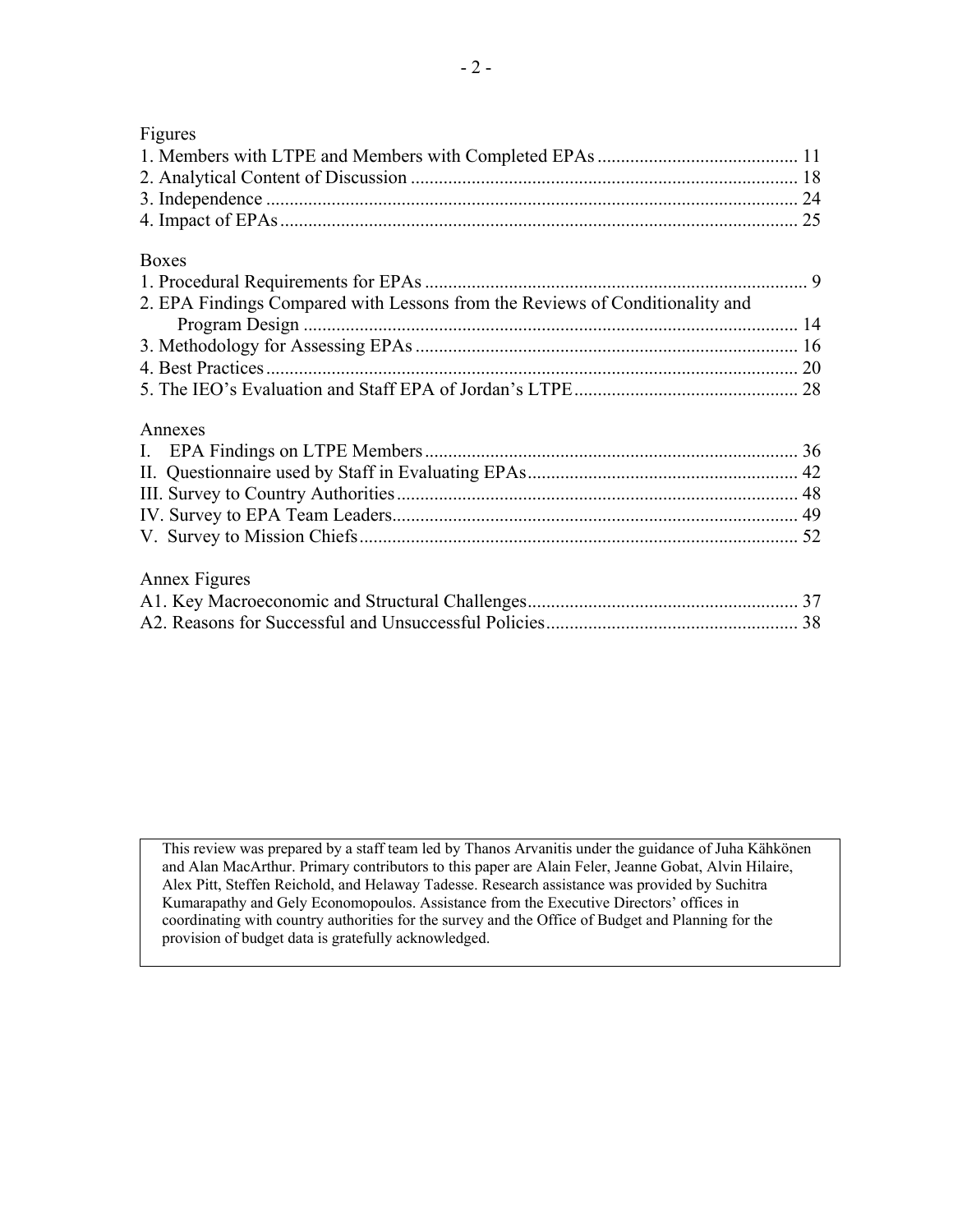Figures

1. Members with LTPE and Members with Completed EPAs ........................................... 11
2. Analytical Content of Discussion ................................................................................. 18
3. Independence ................................................................................................................ 24
4. Impact of EPAs ............................................................................................................. 25

Boxes

1. Procedural Requirements for EPAs ................................................................................ 9
2. EPA Findings Compared with Lessons from the Reviews of Conditionality and Program Design ........................................................................................................ 14
3. Methodology for Assessing EPAs ................................................................................. 16
4. Best Practices ................................................................................................................. 20
5. The IEO's Evaluation and Staff EPA of Jordan's LTPE ................................................ 28

Annexes

I. EPA Findings on LTPE Members ................................................................................ 36
II. Questionnaire used by Staff in Evaluating EPAs ......................................................... 42
III. Survey to Country Authorities ..................................................................................... 48
IV. Survey to EPA Team Leaders...................................................................................... 49
V. Survey to Mission Chiefs ............................................................................................. 52

Annex Figures

A1. Key Macroeconomic and Structural Challenges......................................................... 37
A2. Reasons for Successful and Unsuccessful Policies..................................................... 38

This review was prepared by a staff team led by Thanos Arvanitis under the guidance of Juha Kähkönen and Alan MacArthur. Primary contributors to this paper are Alain Feler, Jeanne Gobat, Alvin Hilaire, Alex Pitt, Steffen Reichold, and Helaway Tadesse. Research assistance was provided by Suchitra Kumarapathy and Gely Economopoulos. Assistance from the Executive Directors' offices in coordinating with country authorities for the survey and the Office of Budget and Planning for the provision of budget data is gratefully acknowledged.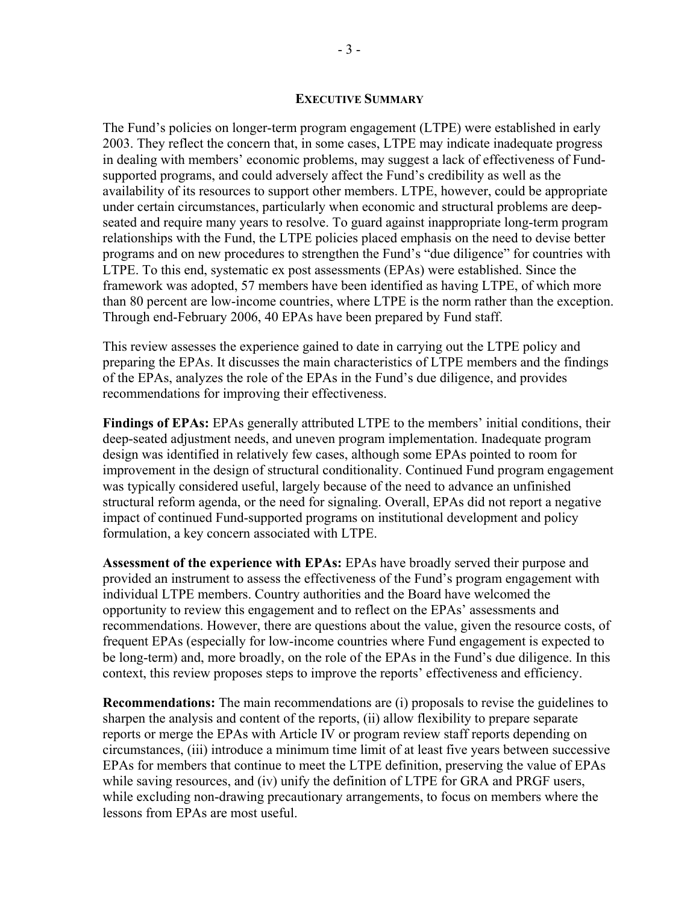## EXECUTIVE SUMMARY

The Fund's policies on longer-term program engagement (LTPE) were established in early 2003. They reflect the concern that, in some cases, LTPE may indicate inadequate progress in dealing with members' economic problems, may suggest a lack of effectiveness of Fund-supported programs, and could adversely affect the Fund's credibility as well as the availability of its resources to support other members. LTPE, however, could be appropriate under certain circumstances, particularly when economic and structural problems are deep-seated and require many years to resolve. To guard against inappropriate long-term program relationships with the Fund, the LTPE policies placed emphasis on the need to devise better programs and on new procedures to strengthen the Fund's "due diligence" for countries with LTPE. To this end, systematic ex post assessments (EPAs) were established. Since the framework was adopted, 57 members have been identified as having LTPE, of which more than 80 percent are low-income countries, where LTPE is the norm rather than the exception. Through end-February 2006, 40 EPAs have been prepared by Fund staff.

This review assesses the experience gained to date in carrying out the LTPE policy and preparing the EPAs. It discusses the main characteristics of LTPE members and the findings of the EPAs, analyzes the role of the EPAs in the Fund's due diligence, and provides recommendations for improving their effectiveness.

**Findings of EPAs:** EPAs generally attributed LTPE to the members' initial conditions, their deep-seated adjustment needs, and uneven program implementation. Inadequate program design was identified in relatively few cases, although some EPAs pointed to room for improvement in the design of structural conditionality. Continued Fund program engagement was typically considered useful, largely because of the need to advance an unfinished structural reform agenda, or the need for signaling. Overall, EPAs did not report a negative impact of continued Fund-supported programs on institutional development and policy formulation, a key concern associated with LTPE.

**Assessment of the experience with EPAs:** EPAs have broadly served their purpose and provided an instrument to assess the effectiveness of the Fund's program engagement with individual LTPE members. Country authorities and the Board have welcomed the opportunity to review this engagement and to reflect on the EPAs' assessments and recommendations. However, there are questions about the value, given the resource costs, of frequent EPAs (especially for low-income countries where Fund engagement is expected to be long-term) and, more broadly, on the role of the EPAs in the Fund's due diligence. In this context, this review proposes steps to improve the reports' effectiveness and efficiency.

**Recommendations:** The main recommendations are (i) proposals to revise the guidelines to sharpen the analysis and content of the reports, (ii) allow flexibility to prepare separate reports or merge the EPAs with Article IV or program review staff reports depending on circumstances, (iii) introduce a minimum time limit of at least five years between successive EPAs for members that continue to meet the LTPE definition, preserving the value of EPAs while saving resources, and (iv) unify the definition of LTPE for GRA and PRGF users, while excluding non-drawing precautionary arrangements, to focus on members where the lessons from EPAs are most useful.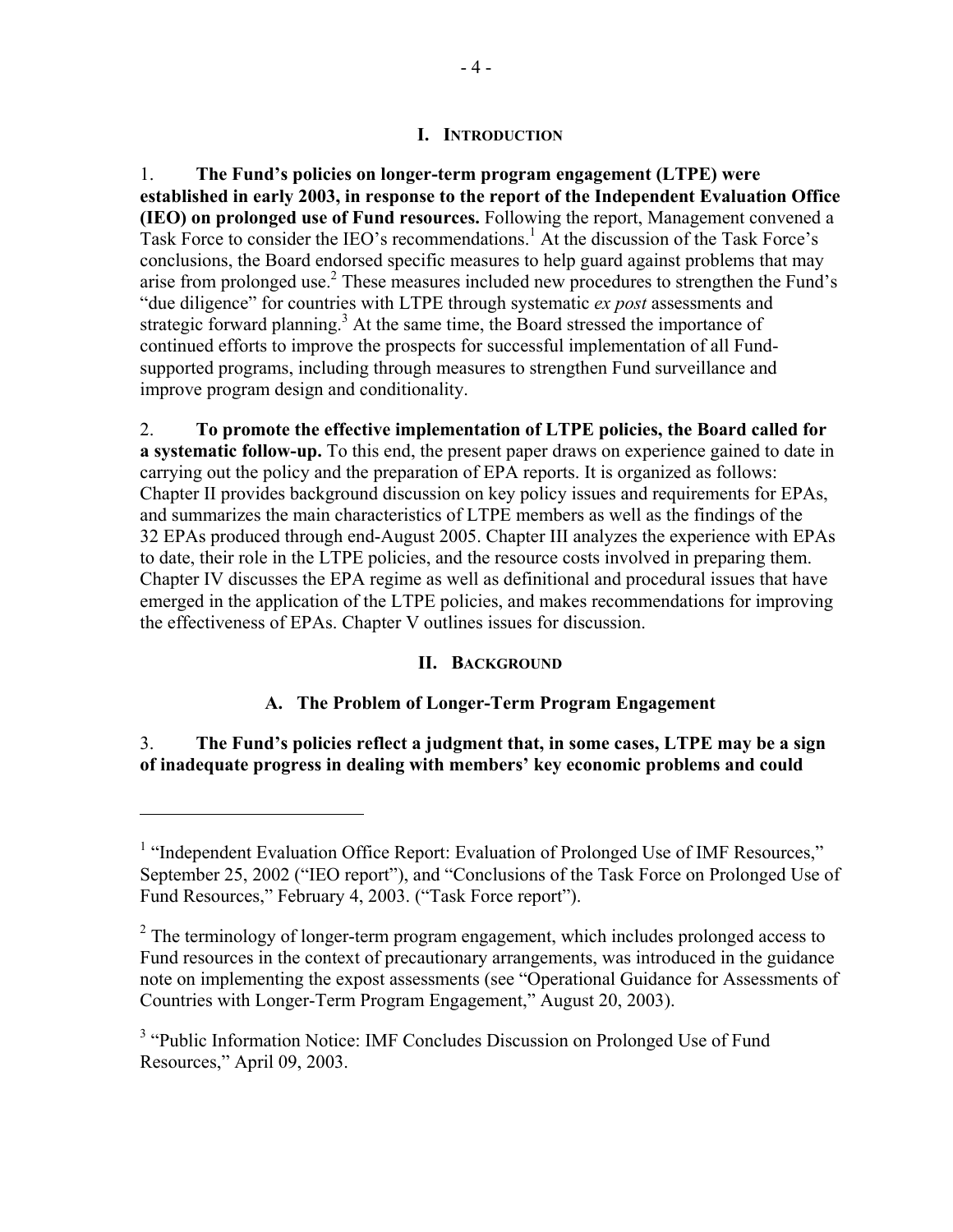# I. Introduction

1. **The Fund's policies on longer-term program engagement (LTPE) were established in early 2003, in response to the report of the Independent Evaluation Office (IEO) on prolonged use of Fund resources.** Following the report, Management convened a Task Force to consider the IEO's recommendations.[1] At the discussion of the Task Force's conclusions, the Board endorsed specific measures to help guard against problems that may arise from prolonged use.[2] These measures included new procedures to strengthen the Fund's "due diligence" for countries with LTPE through systematic *ex post* assessments and strategic forward planning.[3] At the same time, the Board stressed the importance of continued efforts to improve the prospects for successful implementation of all Fund-supported programs, including through measures to strengthen Fund surveillance and improve program design and conditionality.

2. **To promote the effective implementation of LTPE policies, the Board called for a systematic follow-up.** To this end, the present paper draws on experience gained to date in carrying out the policy and the preparation of EPA reports. It is organized as follows: Chapter II provides background discussion on key policy issues and requirements for EPAs, and summarizes the main characteristics of LTPE members as well as the findings of the 32 EPAs produced through end-August 2005. Chapter III analyzes the experience with EPAs to date, their role in the LTPE policies, and the resource costs involved in preparing them. Chapter IV discusses the EPA regime as well as definitional and procedural issues that have emerged in the application of the LTPE policies, and makes recommendations for improving the effectiveness of EPAs. Chapter V outlines issues for discussion.

# II. Background

## A. The Problem of Longer-Term Program Engagement

3. **The Fund's policies reflect a judgment that, in some cases, LTPE may be a sign of inadequate progress in dealing with members' key economic problems and could**

---

[1] "Independent Evaluation Office Report: Evaluation of Prolonged Use of IMF Resources," September 25, 2002 ("IEO report"), and "Conclusions of the Task Force on Prolonged Use of Fund Resources," February 4, 2003. ("Task Force report").

[2] The terminology of longer-term program engagement, which includes prolonged access to Fund resources in the context of precautionary arrangements, was introduced in the guidance note on implementing the expost assessments (see "Operational Guidance for Assessments of Countries with Longer-Term Program Engagement," August 20, 2003).

[3] "Public Information Notice: IMF Concludes Discussion on Prolonged Use of Fund Resources," April 09, 2003.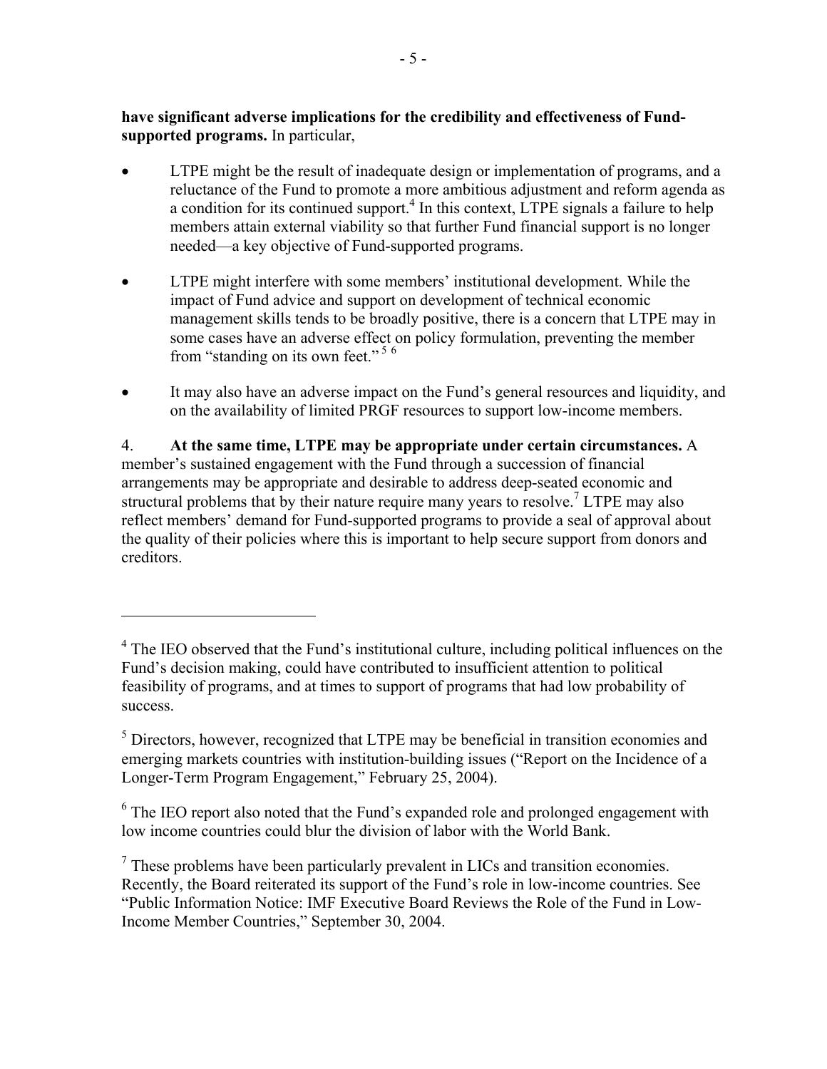**have significant adverse implications for the credibility and effectiveness of Fund-supported programs.** In particular,

- LTPE might be the result of inadequate design or implementation of programs, and a reluctance of the Fund to promote a more ambitious adjustment and reform agenda as a condition for its continued support.[4] In this context, LTPE signals a failure to help members attain external viability so that further Fund financial support is no longer needed—a key objective of Fund-supported programs.

- LTPE might interfere with some members' institutional development. While the impact of Fund advice and support on development of technical economic management skills tends to be broadly positive, there is a concern that LTPE may in some cases have an adverse effect on policy formulation, preventing the member from "standing on its own feet."[5] [6]

- It may also have an adverse impact on the Fund's general resources and liquidity, and on the availability of limited PRGF resources to support low-income members.

4. **At the same time, LTPE may be appropriate under certain circumstances.** A member's sustained engagement with the Fund through a succession of financial arrangements may be appropriate and desirable to address deep-seated economic and structural problems that by their nature require many years to resolve.[7] LTPE may also reflect members' demand for Fund-supported programs to provide a seal of approval about the quality of their policies where this is important to help secure support from donors and creditors.

---

[4] The IEO observed that the Fund's institutional culture, including political influences on the Fund's decision making, could have contributed to insufficient attention to political feasibility of programs, and at times to support of programs that had low probability of success.

[5] Directors, however, recognized that LTPE may be beneficial in transition economies and emerging markets countries with institution-building issues ("Report on the Incidence of a Longer-Term Program Engagement," February 25, 2004).

[6] The IEO report also noted that the Fund's expanded role and prolonged engagement with low income countries could blur the division of labor with the World Bank.

[7] These problems have been particularly prevalent in LICs and transition economies. Recently, the Board reiterated its support of the Fund's role in low-income countries. See "Public Information Notice: IMF Executive Board Reviews the Role of the Fund in Low-Income Member Countries," September 30, 2004.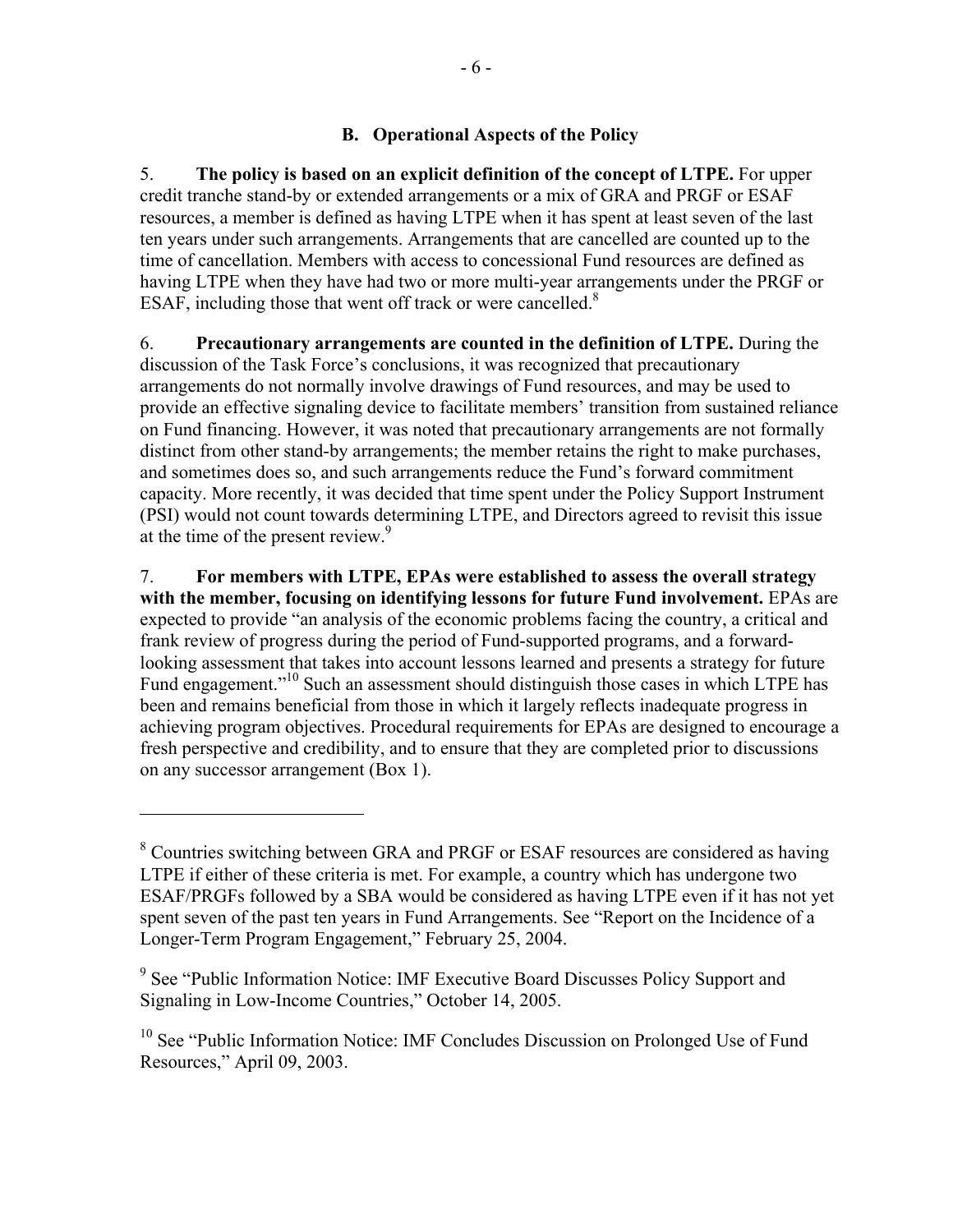### B. Operational Aspects of the Policy

5. **The policy is based on an explicit definition of the concept of LTPE.** For upper credit tranche stand-by or extended arrangements or a mix of GRA and PRGF or ESAF resources, a member is defined as having LTPE when it has spent at least seven of the last ten years under such arrangements. Arrangements that are cancelled are counted up to the time of cancellation. Members with access to concessional Fund resources are defined as having LTPE when they have had two or more multi-year arrangements under the PRGF or ESAF, including those that went off track or were cancelled.[8]

6. **Precautionary arrangements are counted in the definition of LTPE.** During the discussion of the Task Force's conclusions, it was recognized that precautionary arrangements do not normally involve drawings of Fund resources, and may be used to provide an effective signaling device to facilitate members' transition from sustained reliance on Fund financing. However, it was noted that precautionary arrangements are not formally distinct from other stand-by arrangements; the member retains the right to make purchases, and sometimes does so, and such arrangements reduce the Fund's forward commitment capacity. More recently, it was decided that time spent under the Policy Support Instrument (PSI) would not count towards determining LTPE, and Directors agreed to revisit this issue at the time of the present review.[9]

7. **For members with LTPE, EPAs were established to assess the overall strategy with the member, focusing on identifying lessons for future Fund involvement.** EPAs are expected to provide "an analysis of the economic problems facing the country, a critical and frank review of progress during the period of Fund-supported programs, and a forward-looking assessment that takes into account lessons learned and presents a strategy for future Fund engagement."[10] Such an assessment should distinguish those cases in which LTPE has been and remains beneficial from those in which it largely reflects inadequate progress in achieving program objectives. Procedural requirements for EPAs are designed to encourage a fresh perspective and credibility, and to ensure that they are completed prior to discussions on any successor arrangement (Box 1).

---

[8] Countries switching between GRA and PRGF or ESAF resources are considered as having LTPE if either of these criteria is met. For example, a country which has undergone two ESAF/PRGFs followed by a SBA would be considered as having LTPE even if it has not yet spent seven of the past ten years in Fund Arrangements. See "Report on the Incidence of a Longer-Term Program Engagement," February 25, 2004.

[9] See "Public Information Notice: IMF Executive Board Discusses Policy Support and Signaling in Low-Income Countries," October 14, 2005.

[10] See "Public Information Notice: IMF Concludes Discussion on Prolonged Use of Fund Resources," April 09, 2003.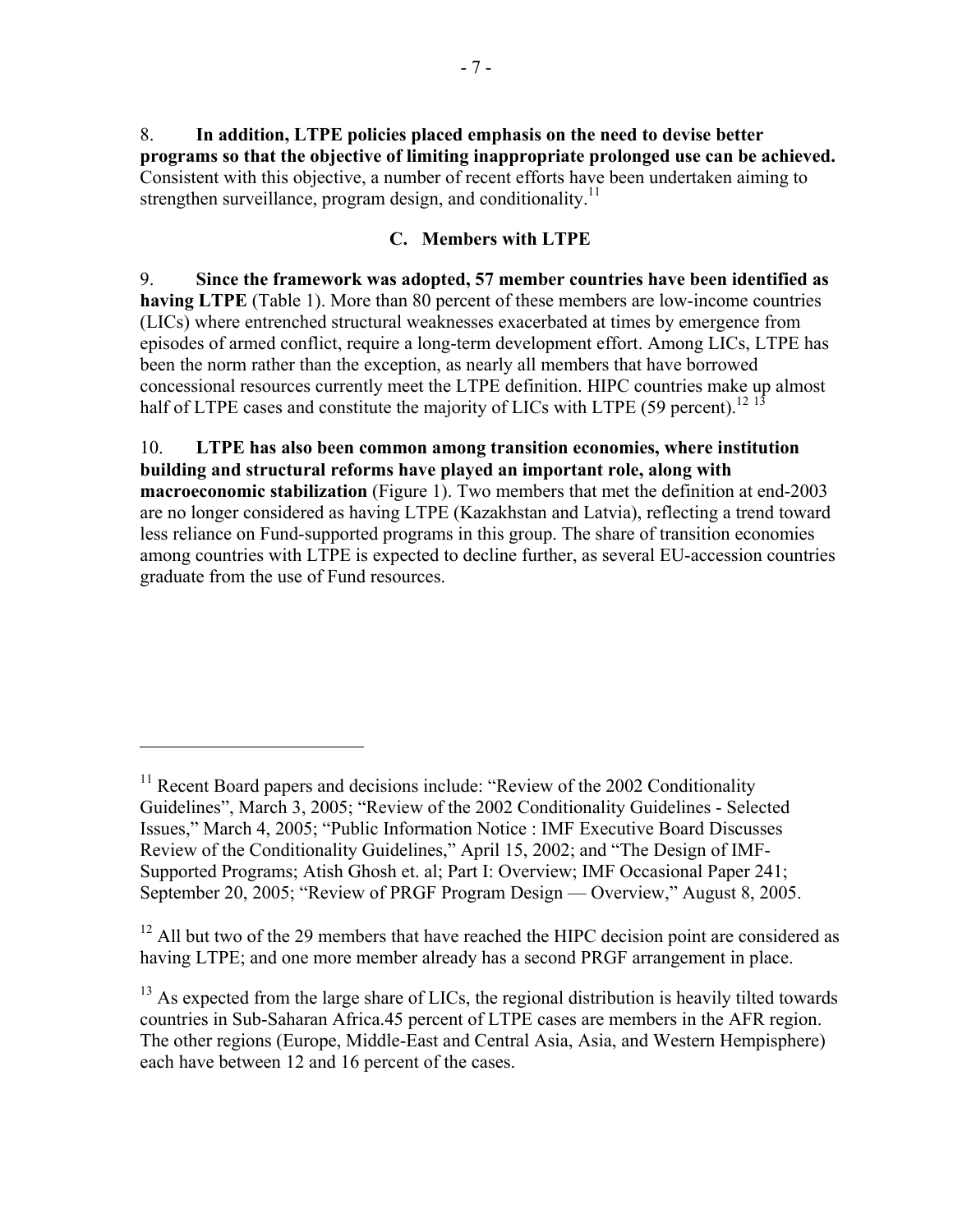8. **In addition, LTPE policies placed emphasis on the need to devise better programs so that the objective of limiting inappropriate prolonged use can be achieved.** Consistent with this objective, a number of recent efforts have been undertaken aiming to strengthen surveillance, program design, and conditionality.[11]

### C. Members with LTPE

9. **Since the framework was adopted, 57 member countries have been identified as having LTPE** (Table 1). More than 80 percent of these members are low-income countries (LICs) where entrenched structural weaknesses exacerbated at times by emergence from episodes of armed conflict, require a long-term development effort. Among LICs, LTPE has been the norm rather than the exception, as nearly all members that have borrowed concessional resources currently meet the LTPE definition. HIPC countries make up almost half of LTPE cases and constitute the majority of LICs with LTPE (59 percent).[12] [13]

10. **LTPE has also been common among transition economies, where institution building and structural reforms have played an important role, along with macroeconomic stabilization** (Figure 1). Two members that met the definition at end-2003 are no longer considered as having LTPE (Kazakhstan and Latvia), reflecting a trend toward less reliance on Fund-supported programs in this group. The share of transition economies among countries with LTPE is expected to decline further, as several EU-accession countries graduate from the use of Fund resources.

---

[11] Recent Board papers and decisions include: "Review of the 2002 Conditionality Guidelines", March 3, 2005; "Review of the 2002 Conditionality Guidelines - Selected Issues," March 4, 2005; "Public Information Notice : IMF Executive Board Discusses Review of the Conditionality Guidelines," April 15, 2002; and "The Design of IMF-Supported Programs; Atish Ghosh et. al; Part I: Overview; IMF Occasional Paper 241; September 20, 2005; "Review of PRGF Program Design — Overview," August 8, 2005.

[12] All but two of the 29 members that have reached the HIPC decision point are considered as having LTPE; and one more member already has a second PRGF arrangement in place.

[13] As expected from the large share of LICs, the regional distribution is heavily tilted towards countries in Sub-Saharan Africa.45 percent of LTPE cases are members in the AFR region. The other regions (Europe, Middle-East and Central Asia, Asia, and Western Hempisphere) each have between 12 and 16 percent of the cases.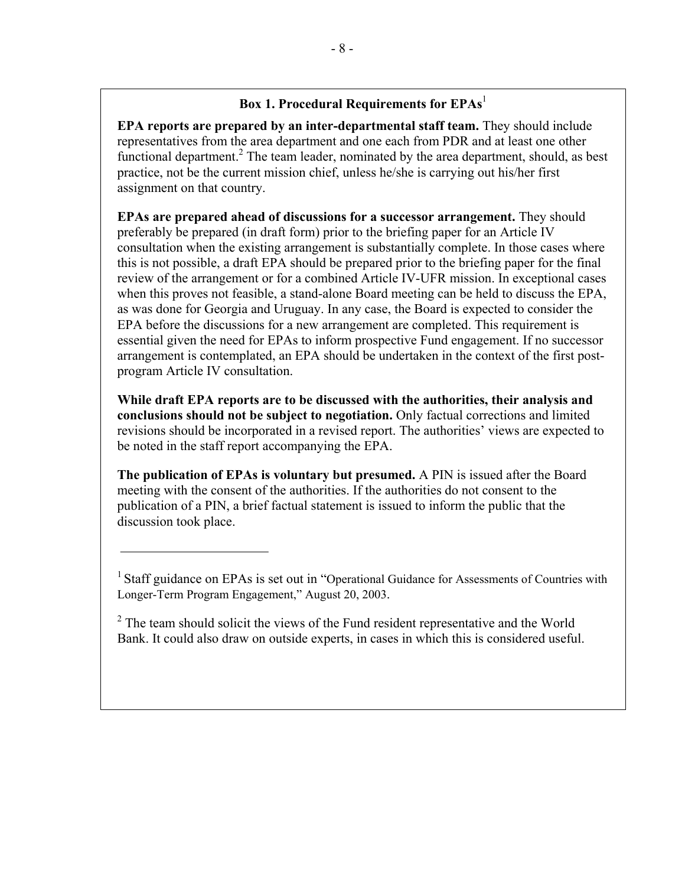### Box 1. Procedural Requirements for EPAs[1]

**EPA reports are prepared by an inter-departmental staff team.** They should include representatives from the area department and one each from PDR and at least one other functional department.[2] The team leader, nominated by the area department, should, as best practice, not be the current mission chief, unless he/she is carrying out his/her first assignment on that country.

**EPAs are prepared ahead of discussions for a successor arrangement.** They should preferably be prepared (in draft form) prior to the briefing paper for an Article IV consultation when the existing arrangement is substantially complete. In those cases where this is not possible, a draft EPA should be prepared prior to the briefing paper for the final review of the arrangement or for a combined Article IV-UFR mission. In exceptional cases when this proves not feasible, a stand-alone Board meeting can be held to discuss the EPA, as was done for Georgia and Uruguay. In any case, the Board is expected to consider the EPA before the discussions for a new arrangement are completed. This requirement is essential given the need for EPAs to inform prospective Fund engagement. If no successor arrangement is contemplated, an EPA should be undertaken in the context of the first post-program Article IV consultation.

**While draft EPA reports are to be discussed with the authorities, their analysis and conclusions should not be subject to negotiation.** Only factual corrections and limited revisions should be incorporated in a revised report. The authorities' views are expected to be noted in the staff report accompanying the EPA.

**The publication of EPAs is voluntary but presumed.** A PIN is issued after the Board meeting with the consent of the authorities. If the authorities do not consent to the publication of a PIN, a brief factual statement is issued to inform the public that the discussion took place.

---

[1] Staff guidance on EPAs is set out in "Operational Guidance for Assessments of Countries with Longer-Term Program Engagement," August 20, 2003.

[2] The team should solicit the views of the Fund resident representative and the World Bank. It could also draw on outside experts, in cases in which this is considered useful.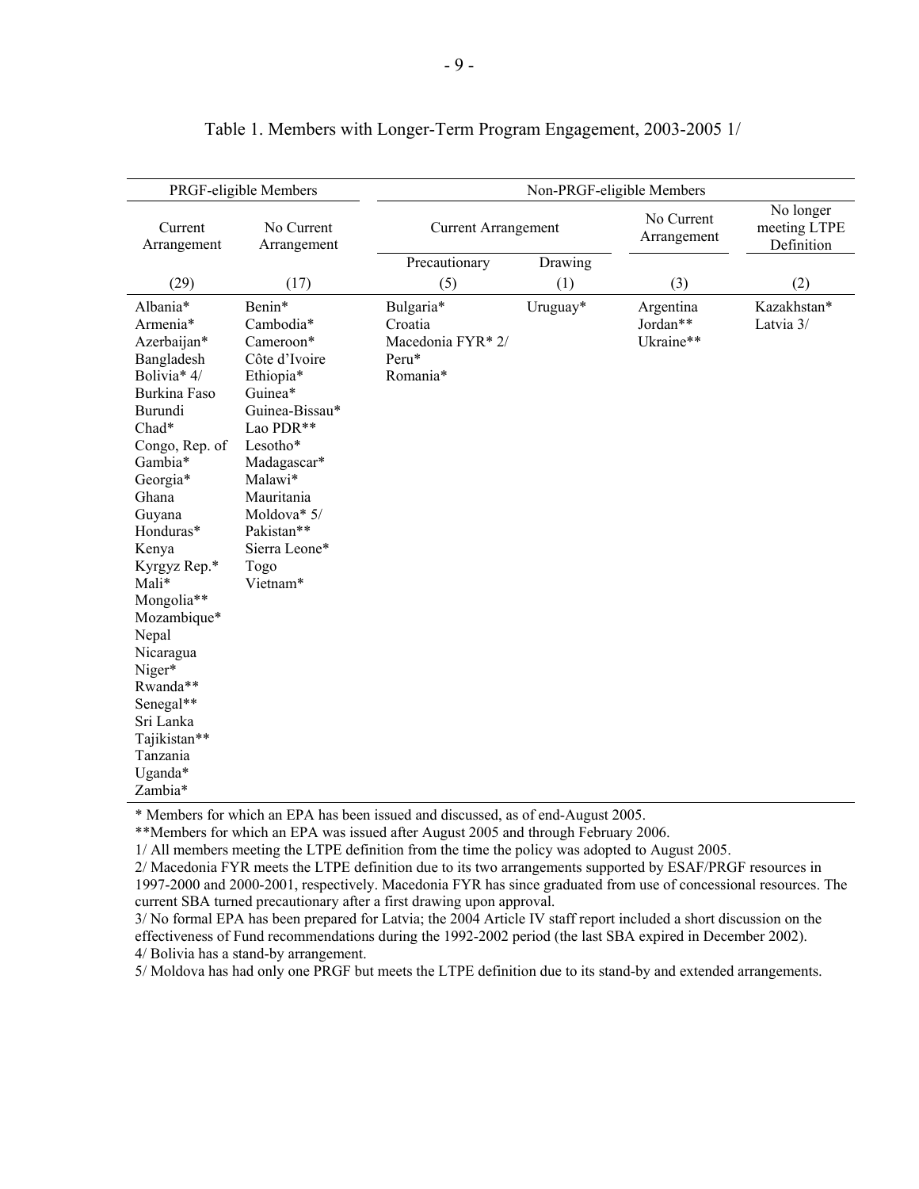Table 1. Members with Longer-Term Program Engagement, 2003-2005 1/

| PRGF-eligible Members | | Non-PRGF-eligible Members | | | |
|---|---|---|---|---|---|
| Current Arrangement | No Current Arrangement | Current Arrangement | | No Current Arrangement | No longer meeting LTPE Definition |
| | | Precautionary | Drawing | | |
| (29) | (17) | (5) | (1) | (3) | (2) |
| Albania* | Benin* | Bulgaria* | Uruguay* | Argentina | Kazakhstan* |
| Armenia* | Cambodia* | Croatia | | Jordan** | Latvia 3/ |
| Azerbaijan* | Cameroon* | Macedonia FYR* 2/ | | Ukraine** | |
| Bangladesh | Côte d'Ivoire | Peru* | | | |
| Bolivia* 4/ | Ethiopia* | Romania* | | | |
| Burkina Faso | Guinea* | | | | |
| Burundi | Guinea-Bissau* | | | | |
| Chad* | Lao PDR** | | | | |
| Congo, Rep. of | Lesotho* | | | | |
| Gambia* | Madagascar* | | | | |
| Georgia* | Malawi* | | | | |
| Ghana | Mauritania | | | | |
| Guyana | Moldova* 5/ | | | | |
| Honduras* | Pakistan** | | | | |
| Kenya | Sierra Leone* | | | | |
| Kyrgyz Rep.* | Togo | | | | |
| Mali* | Vietnam* | | | | |
| Mongolia** | | | | | |
| Mozambique* | | | | | |
| Nepal | | | | | |
| Nicaragua | | | | | |
| Niger* | | | | | |
| Rwanda** | | | | | |
| Senegal** | | | | | |
| Sri Lanka | | | | | |
| Tajikistan** | | | | | |
| Tanzania | | | | | |
| Uganda* | | | | | |
| Zambia* | | | | | |

* Members for which an EPA has been issued and discussed, as of end-August 2005.

**Members for which an EPA was issued after August 2005 and through February 2006.

1/ All members meeting the LTPE definition from the time the policy was adopted to August 2005.

2/ Macedonia FYR meets the LTPE definition due to its two arrangements supported by ESAF/PRGF resources in 1997-2000 and 2000-2001, respectively. Macedonia FYR has since graduated from use of concessional resources. The current SBA turned precautionary after a first drawing upon approval.

3/ No formal EPA has been prepared for Latvia; the 2004 Article IV staff report included a short discussion on the effectiveness of Fund recommendations during the 1992-2002 period (the last SBA expired in December 2002).

4/ Bolivia has a stand-by arrangement.

5/ Moldova has had only one PRGF but meets the LTPE definition due to its stand-by and extended arrangements.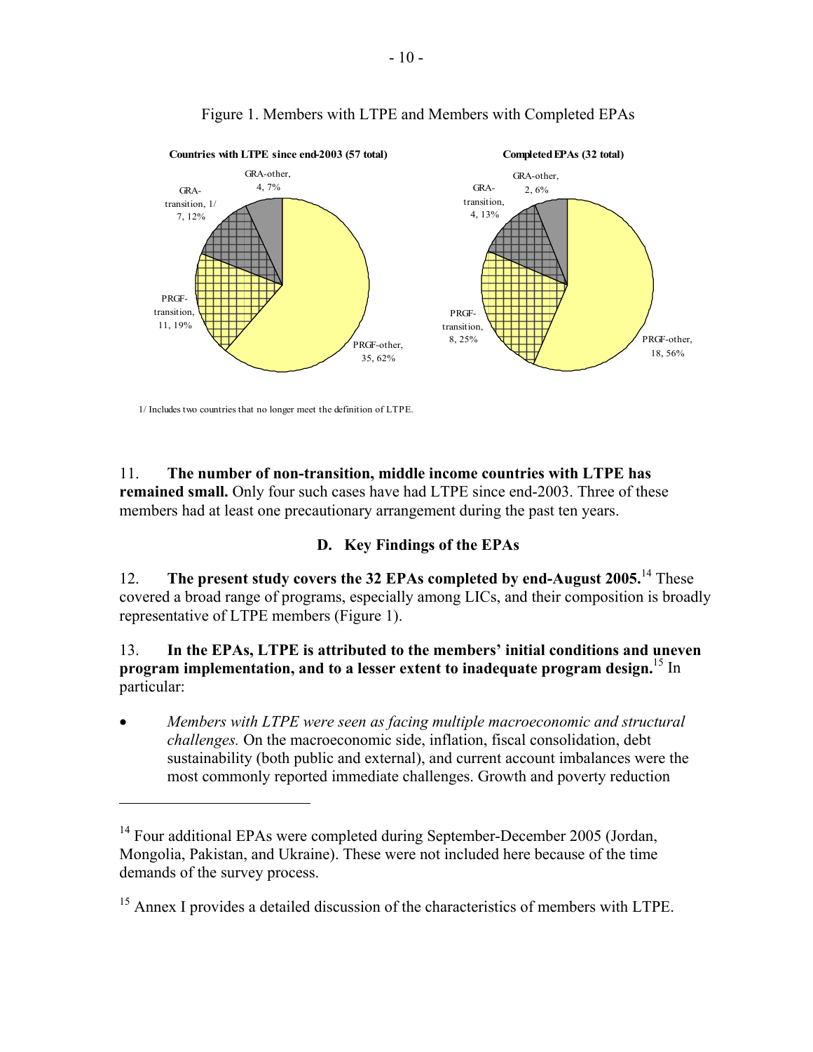Figure 1. Members with LTPE and Members with Completed EPAs

**Countries with LTPE since end-2003 (57 total)**

| Category | Number | Share |
| --- | --- | --- |
| PRGF-other | 35 | 62% |
| PRGF-transition | 11 | 19% |
| GRA-transition, 1/ | 7 | 12% |
| GRA-other | 4 | 7% |

**Completed EPAs (32 total)**

| Category | Number | Share |
| --- | --- | --- |
| PRGF-other | 18 | 56% |
| PRGF-transition | 8 | 25% |
| GRA-transition | 4 | 13% |
| GRA-other | 2 | 6% |

1/ Includes two countries that no longer meet the definition of LTPE.

11. **The number of non-transition, middle income countries with LTPE has remained small.** Only four such cases have had LTPE since end-2003. Three of these members had at least one precautionary arrangement during the past ten years.

### D. Key Findings of the EPAs

12. **The present study covers the 32 EPAs completed by end-August 2005.**[14] These covered a broad range of programs, especially among LICs, and their composition is broadly representative of LTPE members (Figure 1).

13. **In the EPAs, LTPE is attributed to the members' initial conditions and uneven program implementation, and to a lesser extent to inadequate program design.**[15] In particular:

- *Members with LTPE were seen as facing multiple macroeconomic and structural challenges.* On the macroeconomic side, inflation, fiscal consolidation, debt sustainability (both public and external), and current account imbalances were the most commonly reported immediate challenges. Growth and poverty reduction

---

[14] Four additional EPAs were completed during September-December 2005 (Jordan, Mongolia, Pakistan, and Ukraine). These were not included here because of the time demands of the survey process.

[15] Annex I provides a detailed discussion of the characteristics of members with LTPE.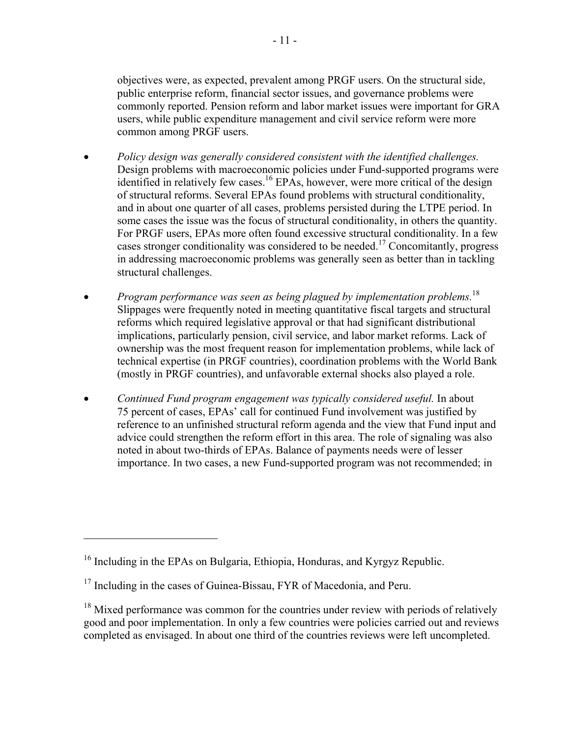objectives were, as expected, prevalent among PRGF users. On the structural side, public enterprise reform, financial sector issues, and governance problems were commonly reported. Pension reform and labor market issues were important for GRA users, while public expenditure management and civil service reform were more common among PRGF users.

- *Policy design was generally considered consistent with the identified challenges.* Design problems with macroeconomic policies under Fund-supported programs were identified in relatively few cases.[16] EPAs, however, were more critical of the design of structural reforms. Several EPAs found problems with structural conditionality, and in about one quarter of all cases, problems persisted during the LTPE period. In some cases the issue was the focus of structural conditionality, in others the quantity. For PRGF users, EPAs more often found excessive structural conditionality. In a few cases stronger conditionality was considered to be needed.[17] Concomitantly, progress in addressing macroeconomic problems was generally seen as better than in tackling structural challenges.

- *Program performance was seen as being plagued by implementation problems.*[18] Slippages were frequently noted in meeting quantitative fiscal targets and structural reforms which required legislative approval or that had significant distributional implications, particularly pension, civil service, and labor market reforms. Lack of ownership was the most frequent reason for implementation problems, while lack of technical expertise (in PRGF countries), coordination problems with the World Bank (mostly in PRGF countries), and unfavorable external shocks also played a role.

- *Continued Fund program engagement was typically considered useful.* In about 75 percent of cases, EPAs' call for continued Fund involvement was justified by reference to an unfinished structural reform agenda and the view that Fund input and advice could strengthen the reform effort in this area. The role of signaling was also noted in about two-thirds of EPAs. Balance of payments needs were of lesser importance. In two cases, a new Fund-supported program was not recommended; in

---

[16] Including in the EPAs on Bulgaria, Ethiopia, Honduras, and Kyrgyz Republic.

[17] Including in the cases of Guinea-Bissau, FYR of Macedonia, and Peru.

[18] Mixed performance was common for the countries under review with periods of relatively good and poor implementation. In only a few countries were policies carried out and reviews completed as envisaged. In about one third of the countries reviews were left uncompleted.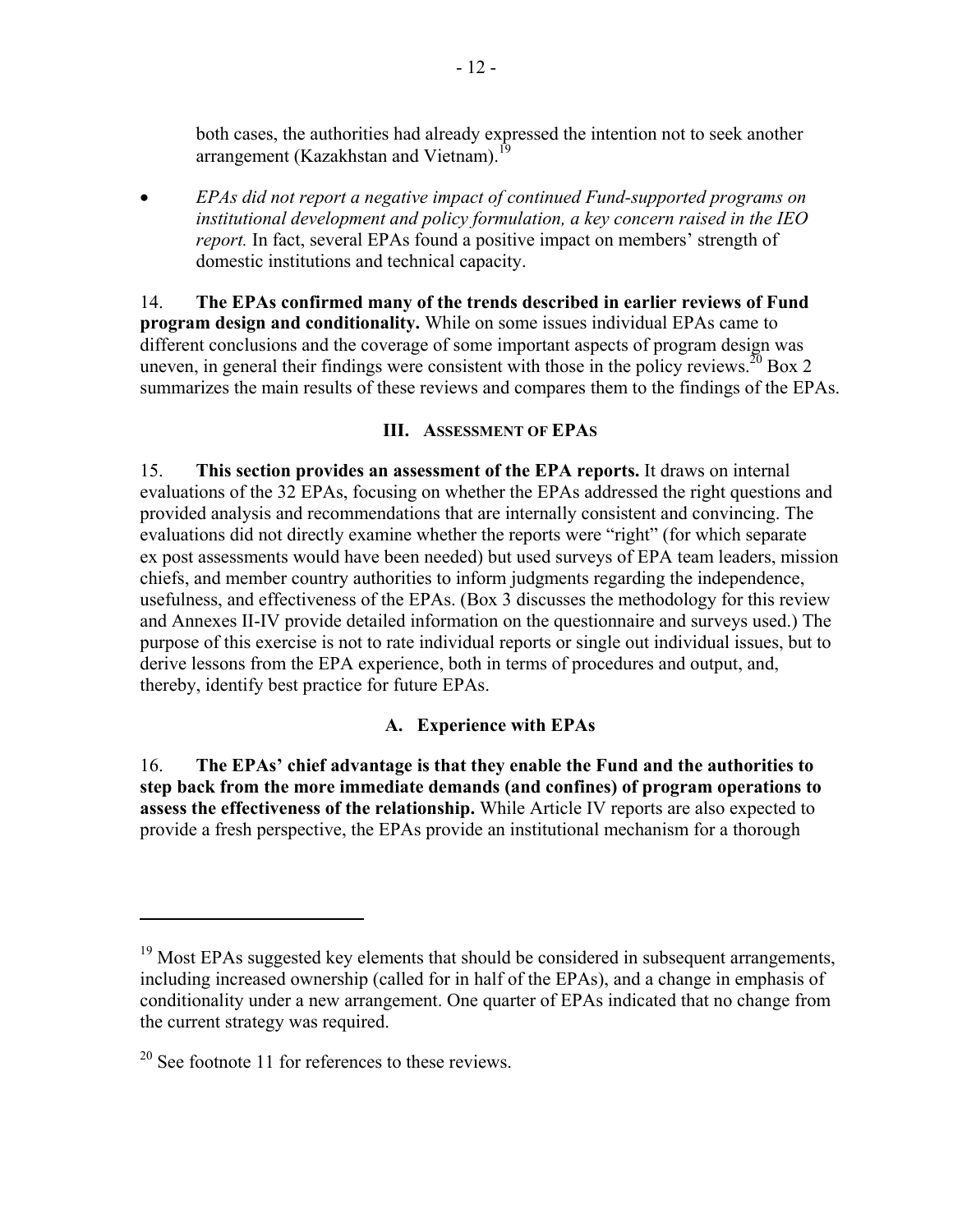both cases, the authorities had already expressed the intention not to seek another arrangement (Kazakhstan and Vietnam).[19]

- *EPAs did not report a negative impact of continued Fund-supported programs on institutional development and policy formulation, a key concern raised in the IEO report.* In fact, several EPAs found a positive impact on members' strength of domestic institutions and technical capacity.

14. **The EPAs confirmed many of the trends described in earlier reviews of Fund program design and conditionality.** While on some issues individual EPAs came to different conclusions and the coverage of some important aspects of program design was uneven, in general their findings were consistent with those in the policy reviews.[20] Box 2 summarizes the main results of these reviews and compares them to the findings of the EPAs.

## III. Assessment of EPAs

15. **This section provides an assessment of the EPA reports.** It draws on internal evaluations of the 32 EPAs, focusing on whether the EPAs addressed the right questions and provided analysis and recommendations that are internally consistent and convincing. The evaluations did not directly examine whether the reports were "right" (for which separate ex post assessments would have been needed) but used surveys of EPA team leaders, mission chiefs, and member country authorities to inform judgments regarding the independence, usefulness, and effectiveness of the EPAs. (Box 3 discusses the methodology for this review and Annexes II-IV provide detailed information on the questionnaire and surveys used.) The purpose of this exercise is not to rate individual reports or single out individual issues, but to derive lessons from the EPA experience, both in terms of procedures and output, and, thereby, identify best practice for future EPAs.

### A. Experience with EPAs

16. **The EPAs' chief advantage is that they enable the Fund and the authorities to step back from the more immediate demands (and confines) of program operations to assess the effectiveness of the relationship.** While Article IV reports are also expected to provide a fresh perspective, the EPAs provide an institutional mechanism for a thorough

---

[19] Most EPAs suggested key elements that should be considered in subsequent arrangements, including increased ownership (called for in half of the EPAs), and a change in emphasis of conditionality under a new arrangement. One quarter of EPAs indicated that no change from the current strategy was required.

[20] See footnote 11 for references to these reviews.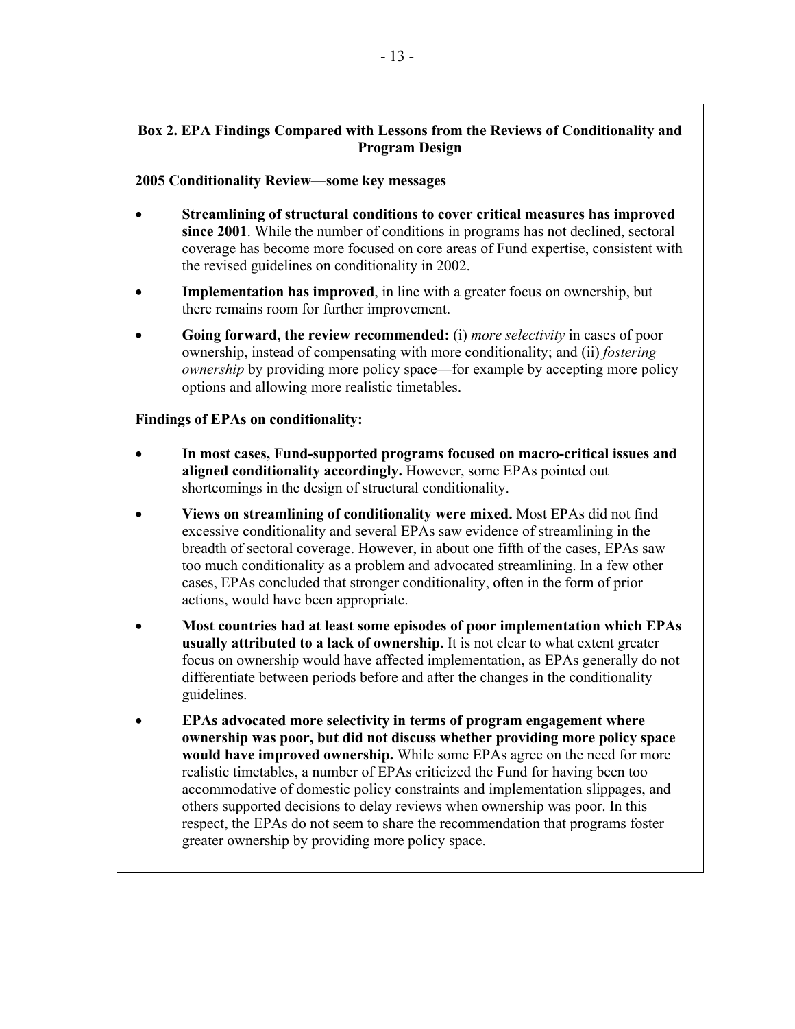### Box 2. EPA Findings Compared with Lessons from the Reviews of Conditionality and Program Design

**2005 Conditionality Review—some key messages**

- **Streamlining of structural conditions to cover critical measures has improved since 2001**. While the number of conditions in programs has not declined, sectoral coverage has become more focused on core areas of Fund expertise, consistent with the revised guidelines on conditionality in 2002.
- **Implementation has improved**, in line with a greater focus on ownership, but there remains room for further improvement.
- **Going forward, the review recommended:** (i) *more selectivity* in cases of poor ownership, instead of compensating with more conditionality; and (ii) *fostering ownership* by providing more policy space—for example by accepting more policy options and allowing more realistic timetables.

**Findings of EPAs on conditionality:**

- **In most cases, Fund-supported programs focused on macro-critical issues and aligned conditionality accordingly.** However, some EPAs pointed out shortcomings in the design of structural conditionality.
- **Views on streamlining of conditionality were mixed.** Most EPAs did not find excessive conditionality and several EPAs saw evidence of streamlining in the breadth of sectoral coverage. However, in about one fifth of the cases, EPAs saw too much conditionality as a problem and advocated streamlining. In a few other cases, EPAs concluded that stronger conditionality, often in the form of prior actions, would have been appropriate.
- **Most countries had at least some episodes of poor implementation which EPAs usually attributed to a lack of ownership.** It is not clear to what extent greater focus on ownership would have affected implementation, as EPAs generally do not differentiate between periods before and after the changes in the conditionality guidelines.
- **EPAs advocated more selectivity in terms of program engagement where ownership was poor, but did not discuss whether providing more policy space would have improved ownership.** While some EPAs agree on the need for more realistic timetables, a number of EPAs criticized the Fund for having been too accommodative of domestic policy constraints and implementation slippages, and others supported decisions to delay reviews when ownership was poor. In this respect, the EPAs do not seem to share the recommendation that programs foster greater ownership by providing more policy space.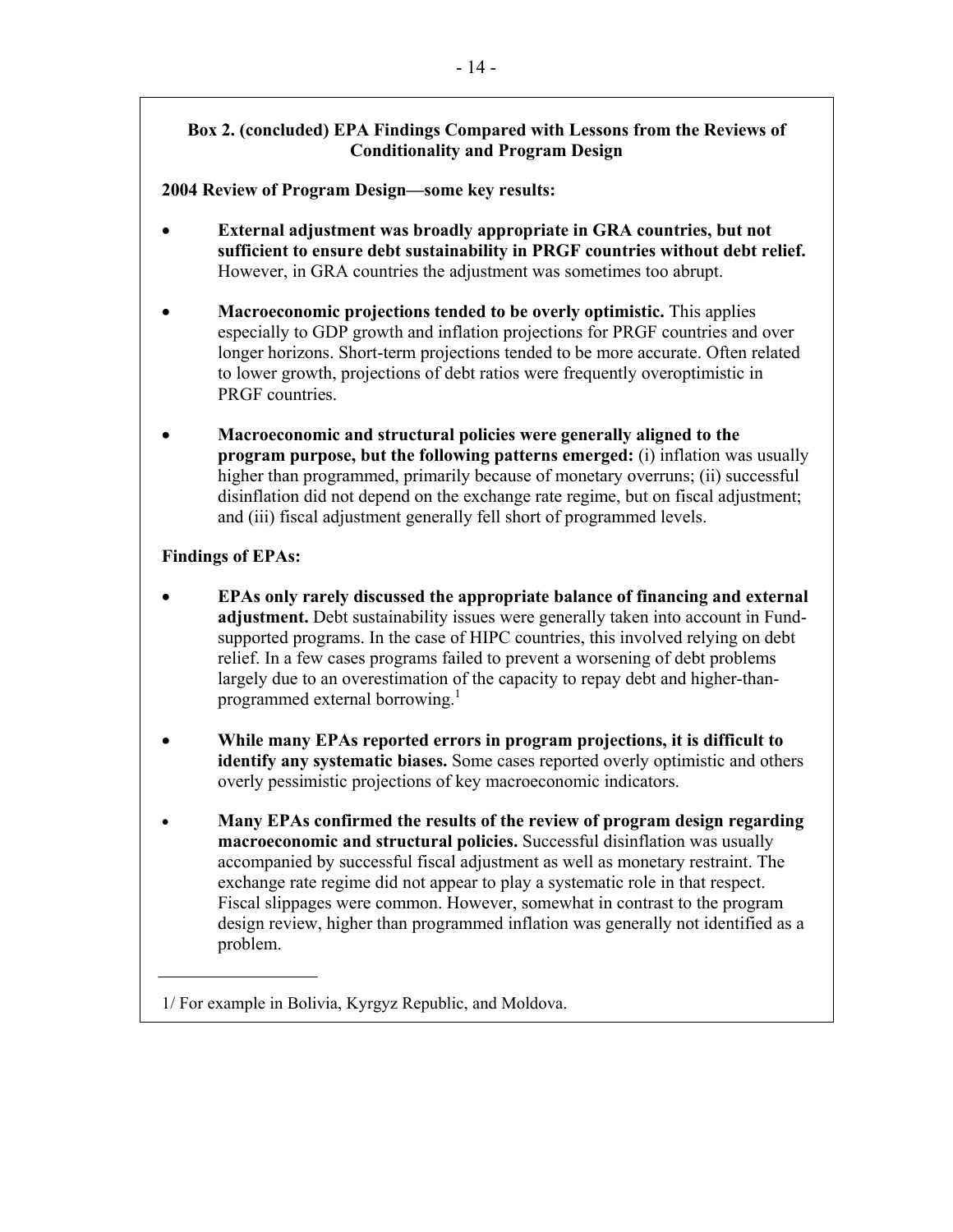**Box 2. (concluded) EPA Findings Compared with Lessons from the Reviews of Conditionality and Program Design**

**2004 Review of Program Design—some key results:**

- **External adjustment was broadly appropriate in GRA countries, but not sufficient to ensure debt sustainability in PRGF countries without debt relief.** However, in GRA countries the adjustment was sometimes too abrupt.

- **Macroeconomic projections tended to be overly optimistic.** This applies especially to GDP growth and inflation projections for PRGF countries and over longer horizons. Short-term projections tended to be more accurate. Often related to lower growth, projections of debt ratios were frequently overoptimistic in PRGF countries.

- **Macroeconomic and structural policies were generally aligned to the program purpose, but the following patterns emerged:** (i) inflation was usually higher than programmed, primarily because of monetary overruns; (ii) successful disinflation did not depend on the exchange rate regime, but on fiscal adjustment; and (iii) fiscal adjustment generally fell short of programmed levels.

**Findings of EPAs:**

- **EPAs only rarely discussed the appropriate balance of financing and external adjustment.** Debt sustainability issues were generally taken into account in Fund-supported programs. In the case of HIPC countries, this involved relying on debt relief. In a few cases programs failed to prevent a worsening of debt problems largely due to an overestimation of the capacity to repay debt and higher-than-programmed external borrowing.[1]

- **While many EPAs reported errors in program projections, it is difficult to identify any systematic biases.** Some cases reported overly optimistic and others overly pessimistic projections of key macroeconomic indicators.

- **Many EPAs confirmed the results of the review of program design regarding macroeconomic and structural policies.** Successful disinflation was usually accompanied by successful fiscal adjustment as well as monetary restraint. The exchange rate regime did not appear to play a systematic role in that respect. Fiscal slippages were common. However, somewhat in contrast to the program design review, higher than programmed inflation was generally not identified as a problem.

---

1/ For example in Bolivia, Kyrgyz Republic, and Moldova.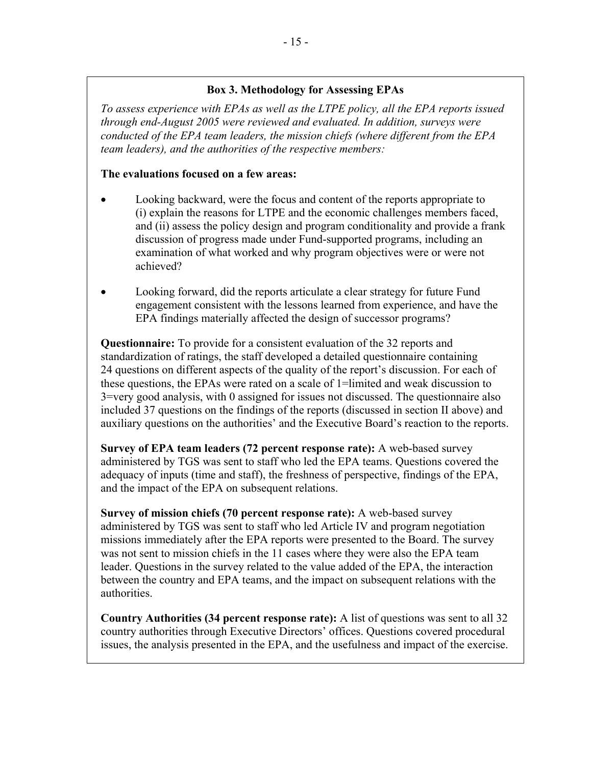### Box 3. Methodology for Assessing EPAs

*To assess experience with EPAs as well as the LTPE policy, all the EPA reports issued through end-August 2005 were reviewed and evaluated. In addition, surveys were conducted of the EPA team leaders, the mission chiefs (where different from the EPA team leaders), and the authorities of the respective members:*

**The evaluations focused on a few areas:**

- Looking backward, were the focus and content of the reports appropriate to (i) explain the reasons for LTPE and the economic challenges members faced, and (ii) assess the policy design and program conditionality and provide a frank discussion of progress made under Fund-supported programs, including an examination of what worked and why program objectives were or were not achieved?

- Looking forward, did the reports articulate a clear strategy for future Fund engagement consistent with the lessons learned from experience, and have the EPA findings materially affected the design of successor programs?

**Questionnaire:** To provide for a consistent evaluation of the 32 reports and standardization of ratings, the staff developed a detailed questionnaire containing 24 questions on different aspects of the quality of the report's discussion. For each of these questions, the EPAs were rated on a scale of 1=limited and weak discussion to 3=very good analysis, with 0 assigned for issues not discussed. The questionnaire also included 37 questions on the findings of the reports (discussed in section II above) and auxiliary questions on the authorities' and the Executive Board's reaction to the reports.

**Survey of EPA team leaders (72 percent response rate):** A web-based survey administered by TGS was sent to staff who led the EPA teams. Questions covered the adequacy of inputs (time and staff), the freshness of perspective, findings of the EPA, and the impact of the EPA on subsequent relations.

**Survey of mission chiefs (70 percent response rate):** A web-based survey administered by TGS was sent to staff who led Article IV and program negotiation missions immediately after the EPA reports were presented to the Board. The survey was not sent to mission chiefs in the 11 cases where they were also the EPA team leader. Questions in the survey related to the value added of the EPA, the interaction between the country and EPA teams, and the impact on subsequent relations with the authorities.

**Country Authorities (34 percent response rate):** A list of questions was sent to all 32 country authorities through Executive Directors' offices. Questions covered procedural issues, the analysis presented in the EPA, and the usefulness and impact of the exercise.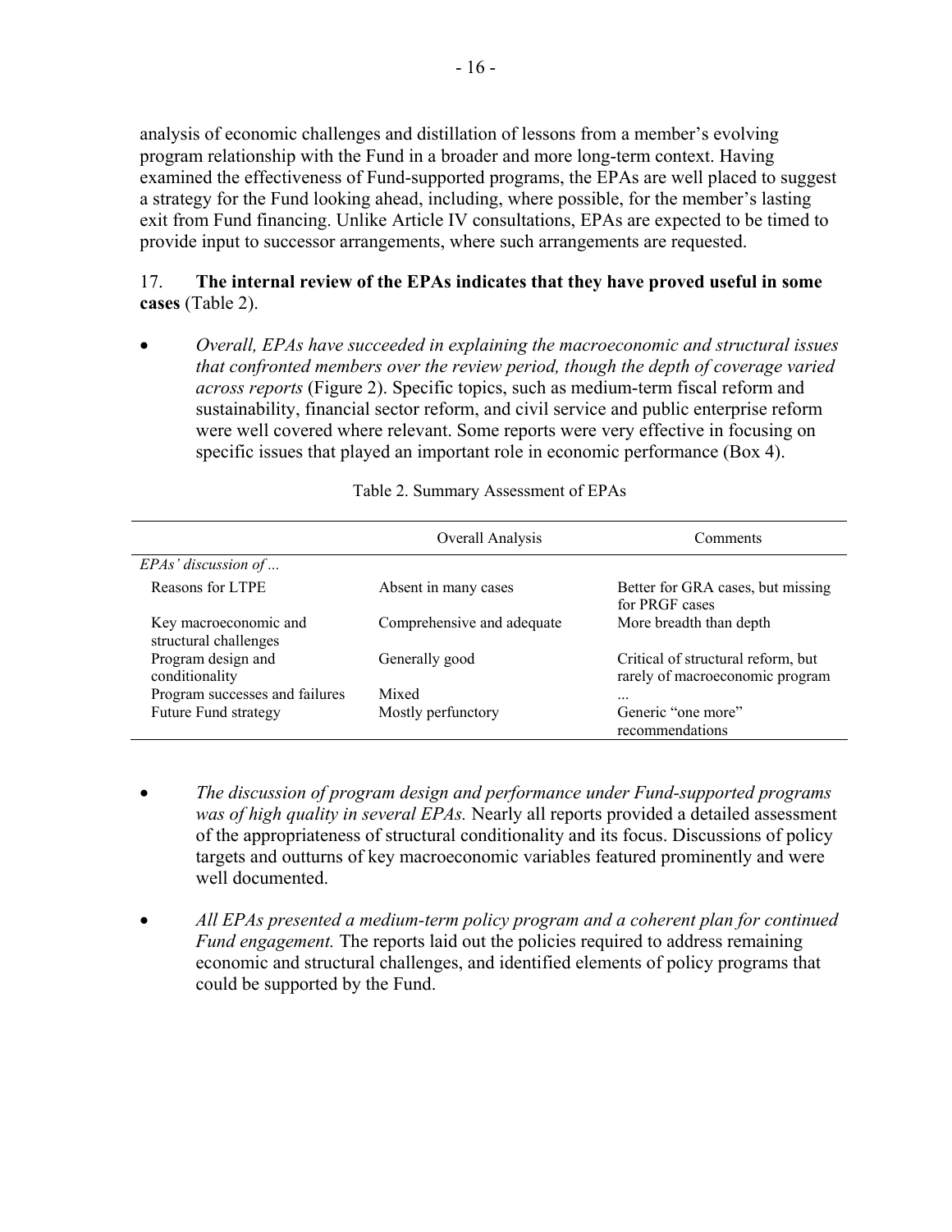analysis of economic challenges and distillation of lessons from a member's evolving program relationship with the Fund in a broader and more long-term context. Having examined the effectiveness of Fund-supported programs, the EPAs are well placed to suggest a strategy for the Fund looking ahead, including, where possible, for the member's lasting exit from Fund financing. Unlike Article IV consultations, EPAs are expected to be timed to provide input to successor arrangements, where such arrangements are requested.

17. **The internal review of the EPAs indicates that they have proved useful in some cases** (Table 2).

- *Overall, EPAs have succeeded in explaining the macroeconomic and structural issues that confronted members over the review period, though the depth of coverage varied across reports* (Figure 2). Specific topics, such as medium-term fiscal reform and sustainability, financial sector reform, and civil service and public enterprise reform were well covered where relevant. Some reports were very effective in focusing on specific issues that played an important role in economic performance (Box 4).

Table 2. Summary Assessment of EPAs

| | Overall Analysis | Comments |
|---|---|---|
| *EPAs' discussion of ...* | | |
| Reasons for LTPE | Absent in many cases | Better for GRA cases, but missing for PRGF cases |
| Key macroeconomic and structural challenges | Comprehensive and adequate | More breadth than depth |
| Program design and conditionality | Generally good | Critical of structural reform, but rarely of macroeconomic program |
| Program successes and failures | Mixed | ... |
| Future Fund strategy | Mostly perfunctory | Generic "one more" recommendations |

- *The discussion of program design and performance under Fund-supported programs was of high quality in several EPAs.* Nearly all reports provided a detailed assessment of the appropriateness of structural conditionality and its focus. Discussions of policy targets and outturns of key macroeconomic variables featured prominently and were well documented.

- *All EPAs presented a medium-term policy program and a coherent plan for continued Fund engagement.* The reports laid out the policies required to address remaining economic and structural challenges, and identified elements of policy programs that could be supported by the Fund.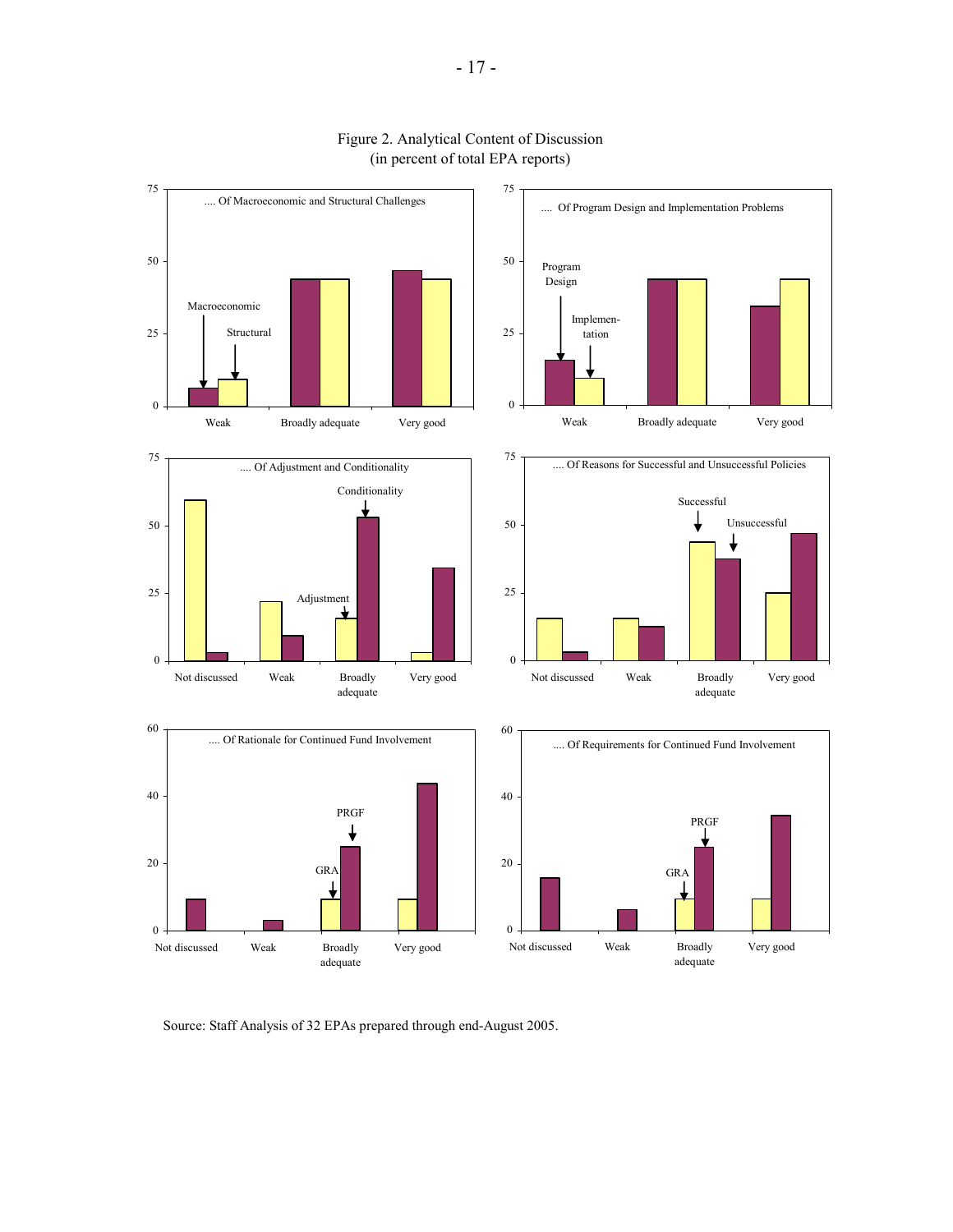Figure 2. Analytical Content of Discussion
(in percent of total EPA reports)

.... Of Macroeconomic and Structural Challenges

.... Of Program Design and Implementation Problems

.... Of Adjustment and Conditionality

.... Of Reasons for Successful and Unsuccessful Policies

.... Of Rationale for Continued Fund Involvement

.... Of Requirements for Continued Fund Involvement

Source: Staff Analysis of 32 EPAs prepared through end-August 2005.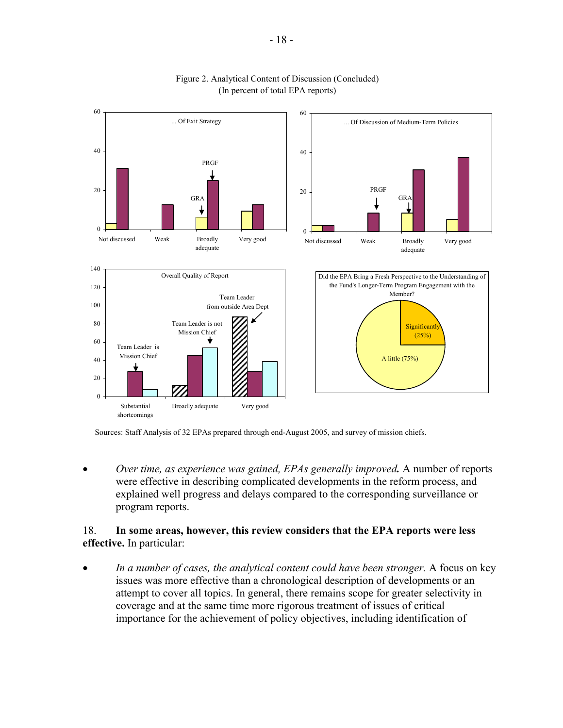Figure 2. Analytical Content of Discussion (Concluded)
(In percent of total EPA reports)

... Of Exit Strategy

... Of Discussion of Medium-Term Policies

Overall Quality of Report

Did the EPA Bring a Fresh Perspective to the Understanding of the Fund's Longer-Term Program Engagement with the Member?

Sources: Staff Analysis of 32 EPAs prepared through end-August 2005, and survey of mission chiefs.

- *Over time, as experience was gained, EPAs generally improved.* A number of reports were effective in describing complicated developments in the reform process, and explained well progress and delays compared to the corresponding surveillance or program reports.

18. **In some areas, however, this review considers that the EPA reports were less effective.** In particular:

- *In a number of cases, the analytical content could have been stronger.* A focus on key issues was more effective than a chronological description of developments or an attempt to cover all topics. In general, there remains scope for greater selectivity in coverage and at the same time more rigorous treatment of issues of critical importance for the achievement of policy objectives, including identification of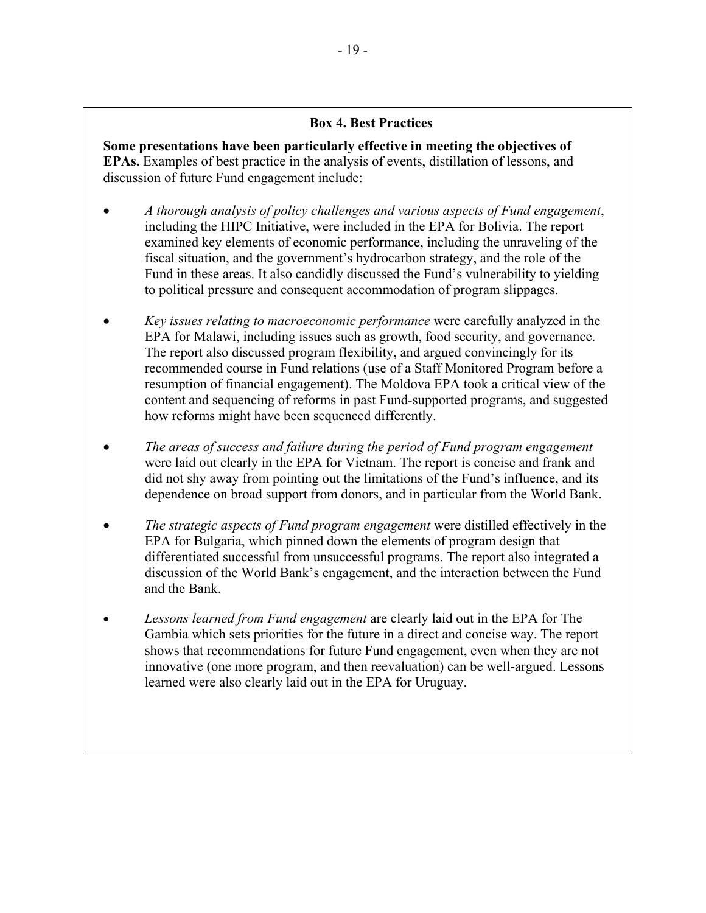### Box 4. Best Practices

**Some presentations have been particularly effective in meeting the objectives of EPAs.** Examples of best practice in the analysis of events, distillation of lessons, and discussion of future Fund engagement include:

- *A thorough analysis of policy challenges and various aspects of Fund engagement*, including the HIPC Initiative, were included in the EPA for Bolivia. The report examined key elements of economic performance, including the unraveling of the fiscal situation, and the government's hydrocarbon strategy, and the role of the Fund in these areas. It also candidly discussed the Fund's vulnerability to yielding to political pressure and consequent accommodation of program slippages.

- *Key issues relating to macroeconomic performance* were carefully analyzed in the EPA for Malawi, including issues such as growth, food security, and governance. The report also discussed program flexibility, and argued convincingly for its recommended course in Fund relations (use of a Staff Monitored Program before a resumption of financial engagement). The Moldova EPA took a critical view of the content and sequencing of reforms in past Fund-supported programs, and suggested how reforms might have been sequenced differently.

- *The areas of success and failure during the period of Fund program engagement* were laid out clearly in the EPA for Vietnam. The report is concise and frank and did not shy away from pointing out the limitations of the Fund's influence, and its dependence on broad support from donors, and in particular from the World Bank.

- *The strategic aspects of Fund program engagement* were distilled effectively in the EPA for Bulgaria, which pinned down the elements of program design that differentiated successful from unsuccessful programs. The report also integrated a discussion of the World Bank's engagement, and the interaction between the Fund and the Bank.

- *Lessons learned from Fund engagement* are clearly laid out in the EPA for The Gambia which sets priorities for the future in a direct and concise way. The report shows that recommendations for future Fund engagement, even when they are not innovative (one more program, and then reevaluation) can be well-argued. Lessons learned were also clearly laid out in the EPA for Uruguay.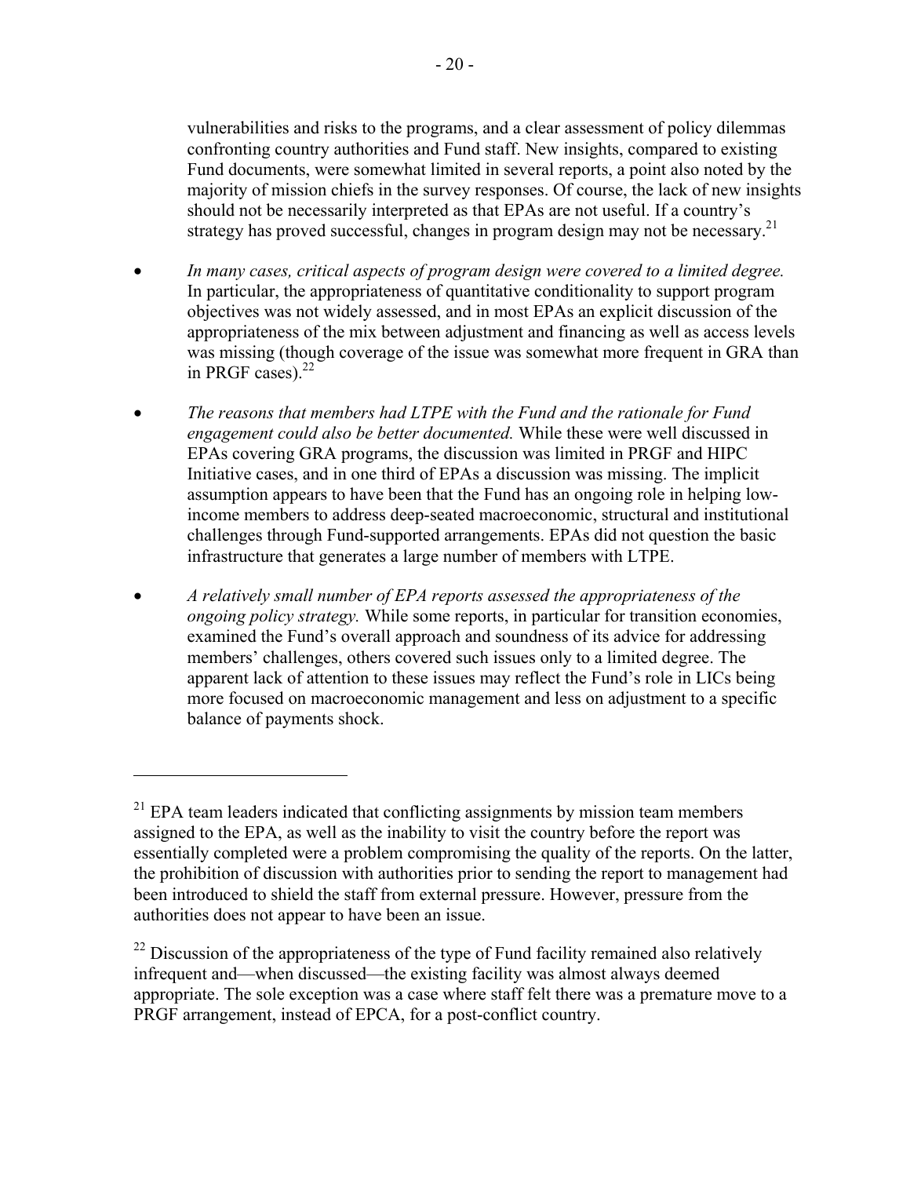vulnerabilities and risks to the programs, and a clear assessment of policy dilemmas confronting country authorities and Fund staff. New insights, compared to existing Fund documents, were somewhat limited in several reports, a point also noted by the majority of mission chiefs in the survey responses. Of course, the lack of new insights should not be necessarily interpreted as that EPAs are not useful. If a country's strategy has proved successful, changes in program design may not be necessary.[21]

- *In many cases, critical aspects of program design were covered to a limited degree.* In particular, the appropriateness of quantitative conditionality to support program objectives was not widely assessed, and in most EPAs an explicit discussion of the appropriateness of the mix between adjustment and financing as well as access levels was missing (though coverage of the issue was somewhat more frequent in GRA than in PRGF cases).[22]

- *The reasons that members had LTPE with the Fund and the rationale for Fund engagement could also be better documented.* While these were well discussed in EPAs covering GRA programs, the discussion was limited in PRGF and HIPC Initiative cases, and in one third of EPAs a discussion was missing. The implicit assumption appears to have been that the Fund has an ongoing role in helping low-income members to address deep-seated macroeconomic, structural and institutional challenges through Fund-supported arrangements. EPAs did not question the basic infrastructure that generates a large number of members with LTPE.

- *A relatively small number of EPA reports assessed the appropriateness of the ongoing policy strategy.* While some reports, in particular for transition economies, examined the Fund's overall approach and soundness of its advice for addressing members' challenges, others covered such issues only to a limited degree. The apparent lack of attention to these issues may reflect the Fund's role in LICs being more focused on macroeconomic management and less on adjustment to a specific balance of payments shock.

---

[21] EPA team leaders indicated that conflicting assignments by mission team members assigned to the EPA, as well as the inability to visit the country before the report was essentially completed were a problem compromising the quality of the reports. On the latter, the prohibition of discussion with authorities prior to sending the report to management had been introduced to shield the staff from external pressure. However, pressure from the authorities does not appear to have been an issue.

[22] Discussion of the appropriateness of the type of Fund facility remained also relatively infrequent and—when discussed—the existing facility was almost always deemed appropriate. The sole exception was a case where staff felt there was a premature move to a PRGF arrangement, instead of EPCA, for a post-conflict country.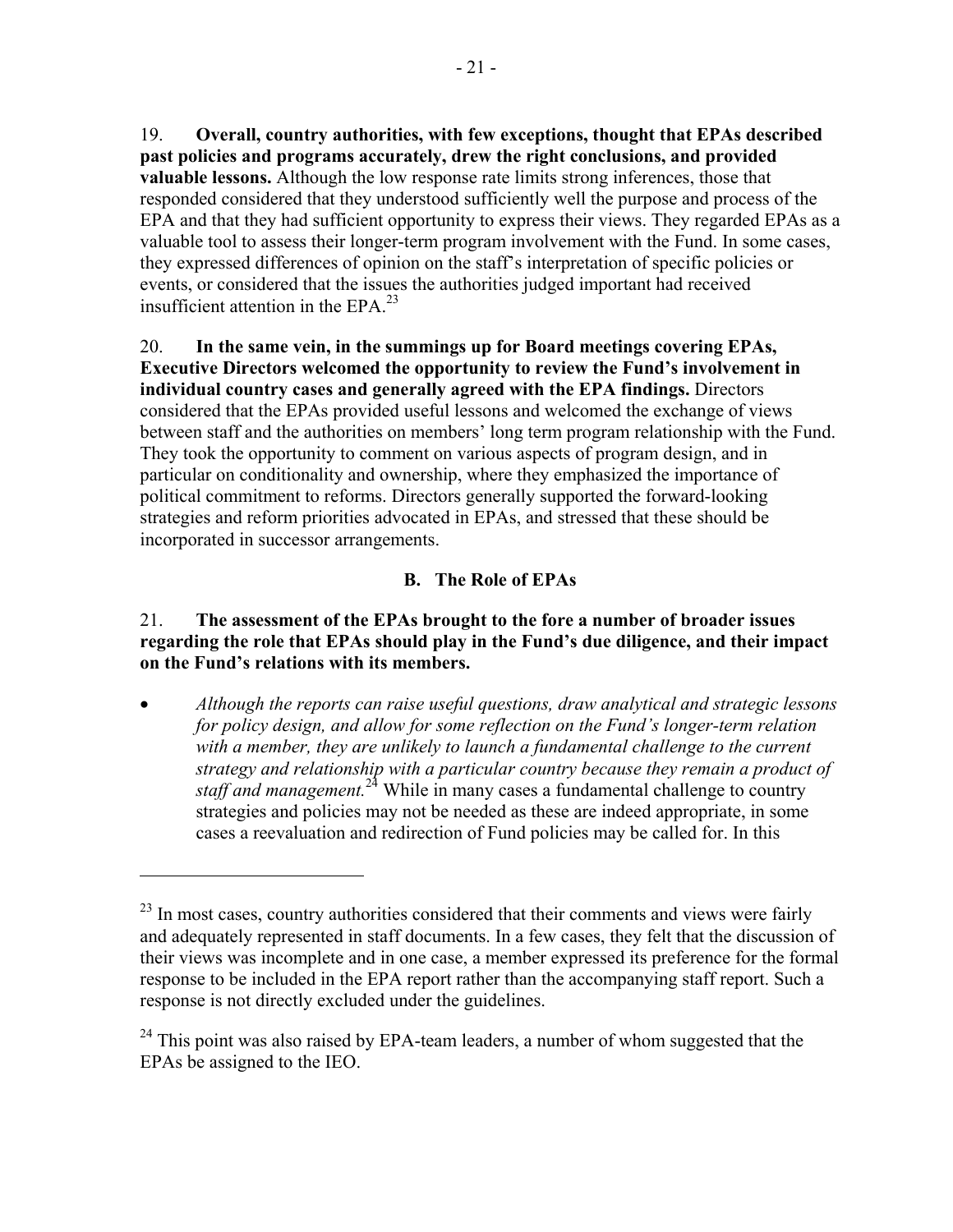19. **Overall, country authorities, with few exceptions, thought that EPAs described past policies and programs accurately, drew the right conclusions, and provided valuable lessons.** Although the low response rate limits strong inferences, those that responded considered that they understood sufficiently well the purpose and process of the EPA and that they had sufficient opportunity to express their views. They regarded EPAs as a valuable tool to assess their longer-term program involvement with the Fund. In some cases, they expressed differences of opinion on the staff's interpretation of specific policies or events, or considered that the issues the authorities judged important had received insufficient attention in the EPA.[23]

20. **In the same vein, in the summings up for Board meetings covering EPAs, Executive Directors welcomed the opportunity to review the Fund's involvement in individual country cases and generally agreed with the EPA findings.** Directors considered that the EPAs provided useful lessons and welcomed the exchange of views between staff and the authorities on members' long term program relationship with the Fund. They took the opportunity to comment on various aspects of program design, and in particular on conditionality and ownership, where they emphasized the importance of political commitment to reforms. Directors generally supported the forward-looking strategies and reform priorities advocated in EPAs, and stressed that these should be incorporated in successor arrangements.

### B. The Role of EPAs

21. **The assessment of the EPAs brought to the fore a number of broader issues regarding the role that EPAs should play in the Fund's due diligence, and their impact on the Fund's relations with its members.**

- *Although the reports can raise useful questions, draw analytical and strategic lessons for policy design, and allow for some reflection on the Fund's longer-term relation with a member, they are unlikely to launch a fundamental challenge to the current strategy and relationship with a particular country because they remain a product of staff and management.*[24] While in many cases a fundamental challenge to country strategies and policies may not be needed as these are indeed appropriate, in some cases a reevaluation and redirection of Fund policies may be called for. In this

---

[23] In most cases, country authorities considered that their comments and views were fairly and adequately represented in staff documents. In a few cases, they felt that the discussion of their views was incomplete and in one case, a member expressed its preference for the formal response to be included in the EPA report rather than the accompanying staff report. Such a response is not directly excluded under the guidelines.

[24] This point was also raised by EPA-team leaders, a number of whom suggested that the EPAs be assigned to the IEO.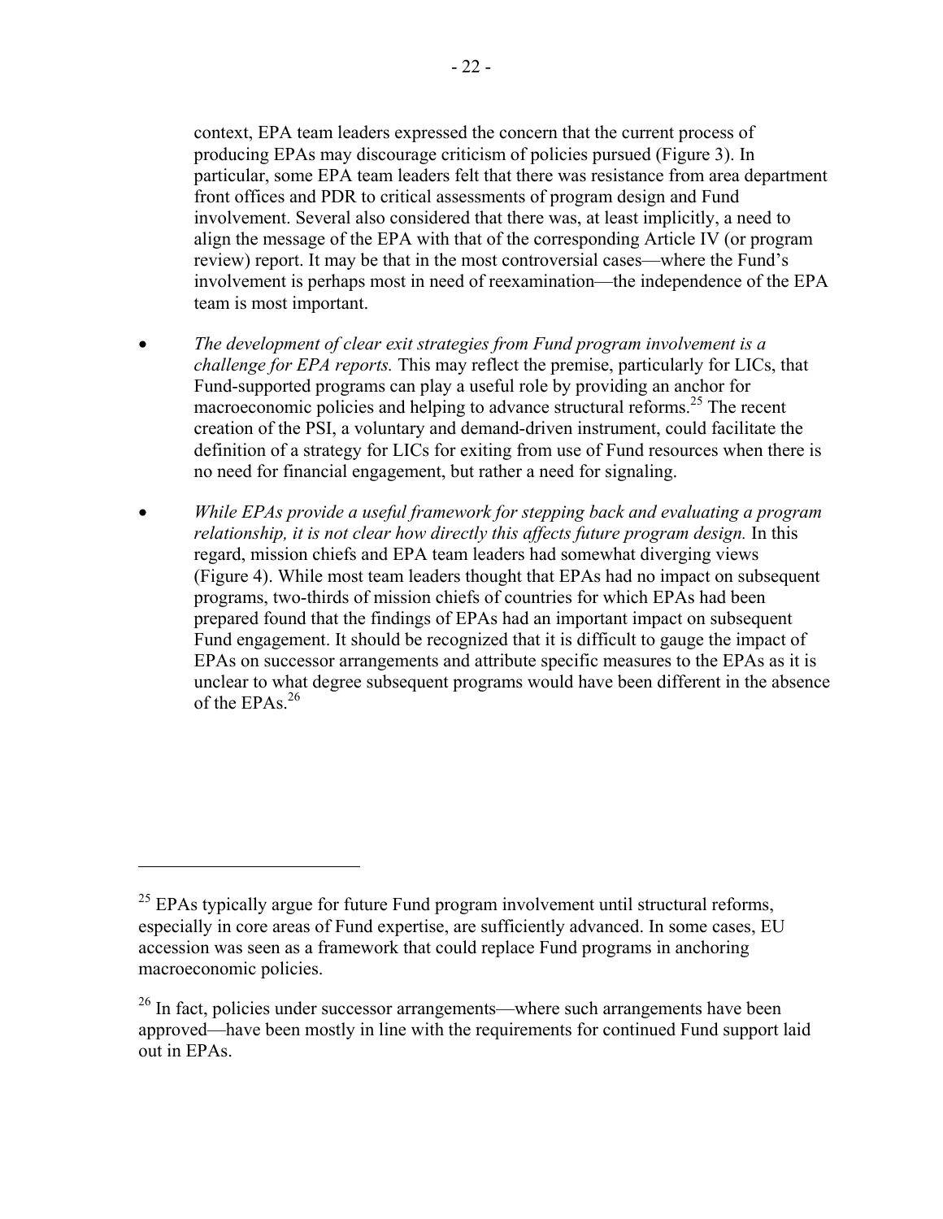context, EPA team leaders expressed the concern that the current process of producing EPAs may discourage criticism of policies pursued (Figure 3). In particular, some EPA team leaders felt that there was resistance from area department front offices and PDR to critical assessments of program design and Fund involvement. Several also considered that there was, at least implicitly, a need to align the message of the EPA with that of the corresponding Article IV (or program review) report. It may be that in the most controversial cases—where the Fund's involvement is perhaps most in need of reexamination—the independence of the EPA team is most important.

- *The development of clear exit strategies from Fund program involvement is a challenge for EPA reports.* This may reflect the premise, particularly for LICs, that Fund-supported programs can play a useful role by providing an anchor for macroeconomic policies and helping to advance structural reforms.[25] The recent creation of the PSI, a voluntary and demand-driven instrument, could facilitate the definition of a strategy for LICs for exiting from use of Fund resources when there is no need for financial engagement, but rather a need for signaling.

- *While EPAs provide a useful framework for stepping back and evaluating a program relationship, it is not clear how directly this affects future program design.* In this regard, mission chiefs and EPA team leaders had somewhat diverging views (Figure 4). While most team leaders thought that EPAs had no impact on subsequent programs, two-thirds of mission chiefs of countries for which EPAs had been prepared found that the findings of EPAs had an important impact on subsequent Fund engagement. It should be recognized that it is difficult to gauge the impact of EPAs on successor arrangements and attribute specific measures to the EPAs as it is unclear to what degree subsequent programs would have been different in the absence of the EPAs.[26]

---

[25] EPAs typically argue for future Fund program involvement until structural reforms, especially in core areas of Fund expertise, are sufficiently advanced. In some cases, EU accession was seen as a framework that could replace Fund programs in anchoring macroeconomic policies.

[26] In fact, policies under successor arrangements—where such arrangements have been approved—have been mostly in line with the requirements for continued Fund support laid out in EPAs.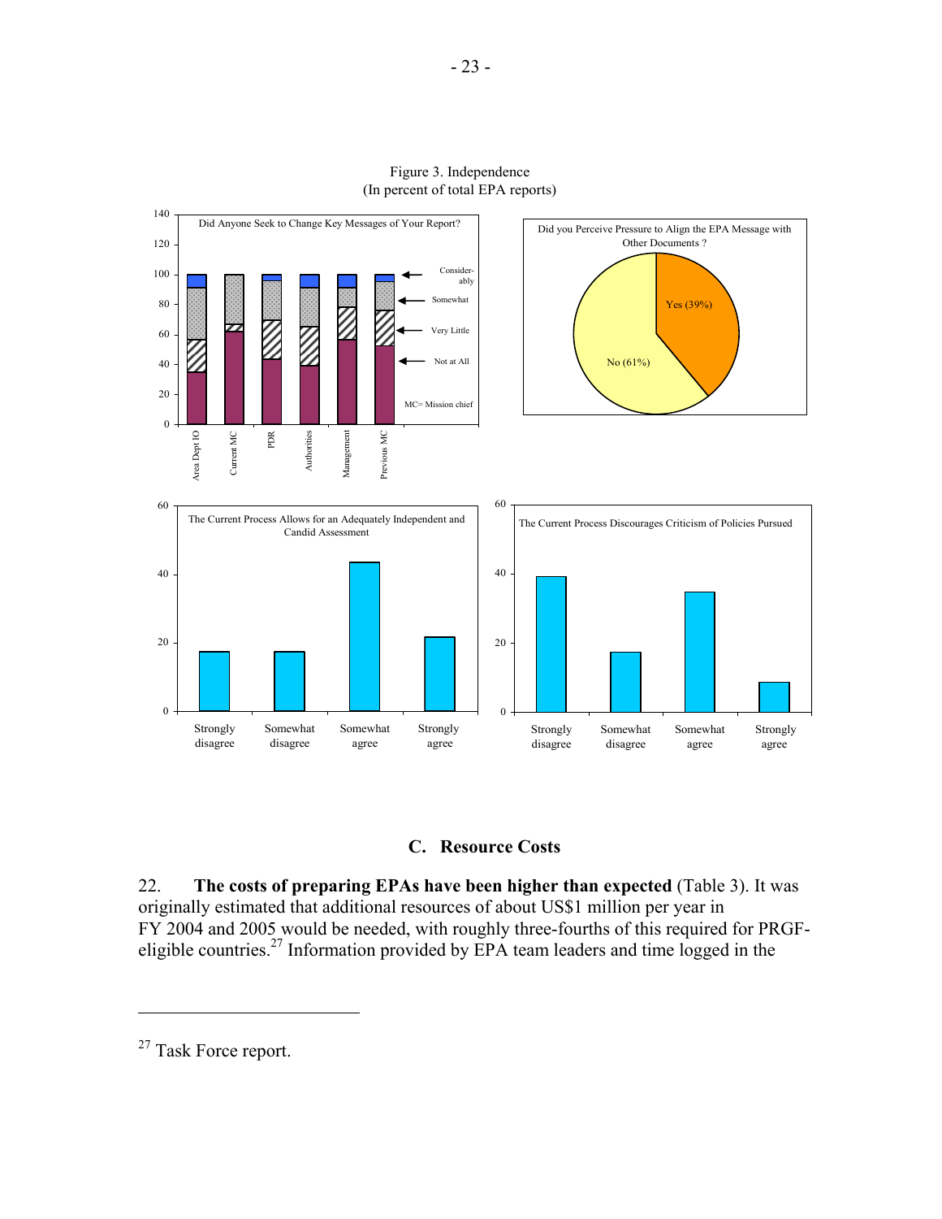Figure 3. Independence
(In percent of total EPA reports)

## C. Resource Costs

22. **The costs of preparing EPAs have been higher than expected** (Table 3). It was originally estimated that additional resources of about US$1 million per year in FY 2004 and 2005 would be needed, with roughly three-fourths of this required for PRGF-eligible countries.[27] Information provided by EPA team leaders and time logged in the

---

[27] Task Force report.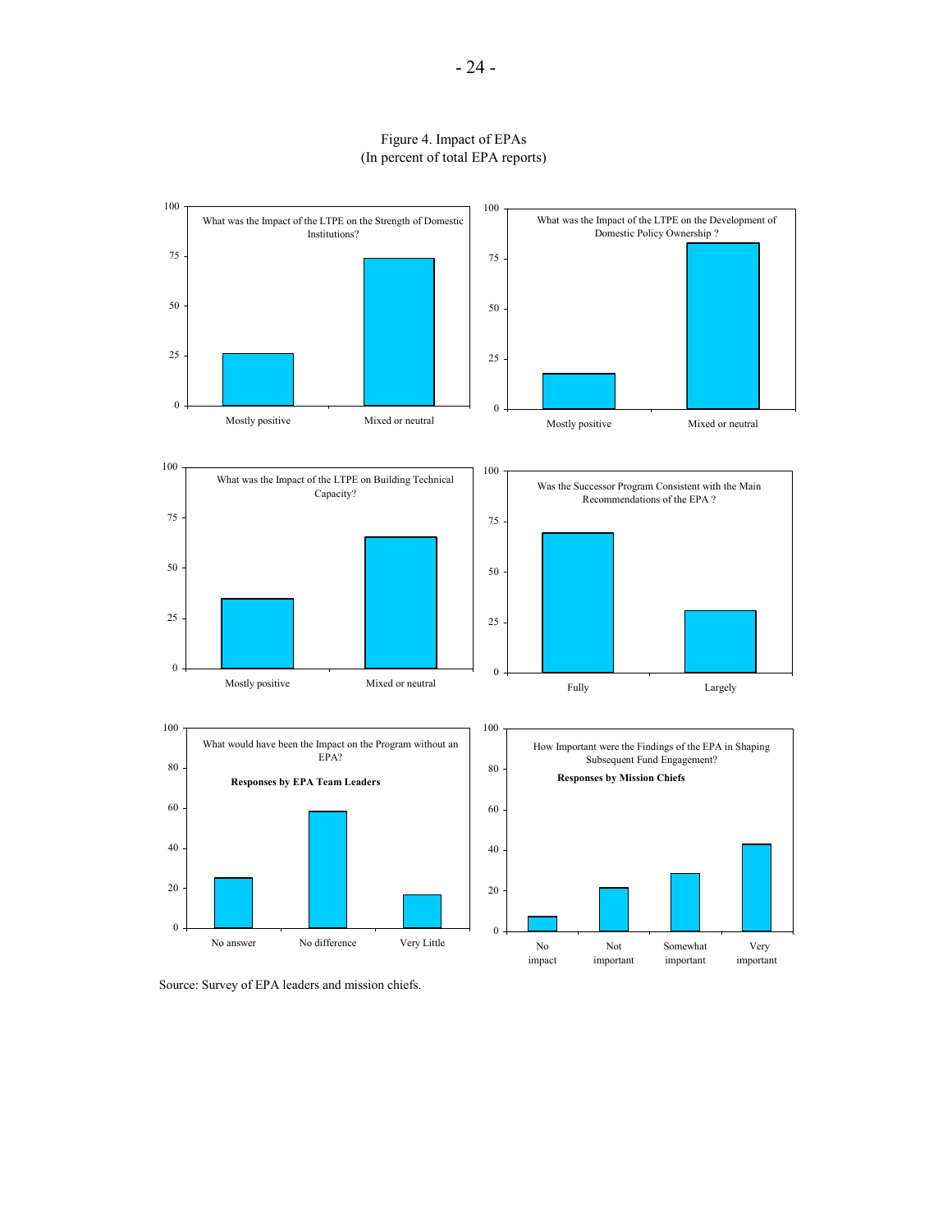Figure 4. Impact of EPAs
(In percent of total EPA reports)

What was the Impact of the LTPE on the Strength of Domestic Institutions?

Mostly positive | Mixed or neutral

What was the Impact of the LTPE on the Development of Domestic Policy Ownership ?

Mostly positive | Mixed or neutral

What was the Impact of the LTPE on Building Technical Capacity?

Mostly positive | Mixed or neutral

Was the Successor Program Consistent with the Main Recommendations of the EPA ?

Fully | Largely

What would have been the Impact on the Program without an EPA?

**Responses by EPA Team Leaders**

No answer | No difference | Very Little

How Important were the Findings of the EPA in Shaping Subsequent Fund Engagement?

**Responses by Mission Chiefs**

No impact | Not important | Somewhat important | Very important

Source: Survey of EPA leaders and mission chiefs.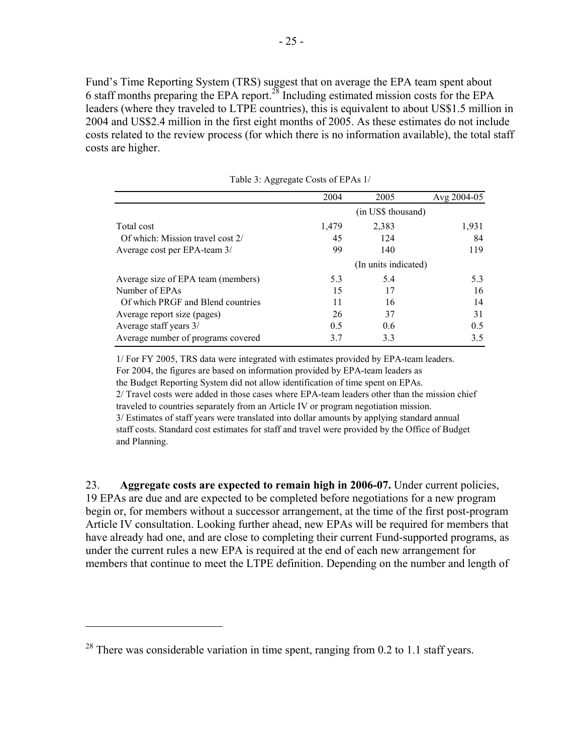Fund's Time Reporting System (TRS) suggest that on average the EPA team spent about 6 staff months preparing the EPA report.[28] Including estimated mission costs for the EPA leaders (where they traveled to LTPE countries), this is equivalent to about US$1.5 million in 2004 and US$2.4 million in the first eight months of 2005. As these estimates do not include costs related to the review process (for which there is no information available), the total staff costs are higher.

Table 3: Aggregate Costs of EPAs 1/

| | 2004 | 2005 | Avg 2004-05 |
|---|---|---|---|
| | (in US$ thousand) | | |
| Total cost | 1,479 | 2,383 | 1,931 |
| Of which: Mission travel cost 2/ | 45 | 124 | 84 |
| Average cost per EPA-team 3/ | 99 | 140 | 119 |
| | (In units indicated) | | |
| Average size of EPA team (members) | 5.3 | 5.4 | 5.3 |
| Number of EPAs | 15 | 17 | 16 |
| Of which PRGF and Blend countries | 11 | 16 | 14 |
| Average report size (pages) | 26 | 37 | 31 |
| Average staff years 3/ | 0.5 | 0.6 | 0.5 |
| Average number of programs covered | 3.7 | 3.3 | 3.5 |

1/ For FY 2005, TRS data were integrated with estimates provided by EPA-team leaders. For 2004, the figures are based on information provided by EPA-team leaders as the Budget Reporting System did not allow identification of time spent on EPAs.
2/ Travel costs were added in those cases where EPA-team leaders other than the mission chief traveled to countries separately from an Article IV or program negotiation mission.
3/ Estimates of staff years were translated into dollar amounts by applying standard annual staff costs. Standard cost estimates for staff and travel were provided by the Office of Budget and Planning.

23. **Aggregate costs are expected to remain high in 2006-07.** Under current policies, 19 EPAs are due and are expected to be completed before negotiations for a new program begin or, for members without a successor arrangement, at the time of the first post-program Article IV consultation. Looking further ahead, new EPAs will be required for members that have already had one, and are close to completing their current Fund-supported programs, as under the current rules a new EPA is required at the end of each new arrangement for members that continue to meet the LTPE definition. Depending on the number and length of

[28] There was considerable variation in time spent, ranging from 0.2 to 1.1 staff years.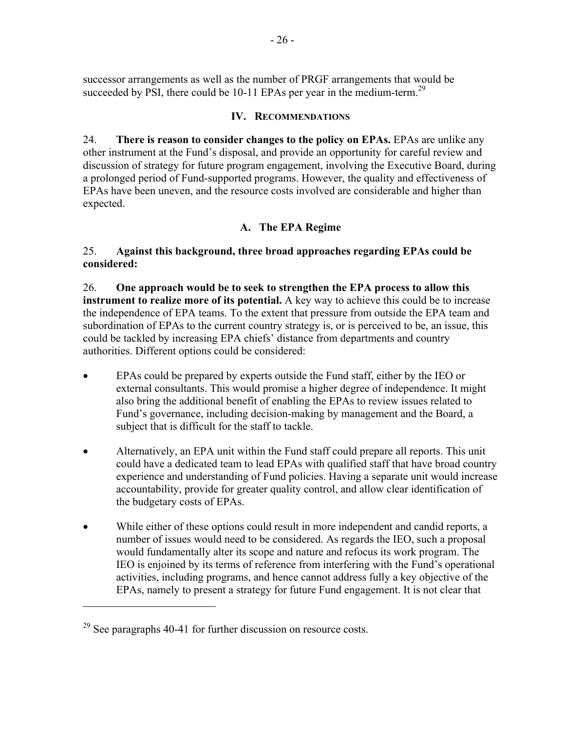successor arrangements as well as the number of PRGF arrangements that would be succeeded by PSI, there could be 10-11 EPAs per year in the medium-term.[29]

## IV. Recommendations

24. **There is reason to consider changes to the policy on EPAs.** EPAs are unlike any other instrument at the Fund's disposal, and provide an opportunity for careful review and discussion of strategy for future program engagement, involving the Executive Board, during a prolonged period of Fund-supported programs. However, the quality and effectiveness of EPAs have been uneven, and the resource costs involved are considerable and higher than expected.

### A. The EPA Regime

25. **Against this background, three broad approaches regarding EPAs could be considered:**

26. **One approach would be to seek to strengthen the EPA process to allow this instrument to realize more of its potential.** A key way to achieve this could be to increase the independence of EPA teams. To the extent that pressure from outside the EPA team and subordination of EPAs to the current country strategy is, or is perceived to be, an issue, this could be tackled by increasing EPA chiefs' distance from departments and country authorities. Different options could be considered:

- EPAs could be prepared by experts outside the Fund staff, either by the IEO or external consultants. This would promise a higher degree of independence. It might also bring the additional benefit of enabling the EPAs to review issues related to Fund's governance, including decision-making by management and the Board, a subject that is difficult for the staff to tackle.

- Alternatively, an EPA unit within the Fund staff could prepare all reports. This unit could have a dedicated team to lead EPAs with qualified staff that have broad country experience and understanding of Fund policies. Having a separate unit would increase accountability, provide for greater quality control, and allow clear identification of the budgetary costs of EPAs.

- While either of these options could result in more independent and candid reports, a number of issues would need to be considered. As regards the IEO, such a proposal would fundamentally alter its scope and nature and refocus its work program. The IEO is enjoined by its terms of reference from interfering with the Fund's operational activities, including programs, and hence cannot address fully a key objective of the EPAs, namely to present a strategy for future Fund engagement. It is not clear that

[29] See paragraphs 40-41 for further discussion on resource costs.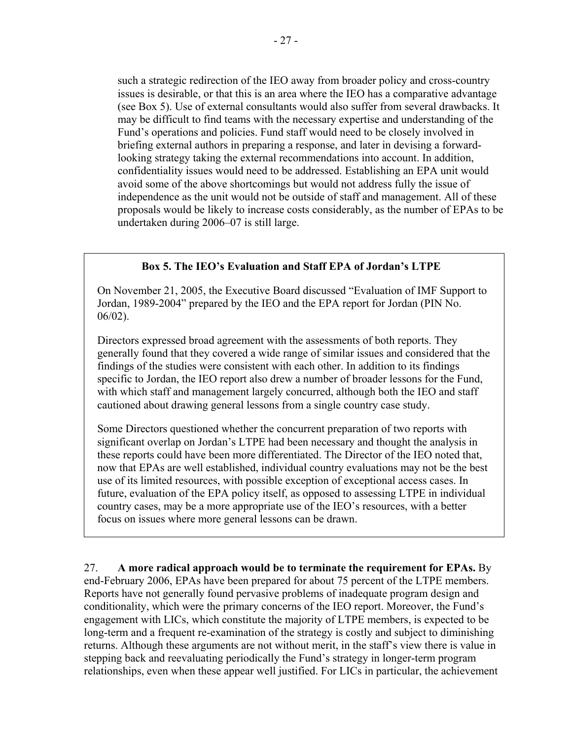such a strategic redirection of the IEO away from broader policy and cross-country issues is desirable, or that this is an area where the IEO has a comparative advantage (see Box 5). Use of external consultants would also suffer from several drawbacks. It may be difficult to find teams with the necessary expertise and understanding of the Fund's operations and policies. Fund staff would need to be closely involved in briefing external authors in preparing a response, and later in devising a forward-looking strategy taking the external recommendations into account. In addition, confidentiality issues would need to be addressed. Establishing an EPA unit would avoid some of the above shortcomings but would not address fully the issue of independence as the unit would not be outside of staff and management. All of these proposals would be likely to increase costs considerably, as the number of EPAs to be undertaken during 2006–07 is still large.

**Box 5. The IEO's Evaluation and Staff EPA of Jordan's LTPE**

On November 21, 2005, the Executive Board discussed "Evaluation of IMF Support to Jordan, 1989-2004" prepared by the IEO and the EPA report for Jordan (PIN No. 06/02).

Directors expressed broad agreement with the assessments of both reports. They generally found that they covered a wide range of similar issues and considered that the findings of the studies were consistent with each other. In addition to its findings specific to Jordan, the IEO report also drew a number of broader lessons for the Fund, with which staff and management largely concurred, although both the IEO and staff cautioned about drawing general lessons from a single country case study.

Some Directors questioned whether the concurrent preparation of two reports with significant overlap on Jordan's LTPE had been necessary and thought the analysis in these reports could have been more differentiated. The Director of the IEO noted that, now that EPAs are well established, individual country evaluations may not be the best use of its limited resources, with possible exception of exceptional access cases. In future, evaluation of the EPA policy itself, as opposed to assessing LTPE in individual country cases, may be a more appropriate use of the IEO's resources, with a better focus on issues where more general lessons can be drawn.

27. **A more radical approach would be to terminate the requirement for EPAs.** By end-February 2006, EPAs have been prepared for about 75 percent of the LTPE members. Reports have not generally found pervasive problems of inadequate program design and conditionality, which were the primary concerns of the IEO report. Moreover, the Fund's engagement with LICs, which constitute the majority of LTPE members, is expected to be long-term and a frequent re-examination of the strategy is costly and subject to diminishing returns. Although these arguments are not without merit, in the staff's view there is value in stepping back and reevaluating periodically the Fund's strategy in longer-term program relationships, even when these appear well justified. For LICs in particular, the achievement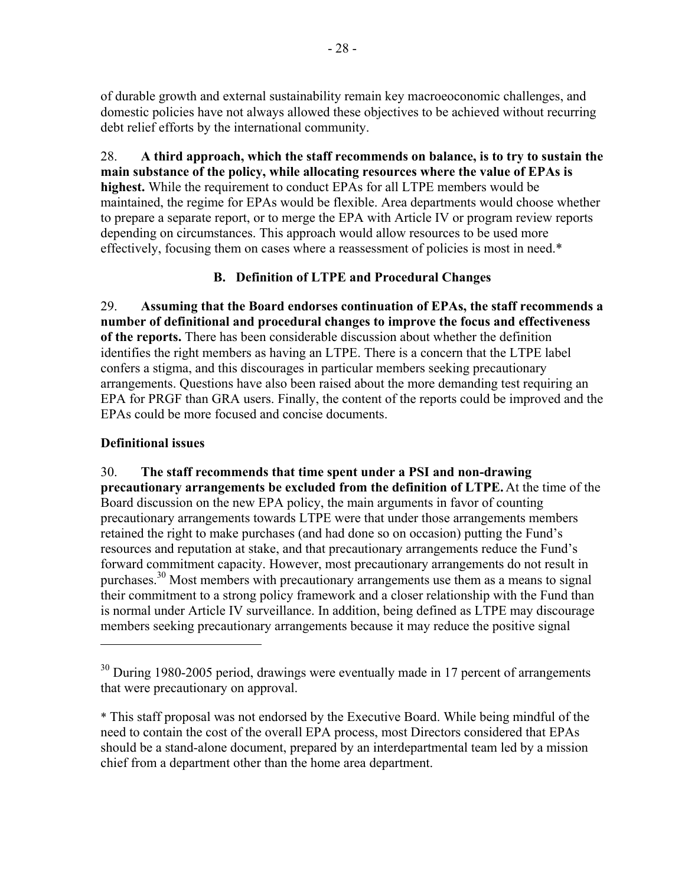of durable growth and external sustainability remain key macroeoconomic challenges, and domestic policies have not always allowed these objectives to be achieved without recurring debt relief efforts by the international community.

28. **A third approach, which the staff recommends on balance, is to try to sustain the main substance of the policy, while allocating resources where the value of EPAs is highest.** While the requirement to conduct EPAs for all LTPE members would be maintained, the regime for EPAs would be flexible. Area departments would choose whether to prepare a separate report, or to merge the EPA with Article IV or program review reports depending on circumstances. This approach would allow resources to be used more effectively, focusing them on cases where a reassessment of policies is most in need.*

### B. Definition of LTPE and Procedural Changes

29. **Assuming that the Board endorses continuation of EPAs, the staff recommends a number of definitional and procedural changes to improve the focus and effectiveness of the reports.** There has been considerable discussion about whether the definition identifies the right members as having an LTPE. There is a concern that the LTPE label confers a stigma, and this discourages in particular members seeking precautionary arrangements. Questions have also been raised about the more demanding test requiring an EPA for PRGF than GRA users. Finally, the content of the reports could be improved and the EPAs could be more focused and concise documents.

**Definitional issues**

30. **The staff recommends that time spent under a PSI and non-drawing precautionary arrangements be excluded from the definition of LTPE.** At the time of the Board discussion on the new EPA policy, the main arguments in favor of counting precautionary arrangements towards LTPE were that under those arrangements members retained the right to make purchases (and had done so on occasion) putting the Fund's resources and reputation at stake, and that precautionary arrangements reduce the Fund's forward commitment capacity. However, most precautionary arrangements do not result in purchases.[30] Most members with precautionary arrangements use them as a means to signal their commitment to a strong policy framework and a closer relationship with the Fund than is normal under Article IV surveillance. In addition, being defined as LTPE may discourage members seeking precautionary arrangements because it may reduce the positive signal

---

[30] During 1980-2005 period, drawings were eventually made in 17 percent of arrangements that were precautionary on approval.

* This staff proposal was not endorsed by the Executive Board. While being mindful of the need to contain the cost of the overall EPA process, most Directors considered that EPAs should be a stand-alone document, prepared by an interdepartmental team led by a mission chief from a department other than the home area department.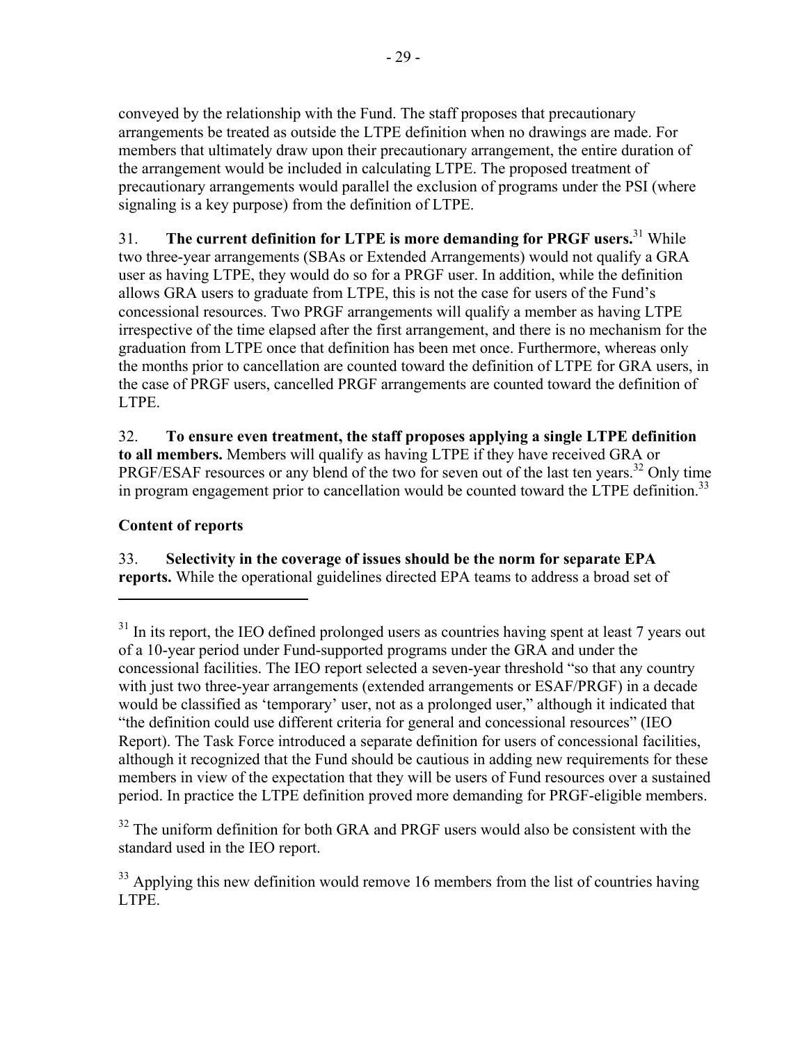conveyed by the relationship with the Fund. The staff proposes that precautionary arrangements be treated as outside the LTPE definition when no drawings are made. For members that ultimately draw upon their precautionary arrangement, the entire duration of the arrangement would be included in calculating LTPE. The proposed treatment of precautionary arrangements would parallel the exclusion of programs under the PSI (where signaling is a key purpose) from the definition of LTPE.

31. **The current definition for LTPE is more demanding for PRGF users.**[31] While two three-year arrangements (SBAs or Extended Arrangements) would not qualify a GRA user as having LTPE, they would do so for a PRGF user. In addition, while the definition allows GRA users to graduate from LTPE, this is not the case for users of the Fund's concessional resources. Two PRGF arrangements will qualify a member as having LTPE irrespective of the time elapsed after the first arrangement, and there is no mechanism for the graduation from LTPE once that definition has been met once. Furthermore, whereas only the months prior to cancellation are counted toward the definition of LTPE for GRA users, in the case of PRGF users, cancelled PRGF arrangements are counted toward the definition of LTPE.

32. **To ensure even treatment, the staff proposes applying a single LTPE definition to all members.** Members will qualify as having LTPE if they have received GRA or PRGF/ESAF resources or any blend of the two for seven out of the last ten years.[32] Only time in program engagement prior to cancellation would be counted toward the LTPE definition.[33]

### Content of reports

33. **Selectivity in the coverage of issues should be the norm for separate EPA reports.** While the operational guidelines directed EPA teams to address a broad set of

---

[31] In its report, the IEO defined prolonged users as countries having spent at least 7 years out of a 10-year period under Fund-supported programs under the GRA and under the concessional facilities. The IEO report selected a seven-year threshold "so that any country with just two three-year arrangements (extended arrangements or ESAF/PRGF) in a decade would be classified as 'temporary' user, not as a prolonged user," although it indicated that "the definition could use different criteria for general and concessional resources" (IEO Report). The Task Force introduced a separate definition for users of concessional facilities, although it recognized that the Fund should be cautious in adding new requirements for these members in view of the expectation that they will be users of Fund resources over a sustained period. In practice the LTPE definition proved more demanding for PRGF-eligible members.

[32] The uniform definition for both GRA and PRGF users would also be consistent with the standard used in the IEO report.

[33] Applying this new definition would remove 16 members from the list of countries having LTPE.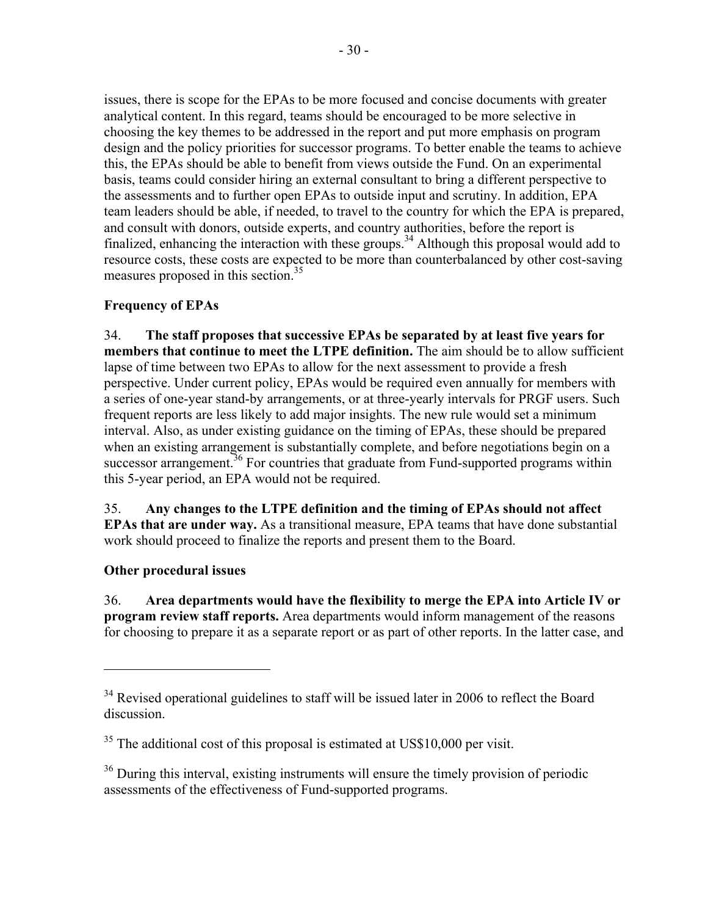issues, there is scope for the EPAs to be more focused and concise documents with greater analytical content. In this regard, teams should be encouraged to be more selective in choosing the key themes to be addressed in the report and put more emphasis on program design and the policy priorities for successor programs. To better enable the teams to achieve this, the EPAs should be able to benefit from views outside the Fund. On an experimental basis, teams could consider hiring an external consultant to bring a different perspective to the assessments and to further open EPAs to outside input and scrutiny. In addition, EPA team leaders should be able, if needed, to travel to the country for which the EPA is prepared, and consult with donors, outside experts, and country authorities, before the report is finalized, enhancing the interaction with these groups.[34] Although this proposal would add to resource costs, these costs are expected to be more than counterbalanced by other cost-saving measures proposed in this section.[35]

### Frequency of EPAs

34. **The staff proposes that successive EPAs be separated by at least five years for members that continue to meet the LTPE definition.** The aim should be to allow sufficient lapse of time between two EPAs to allow for the next assessment to provide a fresh perspective. Under current policy, EPAs would be required even annually for members with a series of one-year stand-by arrangements, or at three-yearly intervals for PRGF users. Such frequent reports are less likely to add major insights. The new rule would set a minimum interval. Also, as under existing guidance on the timing of EPAs, these should be prepared when an existing arrangement is substantially complete, and before negotiations begin on a successor arrangement.[36] For countries that graduate from Fund-supported programs within this 5-year period, an EPA would not be required.

35. **Any changes to the LTPE definition and the timing of EPAs should not affect EPAs that are under way.** As a transitional measure, EPA teams that have done substantial work should proceed to finalize the reports and present them to the Board.

### Other procedural issues

36. **Area departments would have the flexibility to merge the EPA into Article IV or program review staff reports.** Area departments would inform management of the reasons for choosing to prepare it as a separate report or as part of other reports. In the latter case, and

---

[34] Revised operational guidelines to staff will be issued later in 2006 to reflect the Board discussion.

[35] The additional cost of this proposal is estimated at US$10,000 per visit.

[36] During this interval, existing instruments will ensure the timely provision of periodic assessments of the effectiveness of Fund-supported programs.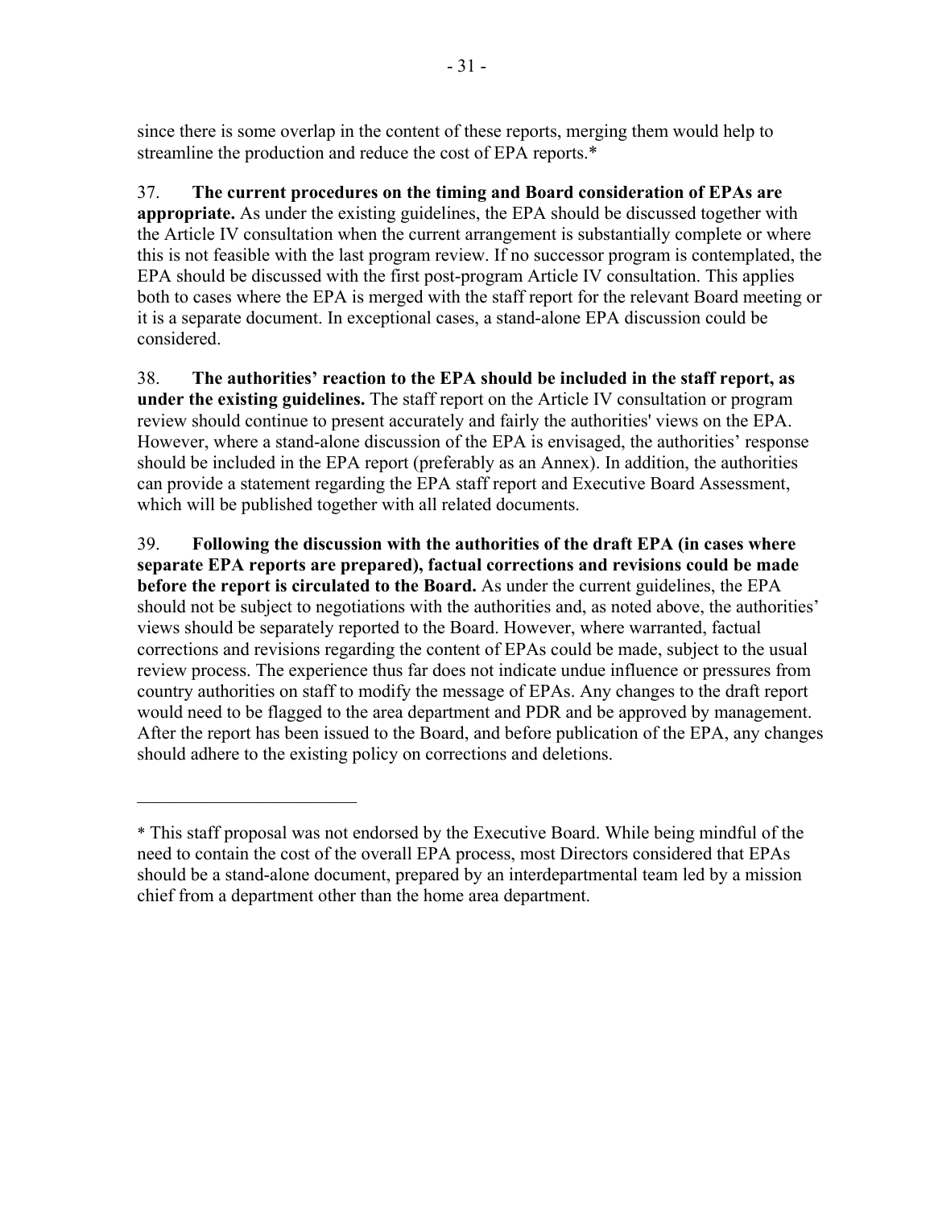since there is some overlap in the content of these reports, merging them would help to streamline the production and reduce the cost of EPA reports.*

37. **The current procedures on the timing and Board consideration of EPAs are appropriate.** As under the existing guidelines, the EPA should be discussed together with the Article IV consultation when the current arrangement is substantially complete or where this is not feasible with the last program review. If no successor program is contemplated, the EPA should be discussed with the first post-program Article IV consultation. This applies both to cases where the EPA is merged with the staff report for the relevant Board meeting or it is a separate document. In exceptional cases, a stand-alone EPA discussion could be considered.

38. **The authorities' reaction to the EPA should be included in the staff report, as under the existing guidelines.** The staff report on the Article IV consultation or program review should continue to present accurately and fairly the authorities' views on the EPA. However, where a stand-alone discussion of the EPA is envisaged, the authorities' response should be included in the EPA report (preferably as an Annex). In addition, the authorities can provide a statement regarding the EPA staff report and Executive Board Assessment, which will be published together with all related documents.

39. **Following the discussion with the authorities of the draft EPA (in cases where separate EPA reports are prepared), factual corrections and revisions could be made before the report is circulated to the Board.** As under the current guidelines, the EPA should not be subject to negotiations with the authorities and, as noted above, the authorities' views should be separately reported to the Board. However, where warranted, factual corrections and revisions regarding the content of EPAs could be made, subject to the usual review process. The experience thus far does not indicate undue influence or pressures from country authorities on staff to modify the message of EPAs. Any changes to the draft report would need to be flagged to the area department and PDR and be approved by management. After the report has been issued to the Board, and before publication of the EPA, any changes should adhere to the existing policy on corrections and deletions.

---

* This staff proposal was not endorsed by the Executive Board. While being mindful of the need to contain the cost of the overall EPA process, most Directors considered that EPAs should be a stand-alone document, prepared by an interdepartmental team led by a mission chief from a department other than the home area department.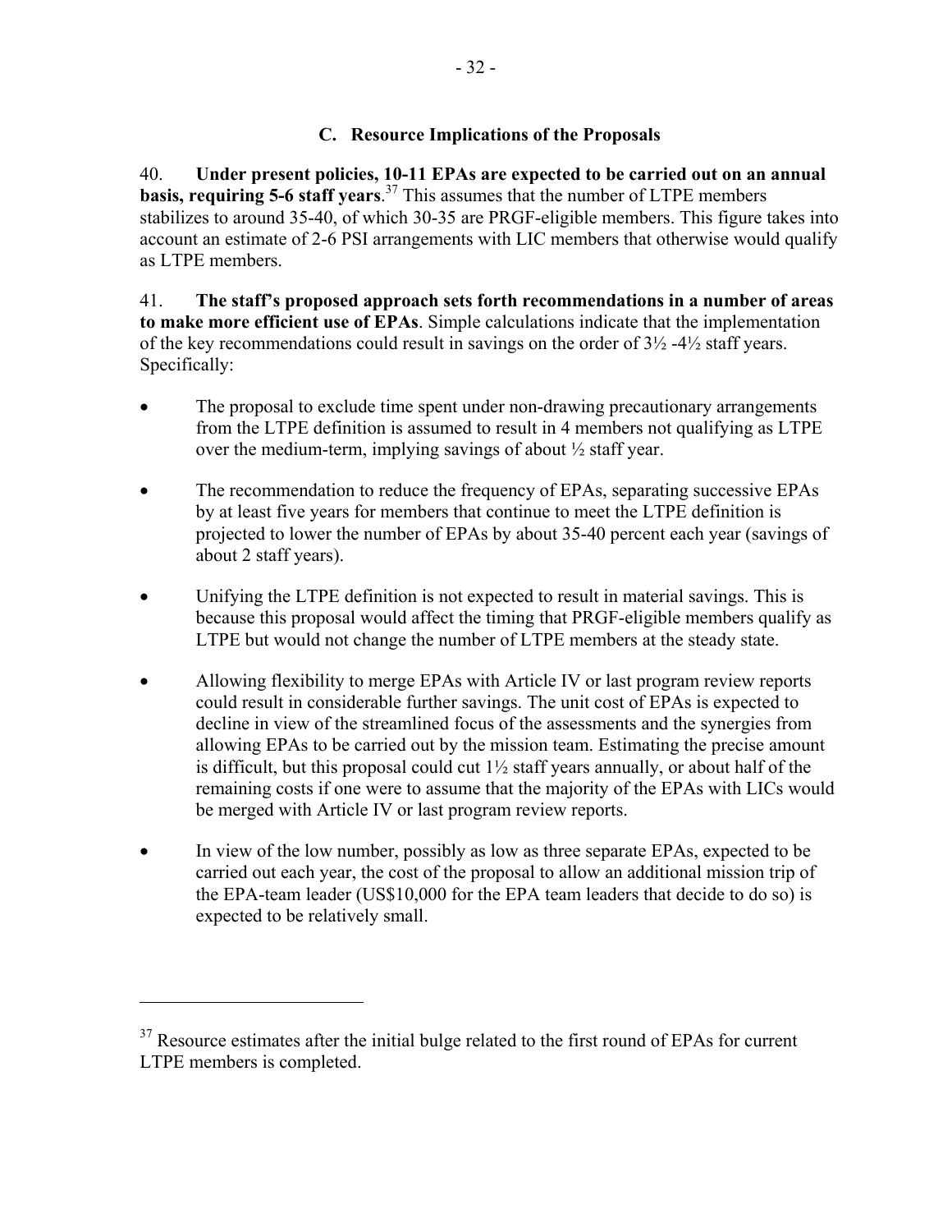### C. Resource Implications of the Proposals

40. **Under present policies, 10-11 EPAs are expected to be carried out on an annual basis, requiring 5-6 staff years**.[37] This assumes that the number of LTPE members stabilizes to around 35-40, of which 30-35 are PRGF-eligible members. This figure takes into account an estimate of 2-6 PSI arrangements with LIC members that otherwise would qualify as LTPE members.

41. **The staff's proposed approach sets forth recommendations in a number of areas to make more efficient use of EPAs**. Simple calculations indicate that the implementation of the key recommendations could result in savings on the order of 3½ -4½ staff years. Specifically:

- The proposal to exclude time spent under non-drawing precautionary arrangements from the LTPE definition is assumed to result in 4 members not qualifying as LTPE over the medium-term, implying savings of about ½ staff year.
- The recommendation to reduce the frequency of EPAs, separating successive EPAs by at least five years for members that continue to meet the LTPE definition is projected to lower the number of EPAs by about 35-40 percent each year (savings of about 2 staff years).
- Unifying the LTPE definition is not expected to result in material savings. This is because this proposal would affect the timing that PRGF-eligible members qualify as LTPE but would not change the number of LTPE members at the steady state.
- Allowing flexibility to merge EPAs with Article IV or last program review reports could result in considerable further savings. The unit cost of EPAs is expected to decline in view of the streamlined focus of the assessments and the synergies from allowing EPAs to be carried out by the mission team. Estimating the precise amount is difficult, but this proposal could cut 1½ staff years annually, or about half of the remaining costs if one were to assume that the majority of the EPAs with LICs would be merged with Article IV or last program review reports.
- In view of the low number, possibly as low as three separate EPAs, expected to be carried out each year, the cost of the proposal to allow an additional mission trip of the EPA-team leader (US$10,000 for the EPA team leaders that decide to do so) is expected to be relatively small.

---

[37] Resource estimates after the initial bulge related to the first round of EPAs for current LTPE members is completed.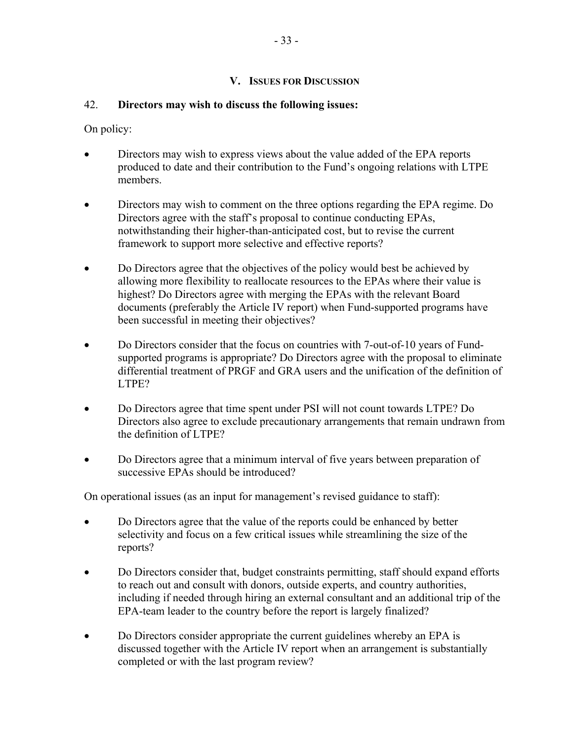## V. Issues for Discussion

42. **Directors may wish to discuss the following issues:**

On policy:

- Directors may wish to express views about the value added of the EPA reports produced to date and their contribution to the Fund's ongoing relations with LTPE members.
- Directors may wish to comment on the three options regarding the EPA regime. Do Directors agree with the staff's proposal to continue conducting EPAs, notwithstanding their higher-than-anticipated cost, but to revise the current framework to support more selective and effective reports?
- Do Directors agree that the objectives of the policy would best be achieved by allowing more flexibility to reallocate resources to the EPAs where their value is highest? Do Directors agree with merging the EPAs with the relevant Board documents (preferably the Article IV report) when Fund-supported programs have been successful in meeting their objectives?
- Do Directors consider that the focus on countries with 7-out-of-10 years of Fund-supported programs is appropriate? Do Directors agree with the proposal to eliminate differential treatment of PRGF and GRA users and the unification of the definition of LTPE?
- Do Directors agree that time spent under PSI will not count towards LTPE? Do Directors also agree to exclude precautionary arrangements that remain undrawn from the definition of LTPE?
- Do Directors agree that a minimum interval of five years between preparation of successive EPAs should be introduced?

On operational issues (as an input for management's revised guidance to staff):

- Do Directors agree that the value of the reports could be enhanced by better selectivity and focus on a few critical issues while streamlining the size of the reports?
- Do Directors consider that, budget constraints permitting, staff should expand efforts to reach out and consult with donors, outside experts, and country authorities, including if needed through hiring an external consultant and an additional trip of the EPA-team leader to the country before the report is largely finalized?
- Do Directors consider appropriate the current guidelines whereby an EPA is discussed together with the Article IV report when an arrangement is substantially completed or with the last program review?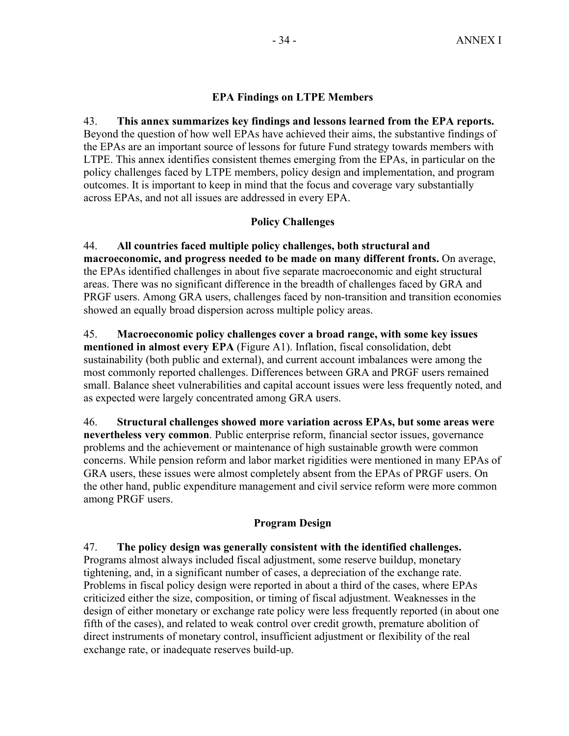## EPA Findings on LTPE Members

43. **This annex summarizes key findings and lessons learned from the EPA reports.** Beyond the question of how well EPAs have achieved their aims, the substantive findings of the EPAs are an important source of lessons for future Fund strategy towards members with LTPE. This annex identifies consistent themes emerging from the EPAs, in particular on the policy challenges faced by LTPE members, policy design and implementation, and program outcomes. It is important to keep in mind that the focus and coverage vary substantially across EPAs, and not all issues are addressed in every EPA.

### Policy Challenges

44. **All countries faced multiple policy challenges, both structural and macroeconomic, and progress needed to be made on many different fronts.** On average, the EPAs identified challenges in about five separate macroeconomic and eight structural areas. There was no significant difference in the breadth of challenges faced by GRA and PRGF users. Among GRA users, challenges faced by non-transition and transition economies showed an equally broad dispersion across multiple policy areas.

45. **Macroeconomic policy challenges cover a broad range, with some key issues mentioned in almost every EPA** (Figure A1). Inflation, fiscal consolidation, debt sustainability (both public and external), and current account imbalances were among the most commonly reported challenges. Differences between GRA and PRGF users remained small. Balance sheet vulnerabilities and capital account issues were less frequently noted, and as expected were largely concentrated among GRA users.

46. **Structural challenges showed more variation across EPAs, but some areas were nevertheless very common**. Public enterprise reform, financial sector issues, governance problems and the achievement or maintenance of high sustainable growth were common concerns. While pension reform and labor market rigidities were mentioned in many EPAs of GRA users, these issues were almost completely absent from the EPAs of PRGF users. On the other hand, public expenditure management and civil service reform were more common among PRGF users.

### Program Design

47. **The policy design was generally consistent with the identified challenges.** Programs almost always included fiscal adjustment, some reserve buildup, monetary tightening, and, in a significant number of cases, a depreciation of the exchange rate. Problems in fiscal policy design were reported in about a third of the cases, where EPAs criticized either the size, composition, or timing of fiscal adjustment. Weaknesses in the design of either monetary or exchange rate policy were less frequently reported (in about one fifth of the cases), and related to weak control over credit growth, premature abolition of direct instruments of monetary control, insufficient adjustment or flexibility of the real exchange rate, or inadequate reserves build-up.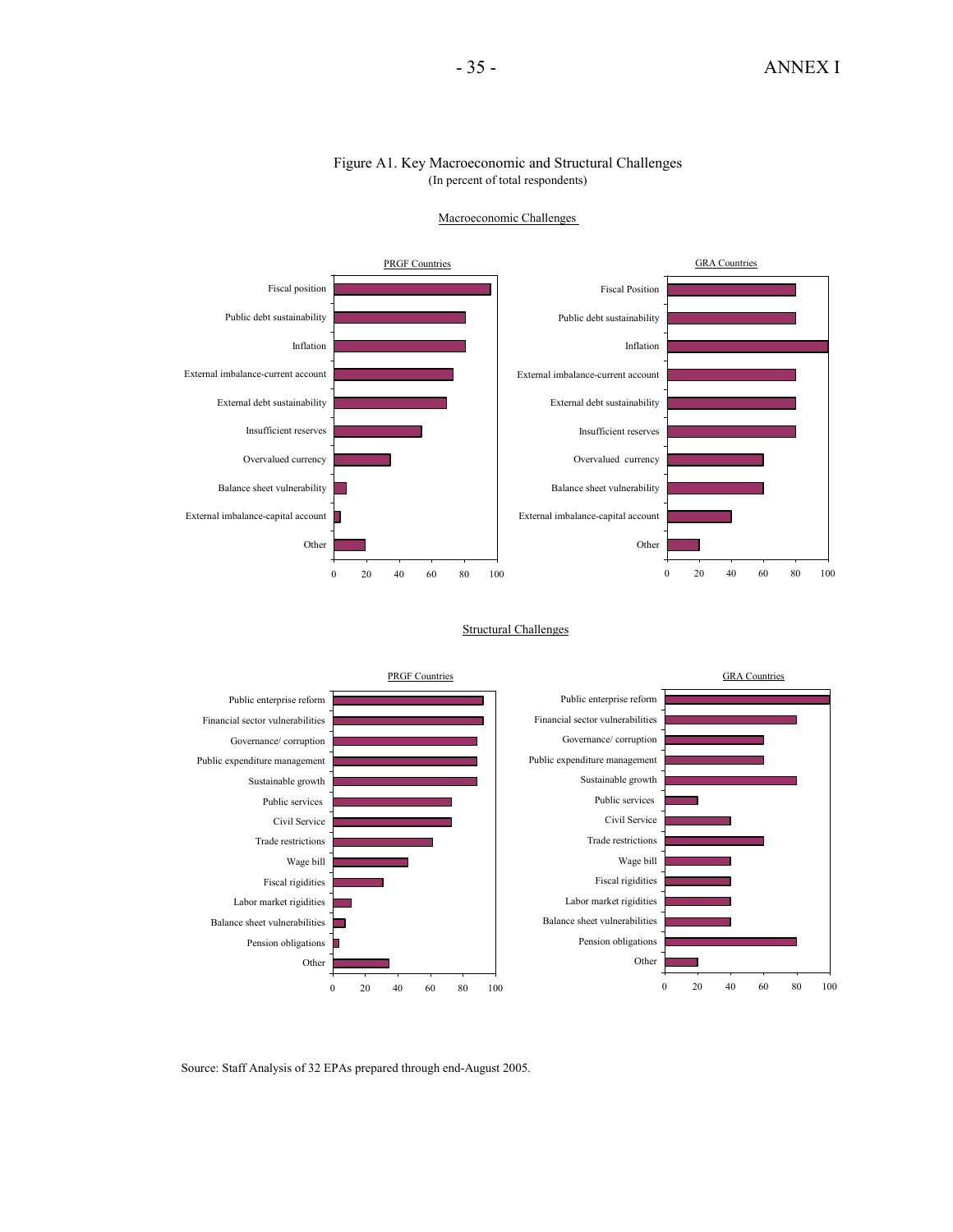Figure A1. Key Macroeconomic and Structural Challenges
(In percent of total respondents)

Macroeconomic Challenges

PRGF Countries

- Fiscal position
- Public debt sustainability
- Inflation
- External imbalance-current account
- External debt sustainability
- Insufficient reserves
- Overvalued currency
- Balance sheet vulnerability
- External imbalance-capital account
- Other

GRA Countries

- Fiscal Position
- Public debt sustainability
- Inflation
- External imbalance-current account
- External debt sustainability
- Insufficient reserves
- Overvalued currency
- Balance sheet vulnerability
- External imbalance-capital account
- Other

Structural Challenges

PRGF Countries

- Public enterprise reform
- Financial sector vulnerabilities
- Governance/ corruption
- Public expenditure management
- Sustainable growth
- Public services
- Civil Service
- Trade restrictions
- Wage bill
- Fiscal rigidities
- Labor market rigidities
- Balance sheet vulnerabilities
- Pension obligations
- Other

GRA Countries

- Public enterprise reform
- Financial sector vulnerabilities
- Governance/ corruption
- Public expenditure management
- Sustainable growth
- Public services
- Civil Service
- Trade restrictions
- Wage bill
- Fiscal rigidities
- Labor market rigidities
- Balance sheet vulnerabilities
- Pension obligations
- Other

Source: Staff Analysis of 32 EPAs prepared through end-August 2005.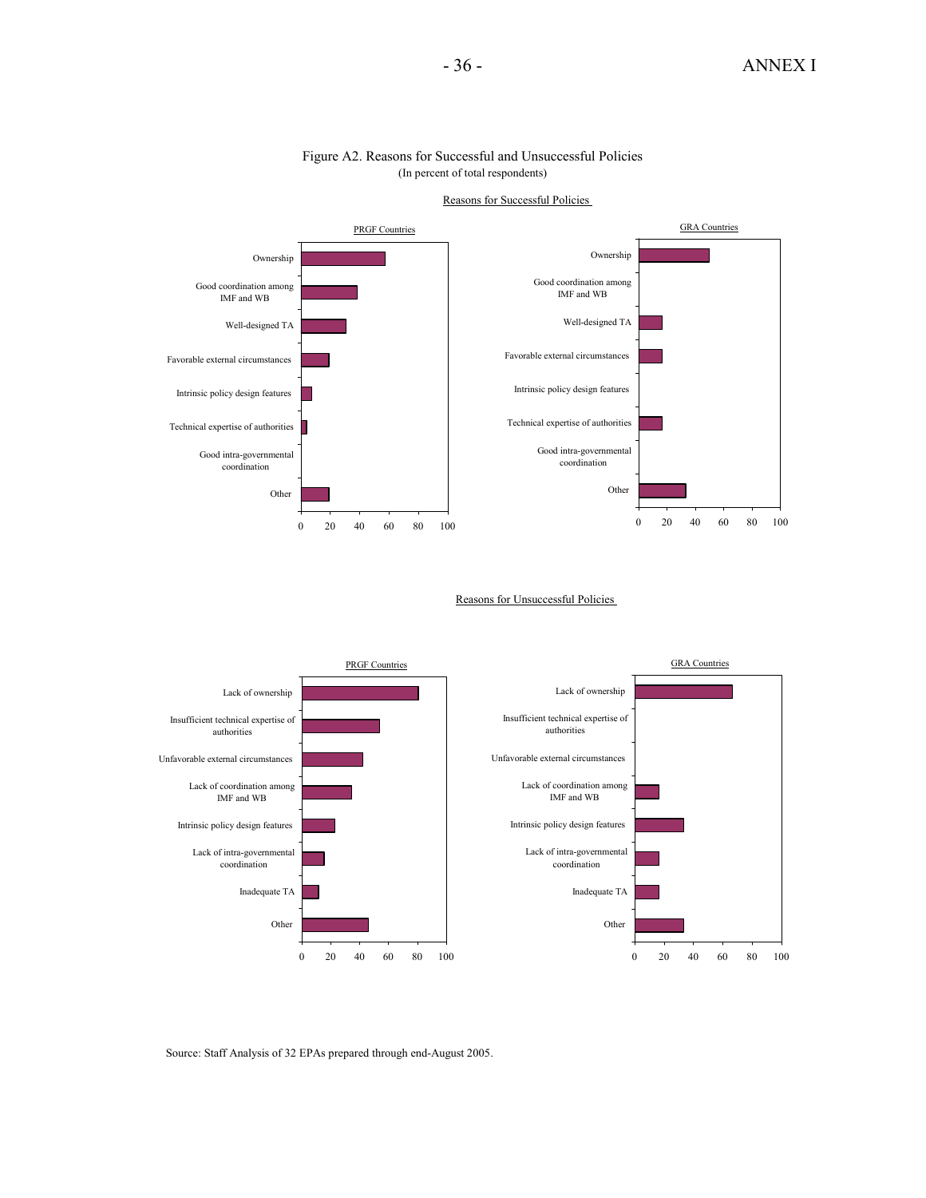Figure A2. Reasons for Successful and Unsuccessful Policies
(In percent of total respondents)

Reasons for Successful Policies

PRGF Countries

- Ownership
- Good coordination among IMF and WB
- Well-designed TA
- Favorable external circumstances
- Intrinsic policy design features
- Technical expertise of authorities
- Good intra-governmental coordination
- Other

GRA Countries

- Ownership
- Good coordination among IMF and WB
- Well-designed TA
- Favorable external circumstances
- Intrinsic policy design features
- Technical expertise of authorities
- Good intra-governmental coordination
- Other

Reasons for Unsuccessful Policies

PRGF Countries

- Lack of ownership
- Insufficient technical expertise of authorities
- Unfavorable external circumstances
- Lack of coordination among IMF and WB
- Intrinsic policy design features
- Lack of intra-governmental coordination
- Inadequate TA
- Other

GRA Countries

- Lack of ownership
- Insufficient technical expertise of authorities
- Unfavorable external circumstances
- Lack of coordination among IMF and WB
- Intrinsic policy design features
- Lack of intra-governmental coordination
- Inadequate TA
- Other

Source: Staff Analysis of 32 EPAs prepared through end-August 2005.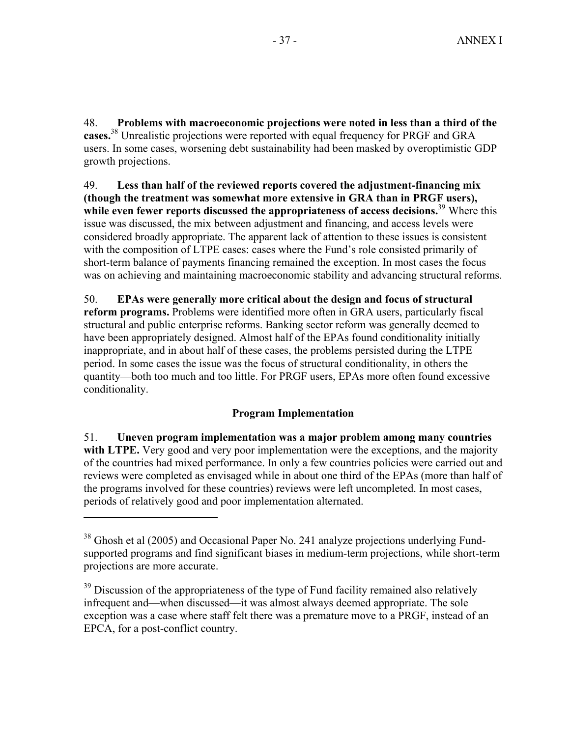48. **Problems with macroeconomic projections were noted in less than a third of the cases.**[38] Unrealistic projections were reported with equal frequency for PRGF and GRA users. In some cases, worsening debt sustainability had been masked by overoptimistic GDP growth projections.

49. **Less than half of the reviewed reports covered the adjustment-financing mix (though the treatment was somewhat more extensive in GRA than in PRGF users), while even fewer reports discussed the appropriateness of access decisions.**[39] Where this issue was discussed, the mix between adjustment and financing, and access levels were considered broadly appropriate. The apparent lack of attention to these issues is consistent with the composition of LTPE cases: cases where the Fund's role consisted primarily of short-term balance of payments financing remained the exception. In most cases the focus was on achieving and maintaining macroeconomic stability and advancing structural reforms.

50. **EPAs were generally more critical about the design and focus of structural reform programs.** Problems were identified more often in GRA users, particularly fiscal structural and public enterprise reforms. Banking sector reform was generally deemed to have been appropriately designed. Almost half of the EPAs found conditionality initially inappropriate, and in about half of these cases, the problems persisted during the LTPE period. In some cases the issue was the focus of structural conditionality, in others the quantity—both too much and too little. For PRGF users, EPAs more often found excessive conditionality.

### Program Implementation

51. **Uneven program implementation was a major problem among many countries with LTPE.** Very good and very poor implementation were the exceptions, and the majority of the countries had mixed performance. In only a few countries policies were carried out and reviews were completed as envisaged while in about one third of the EPAs (more than half of the programs involved for these countries) reviews were left uncompleted. In most cases, periods of relatively good and poor implementation alternated.

---

[38] Ghosh et al (2005) and Occasional Paper No. 241 analyze projections underlying Fund-supported programs and find significant biases in medium-term projections, while short-term projections are more accurate.

[39] Discussion of the appropriateness of the type of Fund facility remained also relatively infrequent and—when discussed—it was almost always deemed appropriate. The sole exception was a case where staff felt there was a premature move to a PRGF, instead of an EPCA, for a post-conflict country.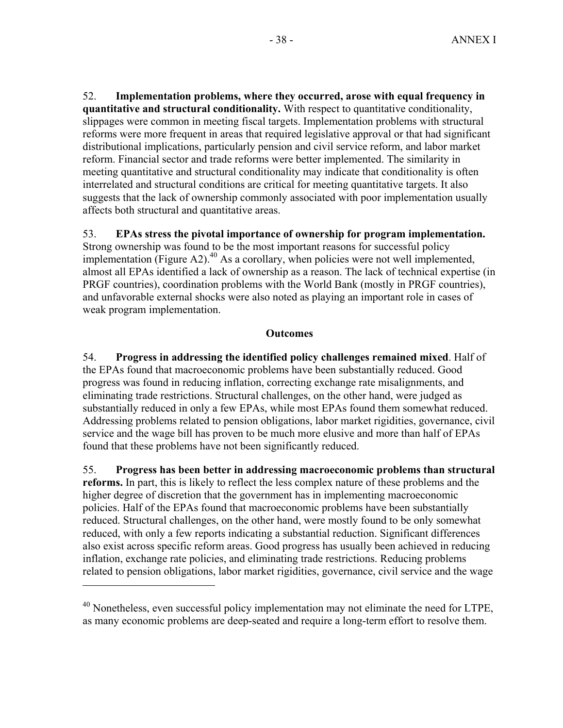52. **Implementation problems, where they occurred, arose with equal frequency in quantitative and structural conditionality.** With respect to quantitative conditionality, slippages were common in meeting fiscal targets. Implementation problems with structural reforms were more frequent in areas that required legislative approval or that had significant distributional implications, particularly pension and civil service reform, and labor market reform. Financial sector and trade reforms were better implemented. The similarity in meeting quantitative and structural conditionality may indicate that conditionality is often interrelated and structural conditions are critical for meeting quantitative targets. It also suggests that the lack of ownership commonly associated with poor implementation usually affects both structural and quantitative areas.

53. **EPAs stress the pivotal importance of ownership for program implementation.** Strong ownership was found to be the most important reasons for successful policy implementation (Figure A2).[40] As a corollary, when policies were not well implemented, almost all EPAs identified a lack of ownership as a reason. The lack of technical expertise (in PRGF countries), coordination problems with the World Bank (mostly in PRGF countries), and unfavorable external shocks were also noted as playing an important role in cases of weak program implementation.

### Outcomes

54. **Progress in addressing the identified policy challenges remained mixed**. Half of the EPAs found that macroeconomic problems have been substantially reduced. Good progress was found in reducing inflation, correcting exchange rate misalignments, and eliminating trade restrictions. Structural challenges, on the other hand, were judged as substantially reduced in only a few EPAs, while most EPAs found them somewhat reduced. Addressing problems related to pension obligations, labor market rigidities, governance, civil service and the wage bill has proven to be much more elusive and more than half of EPAs found that these problems have not been significantly reduced.

55. **Progress has been better in addressing macroeconomic problems than structural reforms.** In part, this is likely to reflect the less complex nature of these problems and the higher degree of discretion that the government has in implementing macroeconomic policies. Half of the EPAs found that macroeconomic problems have been substantially reduced. Structural challenges, on the other hand, were mostly found to be only somewhat reduced, with only a few reports indicating a substantial reduction. Significant differences also exist across specific reform areas. Good progress has usually been achieved in reducing inflation, exchange rate policies, and eliminating trade restrictions. Reducing problems related to pension obligations, labor market rigidities, governance, civil service and the wage

[40] Nonetheless, even successful policy implementation may not eliminate the need for LTPE, as many economic problems are deep-seated and require a long-term effort to resolve them.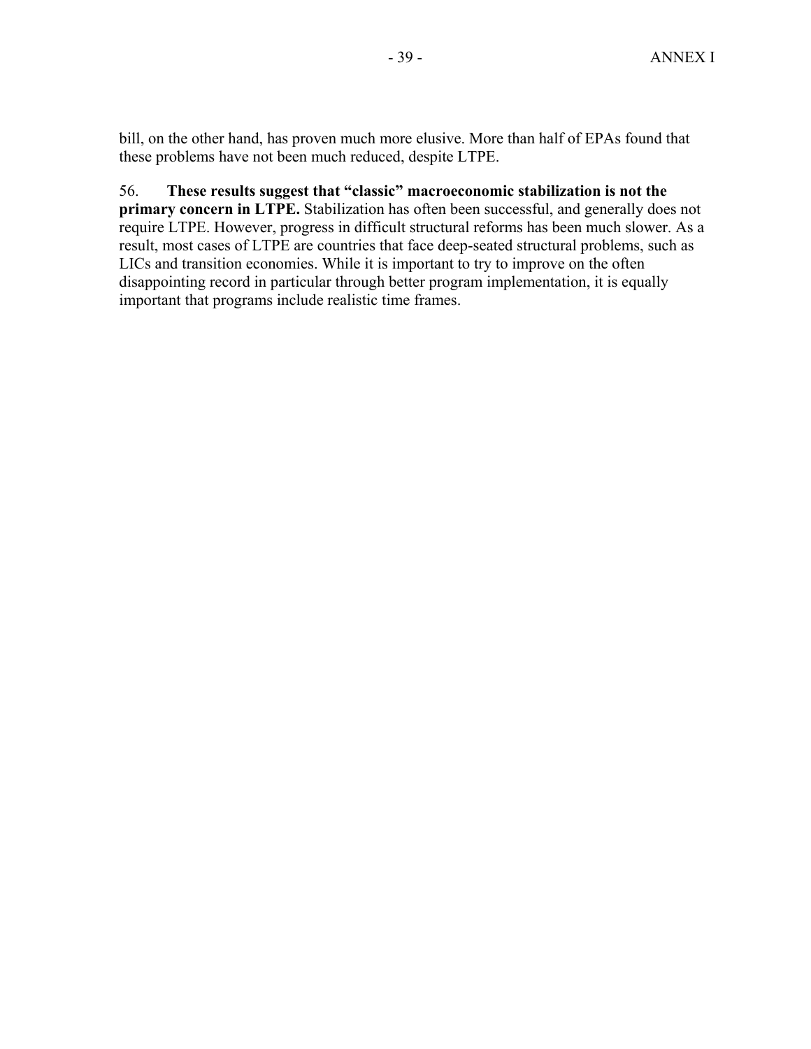bill, on the other hand, has proven much more elusive. More than half of EPAs found that these problems have not been much reduced, despite LTPE.

56. **These results suggest that "classic" macroeconomic stabilization is not the primary concern in LTPE.** Stabilization has often been successful, and generally does not require LTPE. However, progress in difficult structural reforms has been much slower. As a result, most cases of LTPE are countries that face deep-seated structural problems, such as LICs and transition economies. While it is important to try to improve on the often disappointing record in particular through better program implementation, it is equally important that programs include realistic time frames.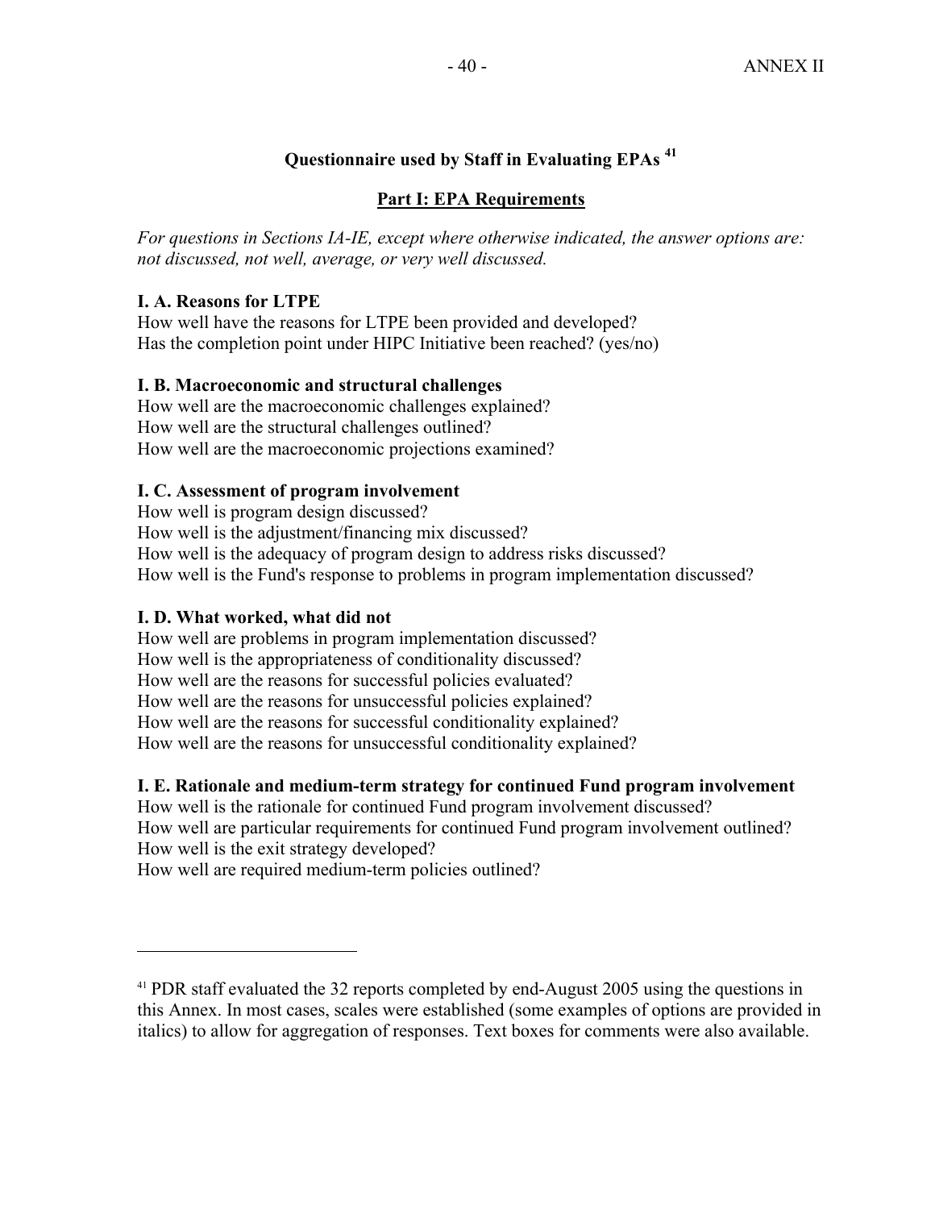## Questionnaire used by Staff in Evaluating EPAs [41]

### Part I: EPA Requirements

*For questions in Sections IA-IE, except where otherwise indicated, the answer options are: not discussed, not well, average, or very well discussed.*

**I. A. Reasons for LTPE**

How well have the reasons for LTPE been provided and developed?
Has the completion point under HIPC Initiative been reached? (yes/no)

**I. B. Macroeconomic and structural challenges**

How well are the macroeconomic challenges explained?
How well are the structural challenges outlined?
How well are the macroeconomic projections examined?

**I. C. Assessment of program involvement**

How well is program design discussed?
How well is the adjustment/financing mix discussed?
How well is the adequacy of program design to address risks discussed?
How well is the Fund's response to problems in program implementation discussed?

**I. D. What worked, what did not**

How well are problems in program implementation discussed?
How well is the appropriateness of conditionality discussed?
How well are the reasons for successful policies evaluated?
How well are the reasons for unsuccessful policies explained?
How well are the reasons for successful conditionality explained?
How well are the reasons for unsuccessful conditionality explained?

**I. E. Rationale and medium-term strategy for continued Fund program involvement**

How well is the rationale for continued Fund program involvement discussed?
How well are particular requirements for continued Fund program involvement outlined?
How well is the exit strategy developed?
How well are required medium-term policies outlined?

---

[41] PDR staff evaluated the 32 reports completed by end-August 2005 using the questions in this Annex. In most cases, scales were established (some examples of options are provided in italics) to allow for aggregation of responses. Text boxes for comments were also available.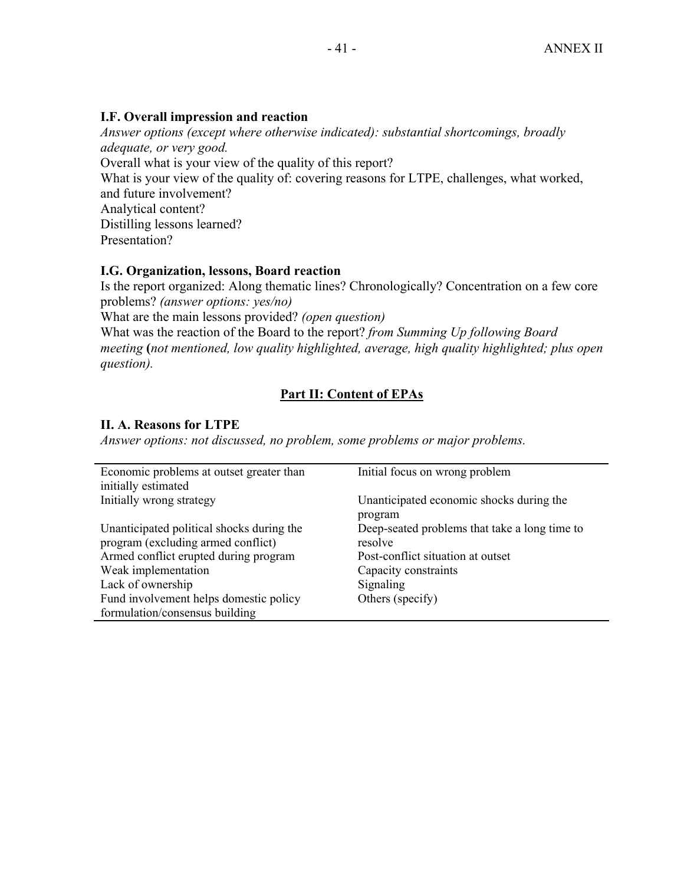### I.F. Overall impression and reaction

*Answer options (except where otherwise indicated): substantial shortcomings, broadly adequate, or very good.*

Overall what is your view of the quality of this report?

What is your view of the quality of: covering reasons for LTPE, challenges, what worked, and future involvement?

Analytical content?

Distilling lessons learned?

Presentation?

### I.G. Organization, lessons, Board reaction

Is the report organized: Along thematic lines? Chronologically? Concentration on a few core problems? *(answer options: yes/no)*

What are the main lessons provided? *(open question)*

What was the reaction of the Board to the report? *from Summing Up following Board meeting* **(***not mentioned, low quality highlighted, average, high quality highlighted; plus open question).*

## Part II: Content of EPAs

### II. A. Reasons for LTPE

*Answer options: not discussed, no problem, some problems or major problems.*

| | |
|---|---|
| Economic problems at outset greater than initially estimated | Initial focus on wrong problem |
| Initially wrong strategy | Unanticipated economic shocks during the program |
| Unanticipated political shocks during the program (excluding armed conflict) | Deep-seated problems that take a long time to resolve |
| Armed conflict erupted during program | Post-conflict situation at outset |
| Weak implementation | Capacity constraints |
| Lack of ownership | Signaling |
| Fund involvement helps domestic policy formulation/consensus building | Others (specify) |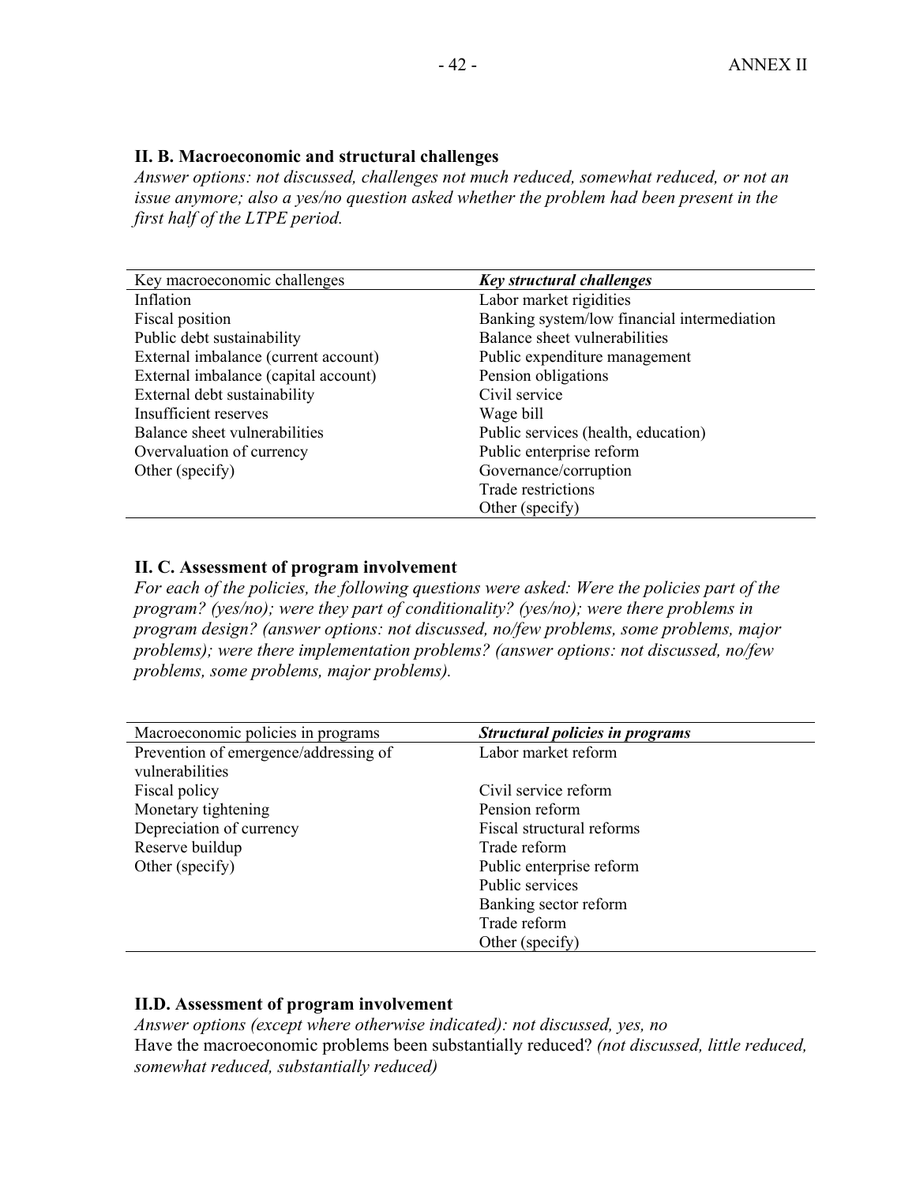### II. B. Macroeconomic and structural challenges

*Answer options: not discussed, challenges not much reduced, somewhat reduced, or not an issue anymore; also a yes/no question asked whether the problem had been present in the first half of the LTPE period.*

| Key macroeconomic challenges | ***Key structural challenges*** |
|---|---|
| Inflation | Labor market rigidities |
| Fiscal position | Banking system/low financial intermediation |
| Public debt sustainability | Balance sheet vulnerabilities |
| External imbalance (current account) | Public expenditure management |
| External imbalance (capital account) | Pension obligations |
| External debt sustainability | Civil service |
| Insufficient reserves | Wage bill |
| Balance sheet vulnerabilities | Public services (health, education) |
| Overvaluation of currency | Public enterprise reform |
| Other (specify) | Governance/corruption |
| | Trade restrictions |
| | Other (specify) |

### II. C. Assessment of program involvement

*For each of the policies, the following questions were asked: Were the policies part of the program? (yes/no); were they part of conditionality? (yes/no); were there problems in program design? (answer options: not discussed, no/few problems, some problems, major problems); were there implementation problems? (answer options: not discussed, no/few problems, some problems, major problems).*

| Macroeconomic policies in programs | ***Structural policies in programs*** |
|---|---|
| Prevention of emergence/addressing of vulnerabilities | Labor market reform |
| Fiscal policy | Civil service reform |
| Monetary tightening | Pension reform |
| Depreciation of currency | Fiscal structural reforms |
| Reserve buildup | Trade reform |
| Other (specify) | Public enterprise reform |
| | Public services |
| | Banking sector reform |
| | Trade reform |
| | Other (specify) |

### II.D. Assessment of program involvement

*Answer options (except where otherwise indicated): not discussed, yes, no*

Have the macroeconomic problems been substantially reduced? *(not discussed, little reduced, somewhat reduced, substantially reduced)*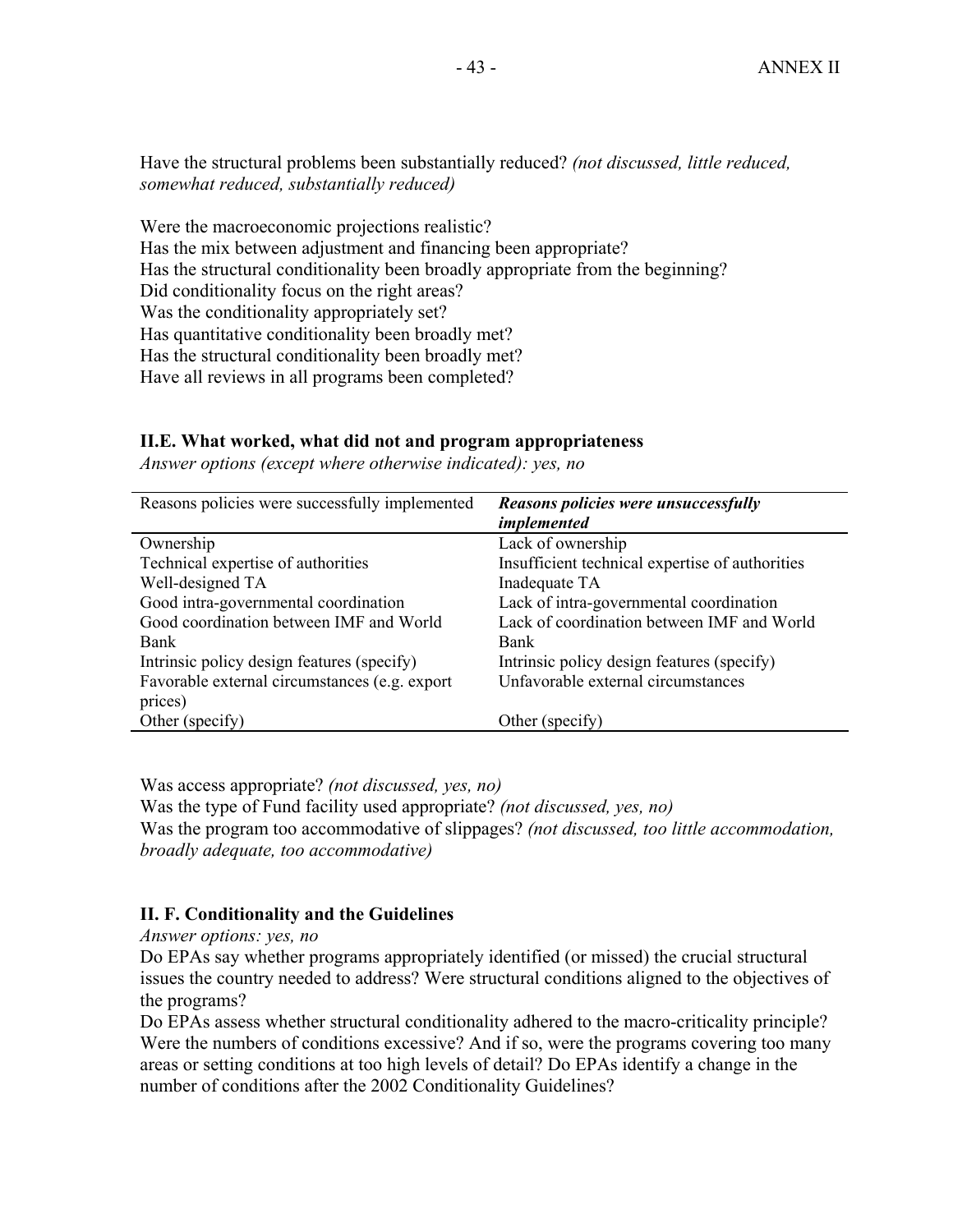Have the structural problems been substantially reduced? *(not discussed, little reduced, somewhat reduced, substantially reduced)*

Were the macroeconomic projections realistic?
Has the mix between adjustment and financing been appropriate?
Has the structural conditionality been broadly appropriate from the beginning?
Did conditionality focus on the right areas?
Was the conditionality appropriately set?
Has quantitative conditionality been broadly met?
Has the structural conditionality been broadly met?
Have all reviews in all programs been completed?

### II.E. What worked, what did not and program appropriateness

*Answer options (except where otherwise indicated): yes, no*

| Reasons policies were successfully implemented | ***Reasons policies were unsuccessfully implemented*** |
|---|---|
| Ownership | Lack of ownership |
| Technical expertise of authorities | Insufficient technical expertise of authorities |
| Well-designed TA | Inadequate TA |
| Good intra-governmental coordination | Lack of intra-governmental coordination |
| Good coordination between IMF and World Bank | Lack of coordination between IMF and World Bank |
| Intrinsic policy design features (specify) | Intrinsic policy design features (specify) |
| Favorable external circumstances (e.g. export prices) | Unfavorable external circumstances |
| Other (specify) | Other (specify) |

Was access appropriate? *(not discussed, yes, no)*
Was the type of Fund facility used appropriate? *(not discussed, yes, no)*
Was the program too accommodative of slippages? *(not discussed, too little accommodation, broadly adequate, too accommodative)*

### II. F. Conditionality and the Guidelines

*Answer options: yes, no*

Do EPAs say whether programs appropriately identified (or missed) the crucial structural issues the country needed to address? Were structural conditions aligned to the objectives of the programs?
Do EPAs assess whether structural conditionality adhered to the macro-criticality principle? Were the numbers of conditions excessive? And if so, were the programs covering too many areas or setting conditions at too high levels of detail? Do EPAs identify a change in the number of conditions after the 2002 Conditionality Guidelines?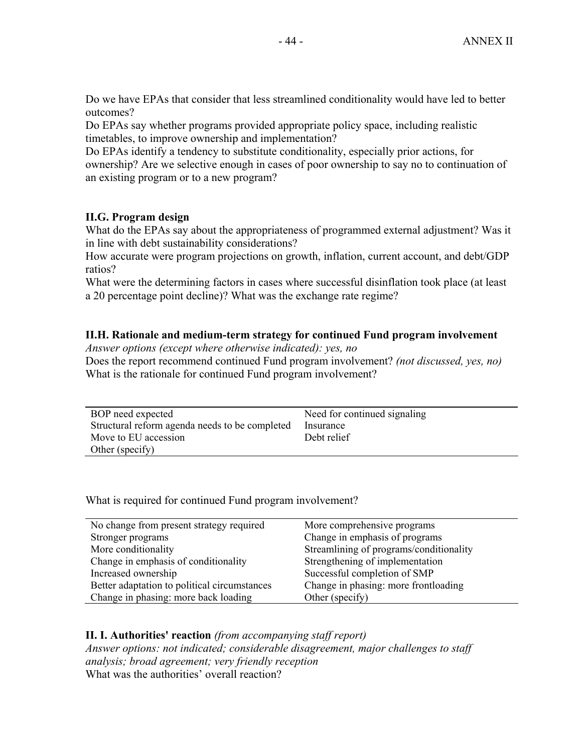Do we have EPAs that consider that less streamlined conditionality would have led to better outcomes?
Do EPAs say whether programs provided appropriate policy space, including realistic timetables, to improve ownership and implementation?
Do EPAs identify a tendency to substitute conditionality, especially prior actions, for ownership? Are we selective enough in cases of poor ownership to say no to continuation of an existing program or to a new program?

### II.G. Program design

What do the EPAs say about the appropriateness of programmed external adjustment? Was it in line with debt sustainability considerations?
How accurate were program projections on growth, inflation, current account, and debt/GDP ratios?
What were the determining factors in cases where successful disinflation took place (at least a 20 percentage point decline)? What was the exchange rate regime?

### II.H. Rationale and medium-term strategy for continued Fund program involvement

*Answer options (except where otherwise indicated): yes, no*
Does the report recommend continued Fund program involvement? *(not discussed, yes, no)*
What is the rationale for continued Fund program involvement?

| | |
|---|---|
| BOP need expected | Need for continued signaling |
| Structural reform agenda needs to be completed | Insurance |
| Move to EU accession | Debt relief |
| Other (specify) | |

What is required for continued Fund program involvement?

| | |
|---|---|
| No change from present strategy required | More comprehensive programs |
| Stronger programs | Change in emphasis of programs |
| More conditionality | Streamlining of programs/conditionality |
| Change in emphasis of conditionality | Strengthening of implementation |
| Increased ownership | Successful completion of SMP |
| Better adaptation to political circumstances | Change in phasing: more frontloading |
| Change in phasing: more back loading | Other (specify) |

### II. I. Authorities' reaction *(from accompanying staff report)*

*Answer options: not indicated; considerable disagreement, major challenges to staff analysis; broad agreement; very friendly reception*
What was the authorities' overall reaction?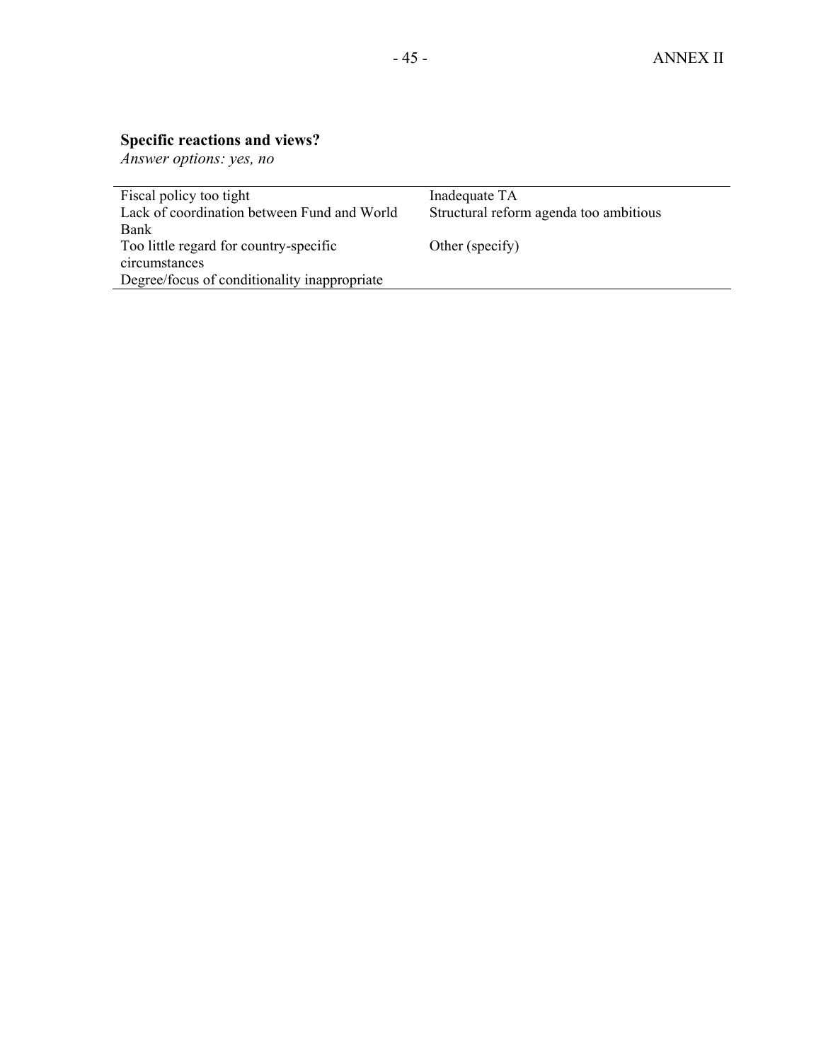**Specific reactions and views?**
*Answer options: yes, no*

| | |
|---|---|
| Fiscal policy too tight | Inadequate TA |
| Lack of coordination between Fund and World Bank | Structural reform agenda too ambitious |
| Too little regard for country-specific circumstances | Other (specify) |
| Degree/focus of conditionality inappropriate | |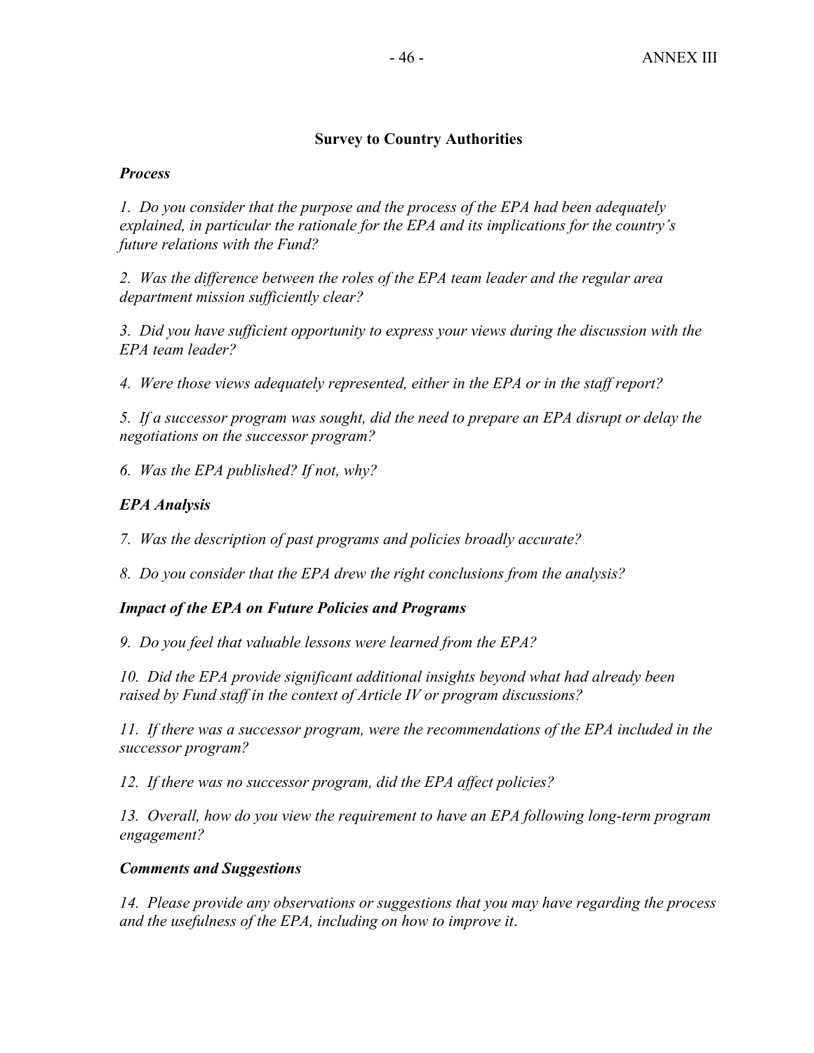## Survey to Country Authorities

### *Process*

*1. Do you consider that the purpose and the process of the EPA had been adequately explained, in particular the rationale for the EPA and its implications for the country's future relations with the Fund?*

*2. Was the difference between the roles of the EPA team leader and the regular area department mission sufficiently clear?*

*3. Did you have sufficient opportunity to express your views during the discussion with the EPA team leader?*

*4. Were those views adequately represented, either in the EPA or in the staff report?*

*5. If a successor program was sought, did the need to prepare an EPA disrupt or delay the negotiations on the successor program?*

*6. Was the EPA published? If not, why?*

### *EPA Analysis*

*7. Was the description of past programs and policies broadly accurate?*

*8. Do you consider that the EPA drew the right conclusions from the analysis?*

### *Impact of the EPA on Future Policies and Programs*

*9. Do you feel that valuable lessons were learned from the EPA?*

*10. Did the EPA provide significant additional insights beyond what had already been raised by Fund staff in the context of Article IV or program discussions?*

*11. If there was a successor program, were the recommendations of the EPA included in the successor program?*

*12. If there was no successor program, did the EPA affect policies?*

*13. Overall, how do you view the requirement to have an EPA following long-term program engagement?*

### *Comments and Suggestions*

*14. Please provide any observations or suggestions that you may have regarding the process and the usefulness of the EPA, including on how to improve it.*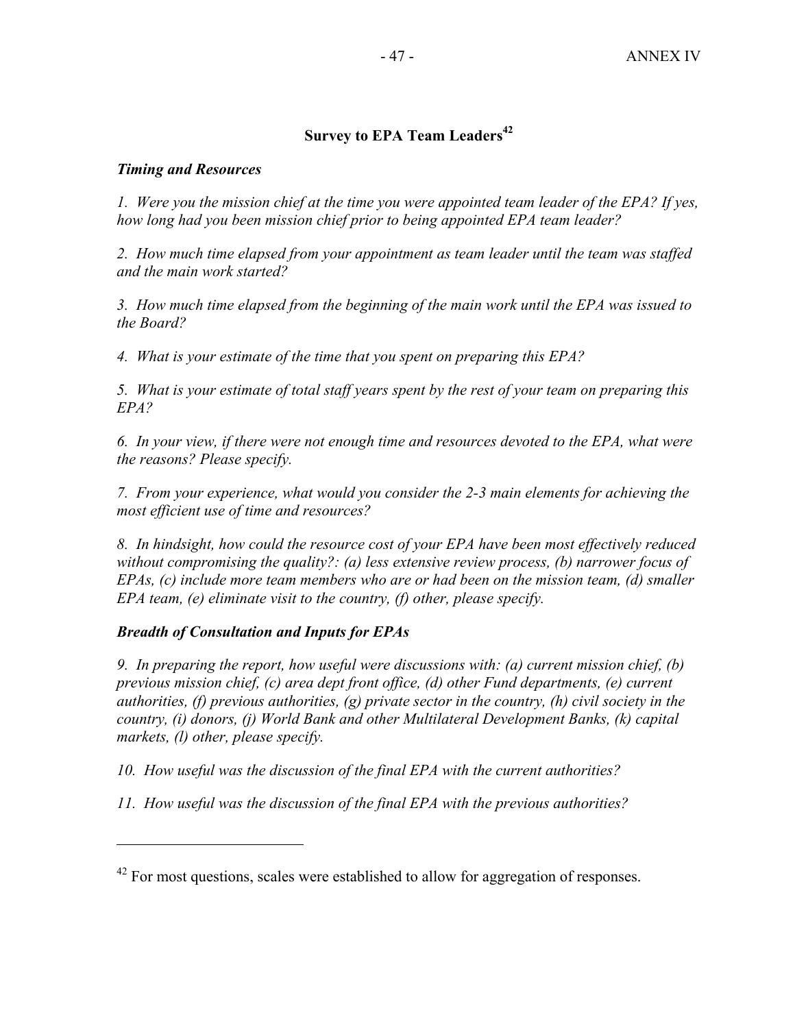## Survey to EPA Team Leaders[42]

### *Timing and Resources*

*1. Were you the mission chief at the time you were appointed team leader of the EPA? If yes, how long had you been mission chief prior to being appointed EPA team leader?*

*2. How much time elapsed from your appointment as team leader until the team was staffed and the main work started?*

*3. How much time elapsed from the beginning of the main work until the EPA was issued to the Board?*

*4. What is your estimate of the time that you spent on preparing this EPA?*

*5. What is your estimate of total staff years spent by the rest of your team on preparing this EPA?*

*6. In your view, if there were not enough time and resources devoted to the EPA, what were the reasons? Please specify.*

*7. From your experience, what would you consider the 2-3 main elements for achieving the most efficient use of time and resources?*

*8. In hindsight, how could the resource cost of your EPA have been most effectively reduced without compromising the quality?: (a) less extensive review process, (b) narrower focus of EPAs, (c) include more team members who are or had been on the mission team, (d) smaller EPA team, (e) eliminate visit to the country, (f) other, please specify.*

### *Breadth of Consultation and Inputs for EPAs*

*9. In preparing the report, how useful were discussions with: (a) current mission chief, (b) previous mission chief, (c) area dept front office, (d) other Fund departments, (e) current authorities, (f) previous authorities, (g) private sector in the country, (h) civil society in the country, (i) donors, (j) World Bank and other Multilateral Development Banks, (k) capital markets, (l) other, please specify.*

*10. How useful was the discussion of the final EPA with the current authorities?*

*11. How useful was the discussion of the final EPA with the previous authorities?*

---

[42] For most questions, scales were established to allow for aggregation of responses.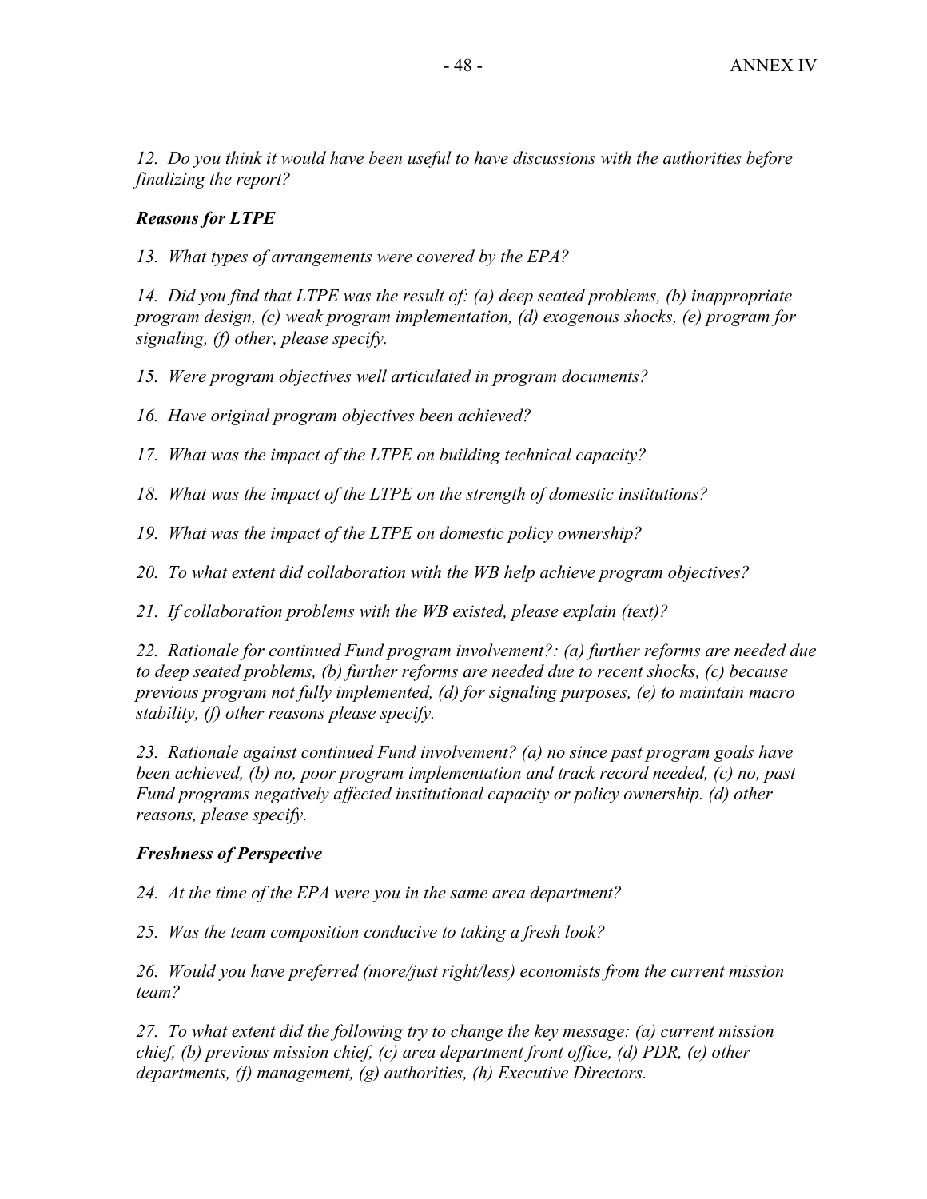*12. Do you think it would have been useful to have discussions with the authorities before finalizing the report?*

### ***Reasons for LTPE***

*13. What types of arrangements were covered by the EPA?*

*14. Did you find that LTPE was the result of: (a) deep seated problems, (b) inappropriate program design, (c) weak program implementation, (d) exogenous shocks, (e) program for signaling, (f) other, please specify.*

*15. Were program objectives well articulated in program documents?*

*16. Have original program objectives been achieved?*

*17. What was the impact of the LTPE on building technical capacity?*

*18. What was the impact of the LTPE on the strength of domestic institutions?*

*19. What was the impact of the LTPE on domestic policy ownership?*

*20. To what extent did collaboration with the WB help achieve program objectives?*

*21. If collaboration problems with the WB existed, please explain (text)?*

*22. Rationale for continued Fund program involvement?: (a) further reforms are needed due to deep seated problems, (b) further reforms are needed due to recent shocks, (c) because previous program not fully implemented, (d) for signaling purposes, (e) to maintain macro stability, (f) other reasons please specify.*

*23. Rationale against continued Fund involvement? (a) no since past program goals have been achieved, (b) no, poor program implementation and track record needed, (c) no, past Fund programs negatively affected institutional capacity or policy ownership. (d) other reasons, please specify.*

### ***Freshness of Perspective***

*24. At the time of the EPA were you in the same area department?*

*25. Was the team composition conducive to taking a fresh look?*

*26. Would you have preferred (more/just right/less) economists from the current mission team?*

*27. To what extent did the following try to change the key message: (a) current mission chief, (b) previous mission chief, (c) area department front office, (d) PDR, (e) other departments, (f) management, (g) authorities, (h) Executive Directors.*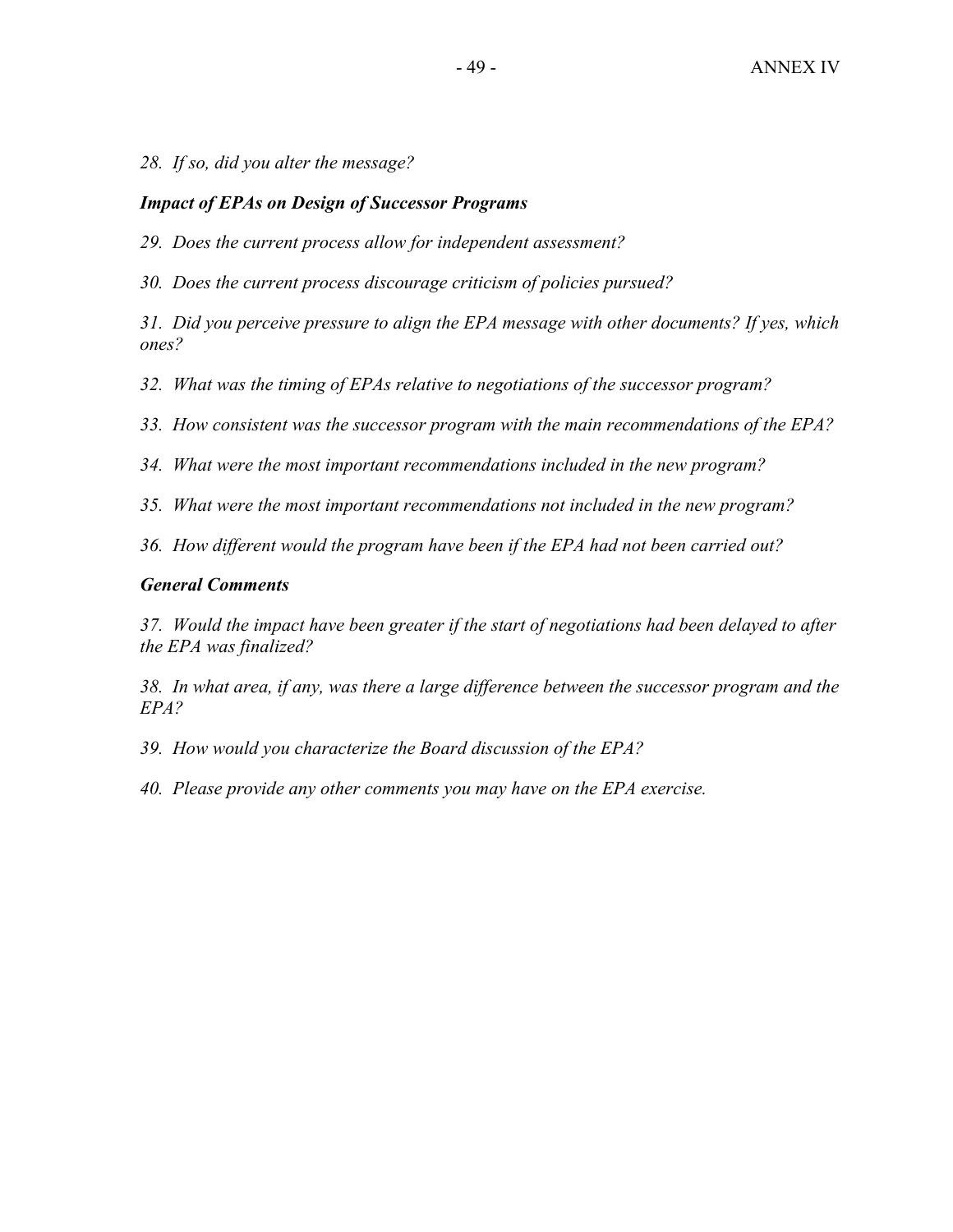*28. If so, did you alter the message?*

***Impact of EPAs on Design of Successor Programs***

*29. Does the current process allow for independent assessment?*

*30. Does the current process discourage criticism of policies pursued?*

*31. Did you perceive pressure to align the EPA message with other documents? If yes, which ones?*

*32. What was the timing of EPAs relative to negotiations of the successor program?*

*33. How consistent was the successor program with the main recommendations of the EPA?*

*34. What were the most important recommendations included in the new program?*

*35. What were the most important recommendations not included in the new program?*

*36. How different would the program have been if the EPA had not been carried out?*

***General Comments***

*37. Would the impact have been greater if the start of negotiations had been delayed to after the EPA was finalized?*

*38. In what area, if any, was there a large difference between the successor program and the EPA?*

*39. How would you characterize the Board discussion of the EPA?*

*40. Please provide any other comments you may have on the EPA exercise.*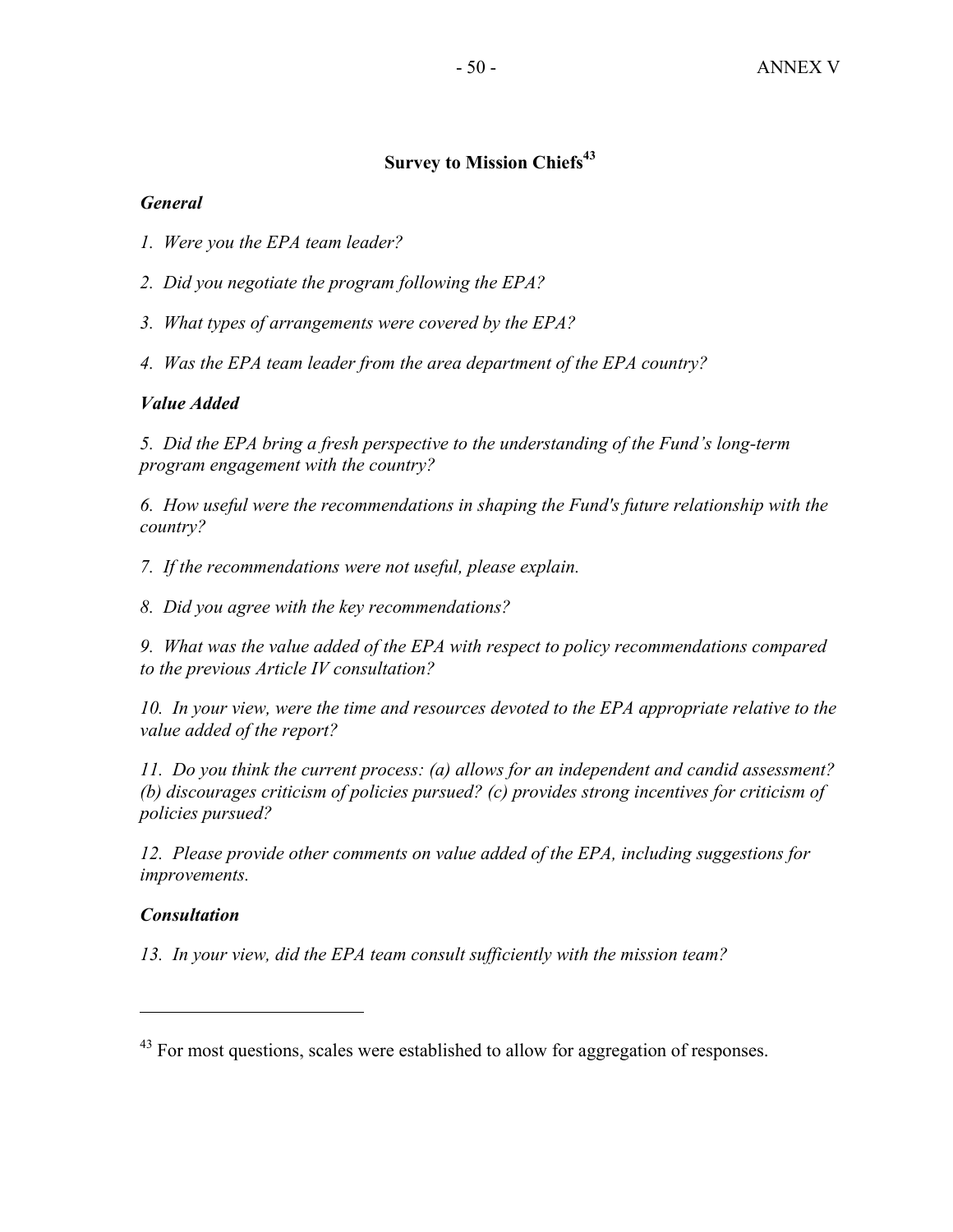## Survey to Mission Chiefs[43]

### *General*

*1. Were you the EPA team leader?*

*2. Did you negotiate the program following the EPA?*

*3. What types of arrangements were covered by the EPA?*

*4. Was the EPA team leader from the area department of the EPA country?*

### *Value Added*

*5. Did the EPA bring a fresh perspective to the understanding of the Fund's long-term program engagement with the country?*

*6. How useful were the recommendations in shaping the Fund's future relationship with the country?*

*7. If the recommendations were not useful, please explain.*

*8. Did you agree with the key recommendations?*

*9. What was the value added of the EPA with respect to policy recommendations compared to the previous Article IV consultation?*

*10. In your view, were the time and resources devoted to the EPA appropriate relative to the value added of the report?*

*11. Do you think the current process: (a) allows for an independent and candid assessment? (b) discourages criticism of policies pursued? (c) provides strong incentives for criticism of policies pursued?*

*12. Please provide other comments on value added of the EPA, including suggestions for improvements.*

### *Consultation*

*13. In your view, did the EPA team consult sufficiently with the mission team?*

---

[43] For most questions, scales were established to allow for aggregation of responses.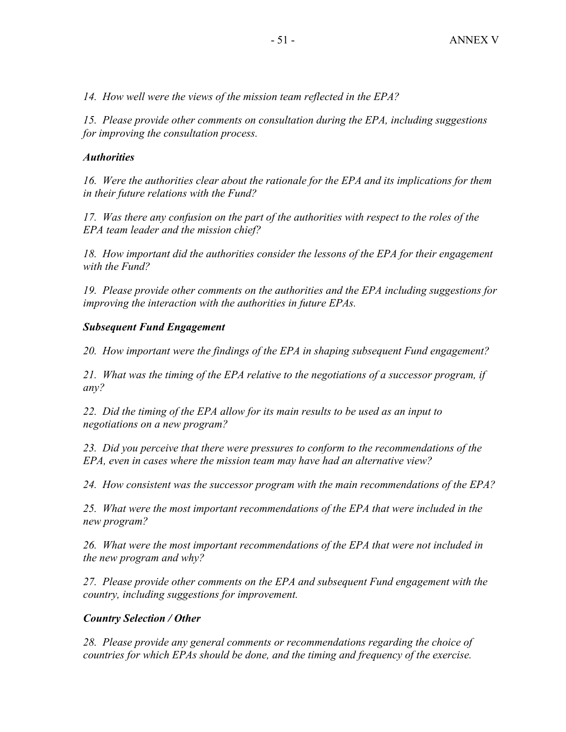*14. How well were the views of the mission team reflected in the EPA?*

*15. Please provide other comments on consultation during the EPA, including suggestions for improving the consultation process.*

***Authorities***

*16. Were the authorities clear about the rationale for the EPA and its implications for them in their future relations with the Fund?*

*17. Was there any confusion on the part of the authorities with respect to the roles of the EPA team leader and the mission chief?*

*18. How important did the authorities consider the lessons of the EPA for their engagement with the Fund?*

*19. Please provide other comments on the authorities and the EPA including suggestions for improving the interaction with the authorities in future EPAs.*

***Subsequent Fund Engagement***

*20. How important were the findings of the EPA in shaping subsequent Fund engagement?*

*21. What was the timing of the EPA relative to the negotiations of a successor program, if any?*

*22. Did the timing of the EPA allow for its main results to be used as an input to negotiations on a new program?*

*23. Did you perceive that there were pressures to conform to the recommendations of the EPA, even in cases where the mission team may have had an alternative view?*

*24. How consistent was the successor program with the main recommendations of the EPA?*

*25. What were the most important recommendations of the EPA that were included in the new program?*

*26. What were the most important recommendations of the EPA that were not included in the new program and why?*

*27. Please provide other comments on the EPA and subsequent Fund engagement with the country, including suggestions for improvement.*

***Country Selection / Other***

*28. Please provide any general comments or recommendations regarding the choice of countries for which EPAs should be done, and the timing and frequency of the exercise.*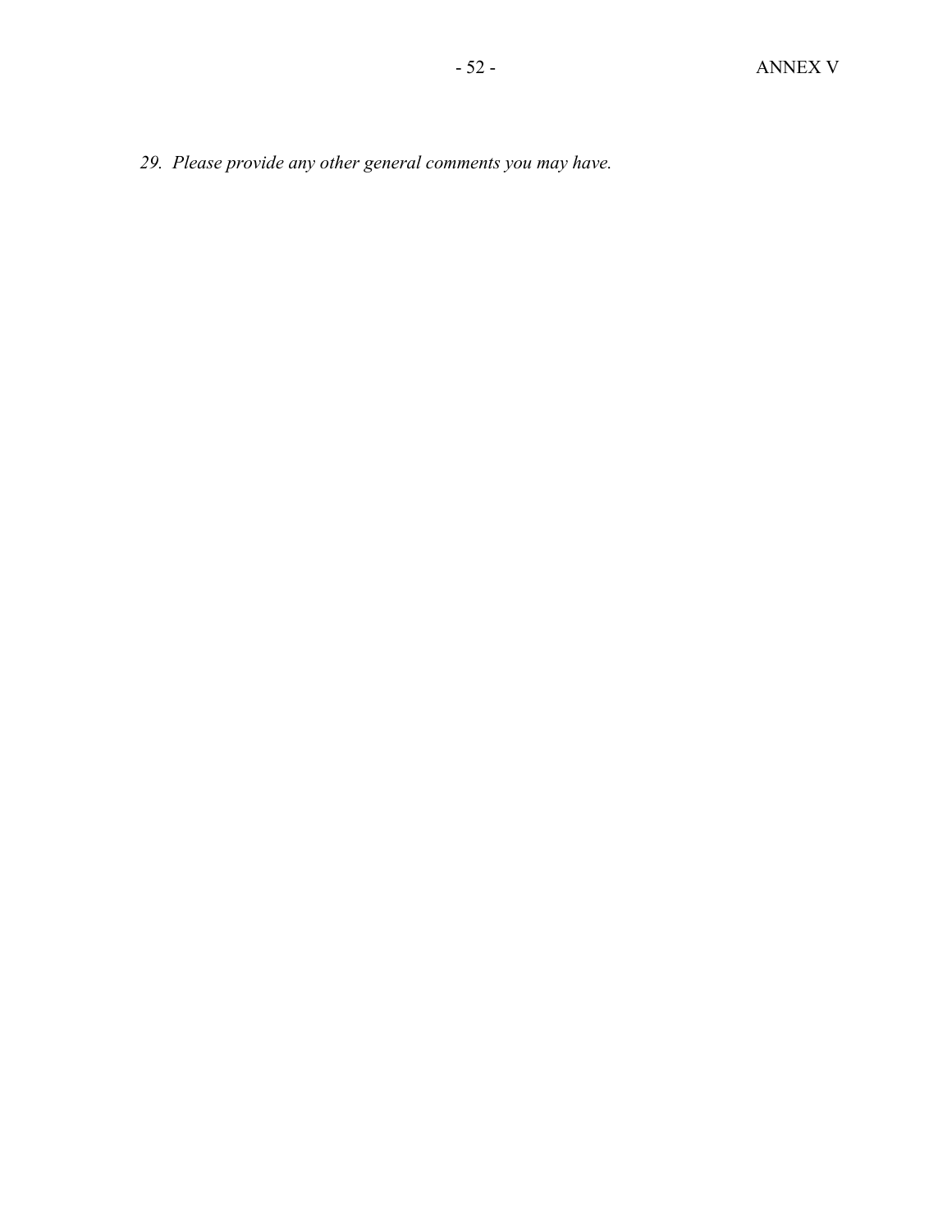*29. Please provide any other general comments you may have.*